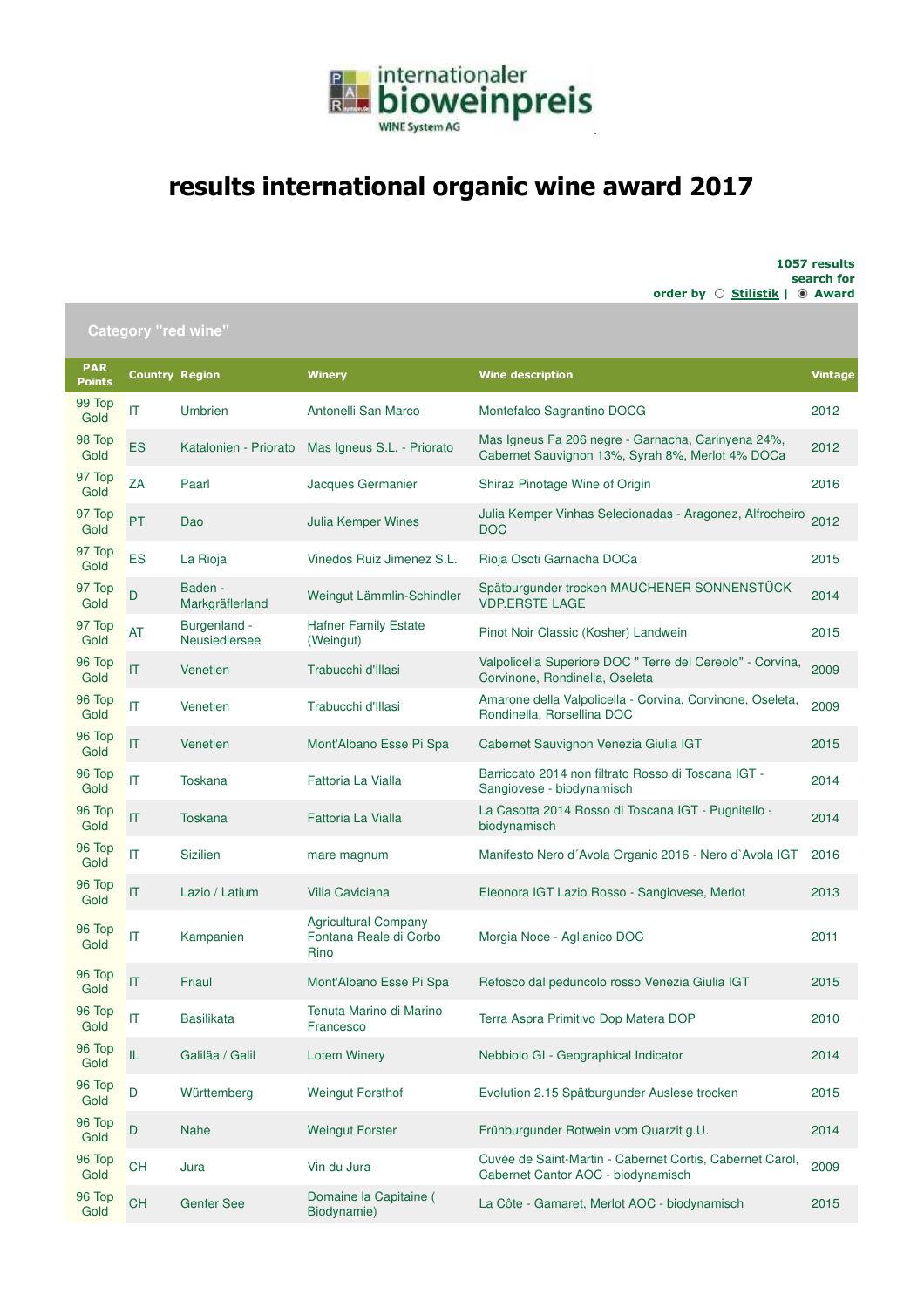internationaler bioweinpreis

WINE System AG

# results international organic wine award 2017

**1057 results**
**search for**
**order by** ○ **Stilistik** | ◉ **Award**

## Category "red wine"

| PAR Points | Country | Region | Winery | Wine description | Vintage |
|---|---|---|---|---|---|
| 99 Top Gold | IT | Umbrien | Antonelli San Marco | Montefalco Sagrantino DOCG | 2012 |
| 98 Top Gold | ES | Katalonien - Priorato | Mas Igneus S.L. - Priorato | Mas Igneus Fa 206 negre - Garnacha, Carinyena 24%, Cabernet Sauvignon 13%, Syrah 8%, Merlot 4% DOCa | 2012 |
| 97 Top Gold | ZA | Paarl | Jacques Germanier | Shiraz Pinotage Wine of Origin | 2016 |
| 97 Top Gold | PT | Dao | Julia Kemper Wines | Julia Kemper Vinhas Selecionadas - Aragonez, Alfrocheiro DOC | 2012 |
| 97 Top Gold | ES | La Rioja | Vinedos Ruiz Jimenez S.L. | Rioja Osoti Garnacha DOCa | 2015 |
| 97 Top Gold | D | Baden - Markgräflerland | Weingut Lämmlin-Schindler | Spätburgunder trocken MAUCHENER SONNENSTÜCK VDP.ERSTE LAGE | 2014 |
| 97 Top Gold | AT | Burgenland - Neusiedlersee | Hafner Family Estate (Weingut) | Pinot Noir Classic (Kosher) Landwein | 2015 |
| 96 Top Gold | IT | Venetien | Trabucchi d'Illasi | Valpolicella Superiore DOC " Terre del Cereolo" - Corvina, Corvinone, Rondinella, Oseleta | 2009 |
| 96 Top Gold | IT | Venetien | Trabucchi d'Illasi | Amarone della Valpolicella - Corvina, Corvinone, Oseleta, Rondinella, Rorsellina DOC | 2009 |
| 96 Top Gold | IT | Venetien | Mont'Albano Esse Pi Spa | Cabernet Sauvignon Venezia Giulia IGT | 2015 |
| 96 Top Gold | IT | Toskana | Fattoria La Vialla | Barriccato 2014 non filtrato Rosso di Toscana IGT - Sangiovese - biodynamisch | 2014 |
| 96 Top Gold | IT | Toskana | Fattoria La Vialla | La Casotta 2014 Rosso di Toscana IGT - Pugnitello - biodynamisch | 2014 |
| 96 Top Gold | IT | Sizilien | mare magnum | Manifesto Nero d´Avola Organic 2016 - Nero d`Avola IGT | 2016 |
| 96 Top Gold | IT | Lazio / Latium | Villa Caviciana | Eleonora IGT Lazio Rosso - Sangiovese, Merlot | 2013 |
| 96 Top Gold | IT | Kampanien | Agricultural Company Fontana Reale di Corbo Rino | Morgia Noce - Aglianico DOC | 2011 |
| 96 Top Gold | IT | Friaul | Mont'Albano Esse Pi Spa | Refosco dal peduncolo rosso Venezia Giulia IGT | 2015 |
| 96 Top Gold | IT | Basilikata | Tenuta Marino di Marino Francesco | Terra Aspra Primitivo Dop Matera DOP | 2010 |
| 96 Top Gold | IL | Galiläa / Galil | Lotem Winery | Nebbiolo GI - Geographical Indicator | 2014 |
| 96 Top Gold | D | Württemberg | Weingut Forsthof | Evolution 2.15 Spätburgunder Auslese trocken | 2015 |
| 96 Top Gold | D | Nahe | Weingut Forster | Frühburgunder Rotwein vom Quarzit g.U. | 2014 |
| 96 Top Gold | CH | Jura | Vin du Jura | Cuvée de Saint-Martin - Cabernet Cortis, Cabernet Carol, Cabernet Cantor AOC - biodynamisch | 2009 |
| 96 Top Gold | CH | Genfer See | Domaine la Capitaine ( Biodynamie) | La Côte - Gamaret, Merlot AOC - biodynamisch | 2015 |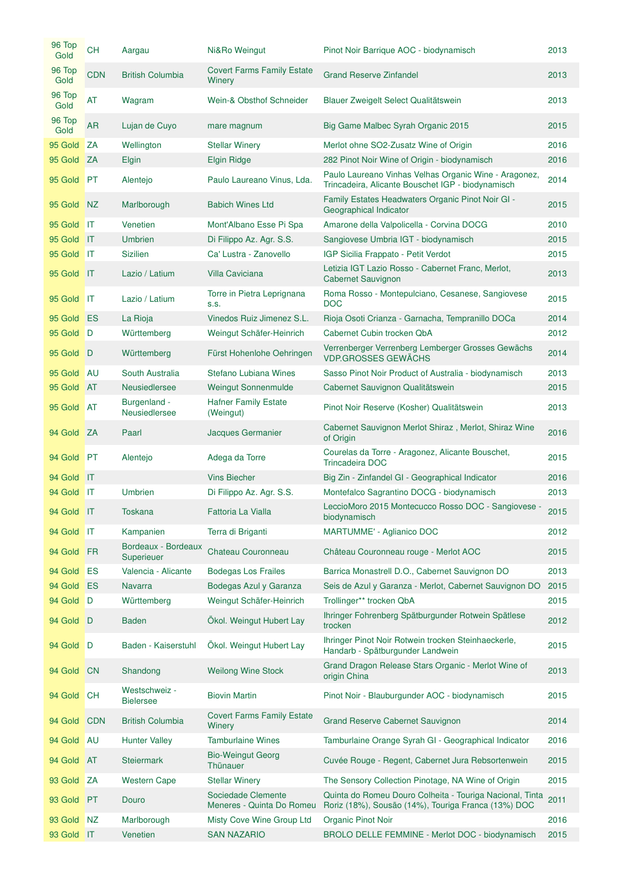| | | | | | |
|---|---|---|---|---|---|
| 96 Top Gold | CH | Aargau | Ni&Ro Weingut | Pinot Noir Barrique AOC - biodynamisch | 2013 |
| 96 Top Gold | CDN | British Columbia | Covert Farms Family Estate Winery | Grand Reserve Zinfandel | 2013 |
| 96 Top Gold | AT | Wagram | Wein-& Obsthof Schneider | Blauer Zweigelt Select Qualitätswein | 2013 |
| 96 Top Gold | AR | Lujan de Cuyo | mare magnum | Big Game Malbec Syrah Organic 2015 | 2015 |
| 95 Gold | ZA | Wellington | Stellar Winery | Merlot ohne SO2-Zusatz Wine of Origin | 2016 |
| 95 Gold | ZA | Elgin | Elgin Ridge | 282 Pinot Noir Wine of Origin - biodynamisch | 2016 |
| 95 Gold | PT | Alentejo | Paulo Laureano Vinus, Lda. | Paulo Laureano Vinhas Velhas Organic Wine - Aragonez, Trincadeira, Alicante Bouschet IGP - biodynamisch | 2014 |
| 95 Gold | NZ | Marlborough | Babich Wines Ltd | Family Estates Headwaters Organic Pinot Noir GI - Geographical Indicator | 2015 |
| 95 Gold | IT | Venetien | Mont'Albano Esse Pi Spa | Amarone della Valpolicella - Corvina DOCG | 2010 |
| 95 Gold | IT | Umbrien | Di Filippo Az. Agr. S.S. | Sangiovese Umbria IGT - biodynamisch | 2015 |
| 95 Gold | IT | Sizilien | Ca' Lustra - Zanovello | IGP Sicilia Frappato - Petit Verdot | 2015 |
| 95 Gold | IT | Lazio / Latium | Villa Caviciana | Letizia IGT Lazio Rosso - Cabernet Franc, Merlot, Cabernet Sauvignon | 2013 |
| 95 Gold | IT | Lazio / Latium | Torre in Pietra Leprignana s.s. | Roma Rosso - Montepulciano, Cesanese, Sangiovese DOC | 2015 |
| 95 Gold | ES | La Rioja | Vinedos Ruiz Jimenez S.L. | Rioja Osoti Crianza - Garnacha, Tempranillo DOCa | 2014 |
| 95 Gold | D | Württemberg | Weingut Schäfer-Heinrich | Cabernet Cubin trocken QbA | 2012 |
| 95 Gold | D | Württemberg | Fürst Hohenlohe Oehringen | Verrenberger Verrenberg Lemberger Grosses Gewächs VDP.GROSSES GEWÄCHS | 2014 |
| 95 Gold | AU | South Australia | Stefano Lubiana Wines | Sasso Pinot Noir Product of Australia - biodynamisch | 2013 |
| 95 Gold | AT | Neusiedlersee | Weingut Sonnenmulde | Cabernet Sauvignon Qualitätswein | 2015 |
| 95 Gold | AT | Burgenland - Neusiedlersee | Hafner Family Estate (Weingut) | Pinot Noir Reserve (Kosher) Qualitätswein | 2013 |
| 94 Gold | ZA | Paarl | Jacques Germanier | Cabernet Sauvignon Merlot Shiraz , Merlot, Shiraz Wine of Origin | 2016 |
| 94 Gold | PT | Alentejo | Adega da Torre | Courelas da Torre - Aragonez, Alicante Bouschet, Trincadeira DOC | 2015 |
| 94 Gold | IT | | Vins Biecher | Big Zin - Zinfandel GI - Geographical Indicator | 2016 |
| 94 Gold | IT | Umbrien | Di Filippo Az. Agr. S.S. | Montefalco Sagrantino DOCG - biodynamisch | 2013 |
| 94 Gold | IT | Toskana | Fattoria La Vialla | LeccioMoro 2015 Montecucco Rosso DOC - Sangiovese - biodynamisch | 2015 |
| 94 Gold | IT | Kampanien | Terra di Briganti | MARTUMME' - Aglianico DOC | 2012 |
| 94 Gold | FR | Bordeaux - Bordeaux Superieuer | Chateau Couronneau | Château Couronneau rouge - Merlot AOC | 2015 |
| 94 Gold | ES | Valencia - Alicante | Bodegas Los Frailes | Barrica Monastrell D.O., Cabernet Sauvignon DO | 2013 |
| 94 Gold | ES | Navarra | Bodegas Azul y Garanza | Seis de Azul y Garanza - Merlot, Cabernet Sauvignon DO | 2015 |
| 94 Gold | D | Württemberg | Weingut Schäfer-Heinrich | Trollinger** trocken QbA | 2015 |
| 94 Gold | D | Baden | Ökol. Weingut Hubert Lay | Ihringer Fohrenberg Spätburgunder Rotwein Spätlese trocken | 2012 |
| 94 Gold | D | Baden - Kaiserstuhl | Ökol. Weingut Hubert Lay | Ihringer Pinot Noir Rotwein trocken Steinhaeckerle, Handarb - Spätburgunder Landwein | 2015 |
| 94 Gold | CN | Shandong | Weilong Wine Stock | Grand Dragon Release Stars Organic - Merlot Wine of origin China | 2013 |
| 94 Gold | CH | Westschweiz - Bielersee | Biovin Martin | Pinot Noir - Blauburgunder AOC - biodynamisch | 2015 |
| 94 Gold | CDN | British Columbia | Covert Farms Family Estate Winery | Grand Reserve Cabernet Sauvignon | 2014 |
| 94 Gold | AU | Hunter Valley | Tamburlaine Wines | Tamburlaine Orange Syrah GI - Geographical Indicator | 2016 |
| 94 Gold | AT | Steiermark | Bio-Weingut Georg Thünauer | Cuvée Rouge - Regent, Cabernet Jura Rebsortenwein | 2015 |
| 93 Gold | ZA | Western Cape | Stellar Winery | The Sensory Collection Pinotage, NA Wine of Origin | 2015 |
| 93 Gold | PT | Douro | Sociedade Clemente Meneres - Quinta Do Romeu | Quinta do Romeu Douro Colheita - Touriga Nacional, Tinta Roriz (18%), Sousão (14%), Touriga Franca (13%) DOC | 2011 |
| 93 Gold | NZ | Marlborough | Misty Cove Wine Group Ltd | Organic Pinot Noir | 2016 |
| 93 Gold | IT | Venetien | SAN NAZARIO | BROLO DELLE FEMMINE - Merlot DOC - biodynamisch | 2015 |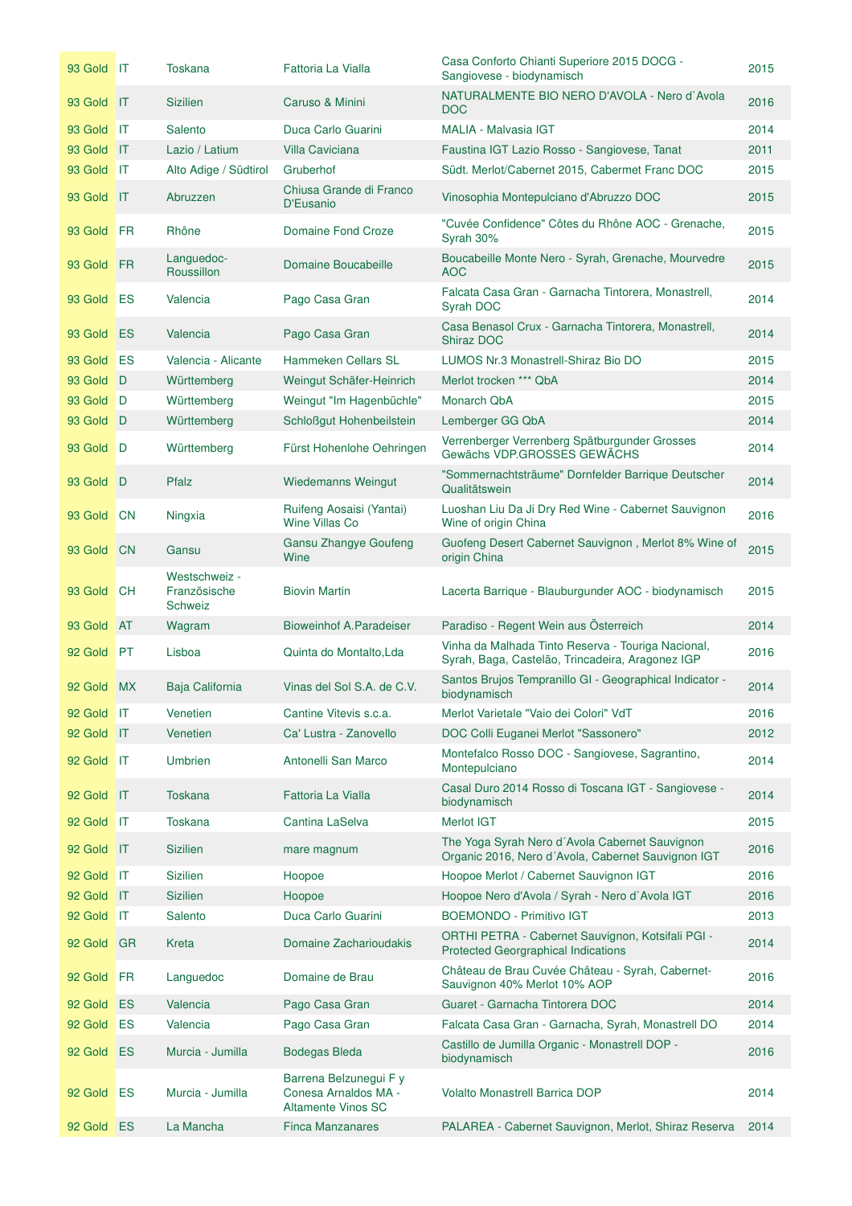| | | | | | |
|---|---|---|---|---|---|
| 93 Gold | IT | Toskana | Fattoria La Vialla | Casa Conforto Chianti Superiore 2015 DOCG - Sangiovese - biodynamisch | 2015 |
| 93 Gold | IT | Sizilien | Caruso & Minini | NATURALMENTE BIO NERO D'AVOLA - Nero d`Avola DOC | 2016 |
| 93 Gold | IT | Salento | Duca Carlo Guarini | MALIA - Malvasia IGT | 2014 |
| 93 Gold | IT | Lazio / Latium | Villa Caviciana | Faustina IGT Lazio Rosso - Sangiovese, Tanat | 2011 |
| 93 Gold | IT | Alto Adige / Südtirol | Gruberhof | Südt. Merlot/Cabernet 2015, Cabermet Franc DOC | 2015 |
| 93 Gold | IT | Abruzzen | Chiusa Grande di Franco D'Eusanio | Vinosophia Montepulciano d'Abruzzo DOC | 2015 |
| 93 Gold | FR | Rhône | Domaine Fond Croze | "Cuvée Confidence" Côtes du Rhône AOC - Grenache, Syrah 30% | 2015 |
| 93 Gold | FR | Languedoc-Roussillon | Domaine Boucabeille | Boucabeille Monte Nero - Syrah, Grenache, Mourvedre AOC | 2015 |
| 93 Gold | ES | Valencia | Pago Casa Gran | Falcata Casa Gran - Garnacha Tintorera, Monastrell, Syrah DOC | 2014 |
| 93 Gold | ES | Valencia | Pago Casa Gran | Casa Benasol Crux - Garnacha Tintorera, Monastrell, Shiraz DOC | 2014 |
| 93 Gold | ES | Valencia - Alicante | Hammeken Cellars SL | LUMOS Nr.3 Monastrell-Shiraz Bio DO | 2015 |
| 93 Gold | D | Württemberg | Weingut Schäfer-Heinrich | Merlot trocken *** QbA | 2014 |
| 93 Gold | D | Württemberg | Weingut "Im Hagenbüchle" | Monarch QbA | 2015 |
| 93 Gold | D | Württemberg | Schloßgut Hohenbeilstein | Lemberger GG QbA | 2014 |
| 93 Gold | D | Württemberg | Fürst Hohenlohe Oehringen | Verrenberger Verrenberg Spätburgunder Grosses Gewächs VDP.GROSSES GEWÄCHS | 2014 |
| 93 Gold | D | Pfalz | Wiedemanns Weingut | "Sommernachtsträume" Dornfelder Barrique Deutscher Qualitätswein | 2014 |
| 93 Gold | CN | Ningxia | Ruifeng Aosaisi (Yantai) Wine Villas Co | Luoshan Liu Da Ji Dry Red Wine - Cabernet Sauvignon Wine of origin China | 2016 |
| 93 Gold | CN | Gansu | Gansu Zhangye Goufeng Wine | Guofeng Desert Cabernet Sauvignon , Merlot 8% Wine of origin China | 2015 |
| 93 Gold | CH | Westschweiz - Französische Schweiz | Biovin Martin | Lacerta Barrique - Blauburgunder AOC - biodynamisch | 2015 |
| 93 Gold | AT | Wagram | Bioweinhof A.Paradeiser | Paradiso - Regent Wein aus Österreich | 2014 |
| 92 Gold | PT | Lisboa | Quinta do Montalto,Lda | Vinha da Malhada Tinto Reserva - Touriga Nacional, Syrah, Baga, Castelão, Trincadeira, Aragonez IGP | 2016 |
| 92 Gold | MX | Baja California | Vinas del Sol S.A. de C.V. | Santos Brujos Tempranillo GI - Geographical Indicator - biodynamisch | 2014 |
| 92 Gold | IT | Venetien | Cantine Vitevis s.c.a. | Merlot Varietale "Vaio dei Colori" VdT | 2016 |
| 92 Gold | IT | Venetien | Ca' Lustra - Zanovello | DOC Colli Euganei Merlot "Sassonero" | 2012 |
| 92 Gold | IT | Umbrien | Antonelli San Marco | Montefalco Rosso DOC - Sangiovese, Sagrantino, Montepulciano | 2014 |
| 92 Gold | IT | Toskana | Fattoria La Vialla | Casal Duro 2014 Rosso di Toscana IGT - Sangiovese - biodynamisch | 2014 |
| 92 Gold | IT | Toskana | Cantina LaSelva | Merlot IGT | 2015 |
| 92 Gold | IT | Sizilien | mare magnum | The Yoga Syrah Nero d´Avola Cabernet Sauvignon Organic 2016, Nero d´Avola, Cabernet Sauvignon IGT | 2016 |
| 92 Gold | IT | Sizilien | Hoopoe | Hoopoe Merlot / Cabernet Sauvignon IGT | 2016 |
| 92 Gold | IT | Sizilien | Hoopoe | Hoopoe Nero d'Avola / Syrah - Nero d`Avola IGT | 2016 |
| 92 Gold | IT | Salento | Duca Carlo Guarini | BOEMONDO - Primitivo IGT | 2013 |
| 92 Gold | GR | Kreta | Domaine Zacharioudakis | ORTHI PETRA - Cabernet Sauvignon, Kotsifali PGI - Protected Georgraphical Indications | 2014 |
| 92 Gold | FR | Languedoc | Domaine de Brau | Château de Brau Cuvée Château - Syrah, Cabernet-Sauvignon 40% Merlot 10% AOP | 2016 |
| 92 Gold | ES | Valencia | Pago Casa Gran | Guaret - Garnacha Tintorera DOC | 2014 |
| 92 Gold | ES | Valencia | Pago Casa Gran | Falcata Casa Gran - Garnacha, Syrah, Monastrell DO | 2014 |
| 92 Gold | ES | Murcia - Jumilla | Bodegas Bleda | Castillo de Jumilla Organic - Monastrell DOP - biodynamisch | 2016 |
| 92 Gold | ES | Murcia - Jumilla | Barrena Belzunegui F y Conesa Arnaldos MA - Altamente Vinos SC | Volalto Monastrell Barrica DOP | 2014 |
| 92 Gold | ES | La Mancha | Finca Manzanares | PALAREA - Cabernet Sauvignon, Merlot, Shiraz Reserva | 2014 |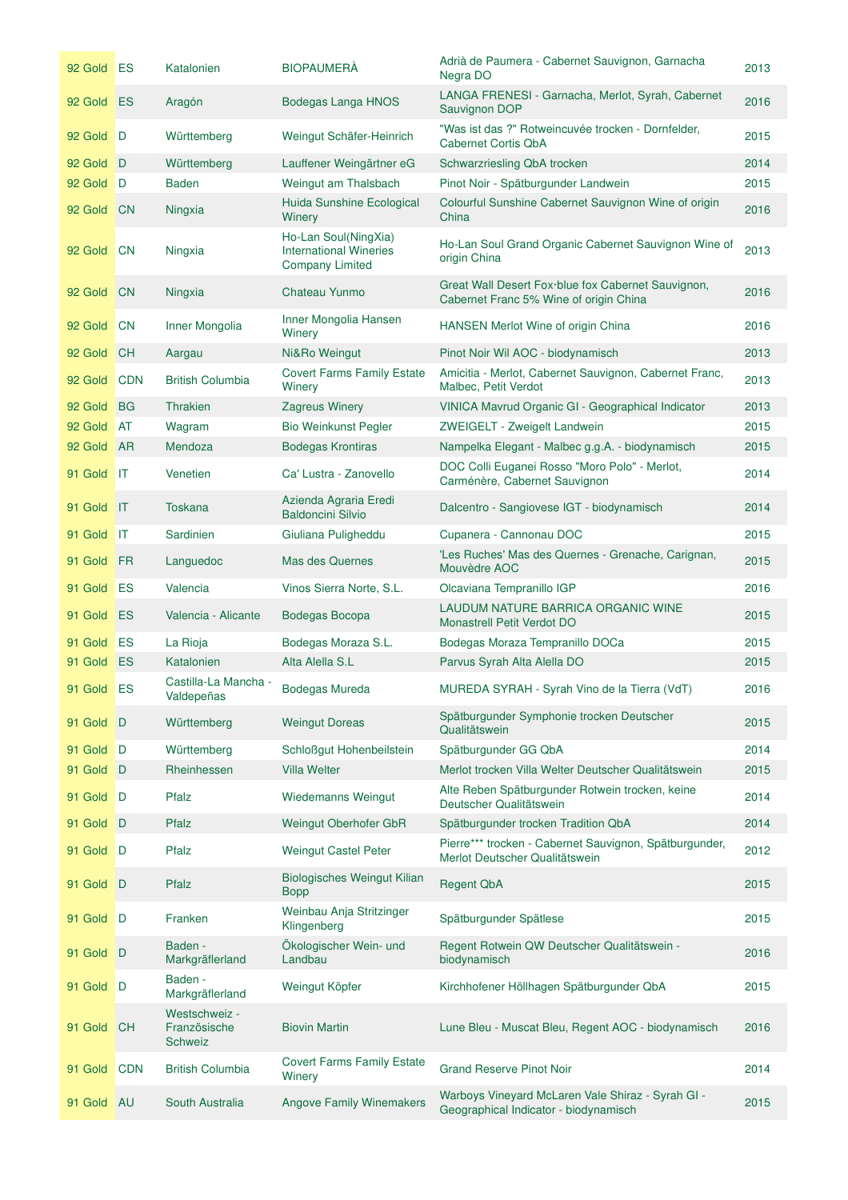| | | | | | |
|---|---|---|---|---|---|
| 92 Gold | ES | Katalonien | BIOPAUMERÀ | Adrià de Paumera - Cabernet Sauvignon, Garnacha Negra DO | 2013 |
| 92 Gold | ES | Aragón | Bodegas Langa HNOS | LANGA FRENESI - Garnacha, Merlot, Syrah, Cabernet Sauvignon DOP | 2016 |
| 92 Gold | D | Württemberg | Weingut Schäfer-Heinrich | "Was ist das ?" Rotweincuvée trocken - Dornfelder, Cabernet Cortis QbA | 2015 |
| 92 Gold | D | Württemberg | Lauffener Weingärtner eG | Schwarzriesling QbA trocken | 2014 |
| 92 Gold | D | Baden | Weingut am Thalsbach | Pinot Noir - Spätburgunder Landwein | 2015 |
| 92 Gold | CN | Ningxia | Huida Sunshine Ecological Winery | Colourful Sunshine Cabernet Sauvignon Wine of origin China | 2016 |
| 92 Gold | CN | Ningxia | Ho-Lan Soul(NingXia) International Wineries Company Limited | Ho-Lan Soul Grand Organic Cabernet Sauvignon Wine of origin China | 2013 |
| 92 Gold | CN | Ningxia | Chateau Yunmo | Great Wall Desert Fox·blue fox Cabernet Sauvignon, Cabernet Franc 5% Wine of origin China | 2016 |
| 92 Gold | CN | Inner Mongolia | Inner Mongolia Hansen Winery | HANSEN Merlot Wine of origin China | 2016 |
| 92 Gold | CH | Aargau | Ni&Ro Weingut | Pinot Noir Wil AOC - biodynamisch | 2013 |
| 92 Gold | CDN | British Columbia | Covert Farms Family Estate Winery | Amicitia - Merlot, Cabernet Sauvignon, Cabernet Franc, Malbec, Petit Verdot | 2013 |
| 92 Gold | BG | Thrakien | Zagreus Winery | VINICA Mavrud Organic GI - Geographical Indicator | 2013 |
| 92 Gold | AT | Wagram | Bio Weinkunst Pegler | ZWEIGELT - Zweigelt Landwein | 2015 |
| 92 Gold | AR | Mendoza | Bodegas Krontiras | Nampelka Elegant - Malbec g.g.A. - biodynamisch | 2015 |
| 91 Gold | IT | Venetien | Ca' Lustra - Zanovello | DOC Colli Euganei Rosso "Moro Polo" - Merlot, Carménère, Cabernet Sauvignon | 2014 |
| 91 Gold | IT | Toskana | Azienda Agraria Eredi Baldoncini Silvio | Dalcentro - Sangiovese IGT - biodynamisch | 2014 |
| 91 Gold | IT | Sardinien | Giuliana Puligheddu | Cupanera - Cannonau DOC | 2015 |
| 91 Gold | FR | Languedoc | Mas des Quernes | 'Les Ruches' Mas des Quernes - Grenache, Carignan, Mouvèdre AOC | 2015 |
| 91 Gold | ES | Valencia | Vinos Sierra Norte, S.L. | Olcaviana Tempranillo IGP | 2016 |
| 91 Gold | ES | Valencia - Alicante | Bodegas Bocopa | LAUDUM NATURE BARRICA ORGANIC WINE Monastrell Petit Verdot DO | 2015 |
| 91 Gold | ES | La Rioja | Bodegas Moraza S.L. | Bodegas Moraza Tempranillo DOCa | 2015 |
| 91 Gold | ES | Katalonien | Alta Alella S.L | Parvus Syrah Alta Alella DO | 2015 |
| 91 Gold | ES | Castilla-La Mancha - Valdepeñas | Bodegas Mureda | MUREDA SYRAH - Syrah Vino de la Tierra (VdT) | 2016 |
| 91 Gold | D | Württemberg | Weingut Doreas | Spätburgunder Symphonie trocken Deutscher Qualitätswein | 2015 |
| 91 Gold | D | Württemberg | Schloßgut Hohenbeilstein | Spätburgunder GG QbA | 2014 |
| 91 Gold | D | Rheinhessen | Villa Welter | Merlot trocken Villa Welter Deutscher Qualitätswein | 2015 |
| 91 Gold | D | Pfalz | Wiedemanns Weingut | Alte Reben Spätburgunder Rotwein trocken, keine Deutscher Qualitätswein | 2014 |
| 91 Gold | D | Pfalz | Weingut Oberhofer GbR | Spätburgunder trocken Tradition QbA | 2014 |
| 91 Gold | D | Pfalz | Weingut Castel Peter | Pierre*** trocken - Cabernet Sauvignon, Spätburgunder, Merlot Deutscher Qualitätswein | 2012 |
| 91 Gold | D | Pfalz | Biologisches Weingut Kilian Bopp | Regent QbA | 2015 |
| 91 Gold | D | Franken | Weinbau Anja Stritzinger Klingenberg | Spätburgunder Spätlese | 2015 |
| 91 Gold | D | Baden - Markgräflerland | Ökologischer Wein- und Landbau | Regent Rotwein QW Deutscher Qualitätswein - biodynamisch | 2016 |
| 91 Gold | D | Baden - Markgräflerland | Weingut Köpfer | Kirchhofener Höllhagen Spätburgunder QbA | 2015 |
| 91 Gold | CH | Westschweiz - Französische Schweiz | Biovin Martin | Lune Bleu - Muscat Bleu, Regent AOC - biodynamisch | 2016 |
| 91 Gold | CDN | British Columbia | Covert Farms Family Estate Winery | Grand Reserve Pinot Noir | 2014 |
| 91 Gold | AU | South Australia | Angove Family Winemakers | Warboys Vineyard McLaren Vale Shiraz - Syrah GI - Geographical Indicator - biodynamisch | 2015 |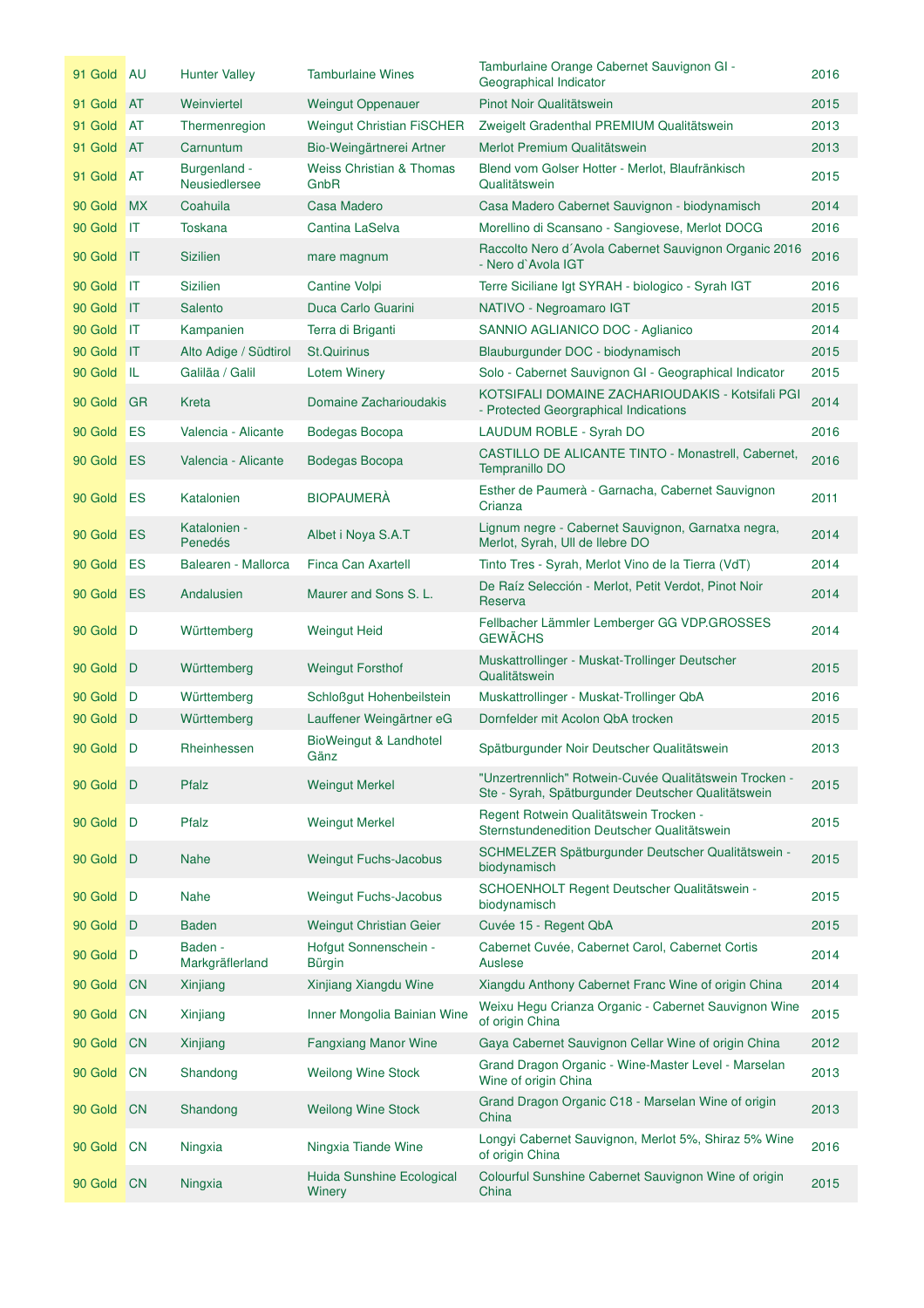| 91 Gold | AU | Hunter Valley | Tamburlaine Wines | Tamburlaine Orange Cabernet Sauvignon GI - Geographical Indicator | 2016 |
|---|---|---|---|---|---|
| 91 Gold | AT | Weinviertel | Weingut Oppenauer | Pinot Noir Qualitätswein | 2015 |
| 91 Gold | AT | Thermenregion | Weingut Christian FiSCHER | Zweigelt Gradenthal PREMIUM Qualitätswein | 2013 |
| 91 Gold | AT | Carnuntum | Bio-Weingärtnerei Artner | Merlot Premium Qualitätswein | 2013 |
| 91 Gold | AT | Burgenland - Neusiedlersee | Weiss Christian & Thomas GnbR | Blend vom Golser Hotter - Merlot, Blaufränkisch Qualitätswein | 2015 |
| 90 Gold | MX | Coahuila | Casa Madero | Casa Madero Cabernet Sauvignon - biodynamisch | 2014 |
| 90 Gold | IT | Toskana | Cantina LaSelva | Morellino di Scansano - Sangiovese, Merlot DOCG | 2016 |
| 90 Gold | IT | Sizilien | mare magnum | Raccolto Nero d´Avola Cabernet Sauvignon Organic 2016 - Nero d`Avola IGT | 2016 |
| 90 Gold | IT | Sizilien | Cantine Volpi | Terre Siciliane Igt SYRAH - biologico - Syrah IGT | 2016 |
| 90 Gold | IT | Salento | Duca Carlo Guarini | NATIVO - Negroamaro IGT | 2015 |
| 90 Gold | IT | Kampanien | Terra di Briganti | SANNIO AGLIANICO DOC - Aglianico | 2014 |
| 90 Gold | IT | Alto Adige / Südtirol | St.Quirinus | Blauburgunder DOC - biodynamisch | 2015 |
| 90 Gold | IL | Galiläa / Galil | Lotem Winery | Solo - Cabernet Sauvignon GI - Geographical Indicator | 2015 |
| 90 Gold | GR | Kreta | Domaine Zacharioudakis | KOTSIFALI DOMAINE ZACHARIOUDAKIS - Kotsifali PGI - Protected Georgraphical Indications | 2014 |
| 90 Gold | ES | Valencia - Alicante | Bodegas Bocopa | LAUDUM ROBLE - Syrah DO | 2016 |
| 90 Gold | ES | Valencia - Alicante | Bodegas Bocopa | CASTILLO DE ALICANTE TINTO - Monastrell, Cabernet, Tempranillo DO | 2016 |
| 90 Gold | ES | Katalonien | BIOPAUMERÀ | Esther de Paumerà - Garnacha, Cabernet Sauvignon Crianza | 2011 |
| 90 Gold | ES | Katalonien - Penedés | Albet i Noya S.A.T | Lignum negre - Cabernet Sauvignon, Garnatxa negra, Merlot, Syrah, Ull de llebre DO | 2014 |
| 90 Gold | ES | Balearen - Mallorca | Finca Can Axartell | Tinto Tres - Syrah, Merlot Vino de la Tierra (VdT) | 2014 |
| 90 Gold | ES | Andalusien | Maurer and Sons S. L. | De Raíz Selección - Merlot, Petit Verdot, Pinot Noir Reserva | 2014 |
| 90 Gold | D | Württemberg | Weingut Heid | Fellbacher Lämmler Lemberger GG VDP.GROSSES GEWÄCHS | 2014 |
| 90 Gold | D | Württemberg | Weingut Forsthof | Muskattrollinger - Muskat-Trollinger Deutscher Qualitätswein | 2015 |
| 90 Gold | D | Württemberg | Schloßgut Hohenbeilstein | Muskattrollinger - Muskat-Trollinger QbA | 2016 |
| 90 Gold | D | Württemberg | Lauffener Weingärtner eG | Dornfelder mit Acolon QbA trocken | 2015 |
| 90 Gold | D | Rheinhessen | BioWeingut & Landhotel Gänz | Spätburgunder Noir Deutscher Qualitätswein | 2013 |
| 90 Gold | D | Pfalz | Weingut Merkel | "Unzertrennlich" Rotwein-Cuvée Qualitätswein Trocken - Ste - Syrah, Spätburgunder Deutscher Qualitätswein | 2015 |
| 90 Gold | D | Pfalz | Weingut Merkel | Regent Rotwein Qualitätswein Trocken - Sternstundenedition Deutscher Qualitätswein | 2015 |
| 90 Gold | D | Nahe | Weingut Fuchs-Jacobus | SCHMELZER Spätburgunder Deutscher Qualitätswein - biodynamisch | 2015 |
| 90 Gold | D | Nahe | Weingut Fuchs-Jacobus | SCHOENHOLT Regent Deutscher Qualitätswein - biodynamisch | 2015 |
| 90 Gold | D | Baden | Weingut Christian Geier | Cuvée 15 - Regent QbA | 2015 |
| 90 Gold | D | Baden - Markgräflerland | Hofgut Sonnenschein - Bürgin | Cabernet Cuvée, Cabernet Carol, Cabernet Cortis Auslese | 2014 |
| 90 Gold | CN | Xinjiang | Xinjiang Xiangdu Wine | Xiangdu Anthony Cabernet Franc Wine of origin China | 2014 |
| 90 Gold | CN | Xinjiang | Inner Mongolia Bainian Wine | Weixu Hegu Crianza Organic - Cabernet Sauvignon Wine of origin China | 2015 |
| 90 Gold | CN | Xinjiang | Fangxiang Manor Wine | Gaya Cabernet Sauvignon Cellar Wine of origin China | 2012 |
| 90 Gold | CN | Shandong | Weilong Wine Stock | Grand Dragon Organic - Wine-Master Level - Marselan Wine of origin China | 2013 |
| 90 Gold | CN | Shandong | Weilong Wine Stock | Grand Dragon Organic C18 - Marselan Wine of origin China | 2013 |
| 90 Gold | CN | Ningxia | Ningxia Tiande Wine | Longyi Cabernet Sauvignon, Merlot 5%, Shiraz 5% Wine of origin China | 2016 |
| 90 Gold | CN | Ningxia | Huida Sunshine Ecological Winery | Colourful Sunshine Cabernet Sauvignon Wine of origin China | 2015 |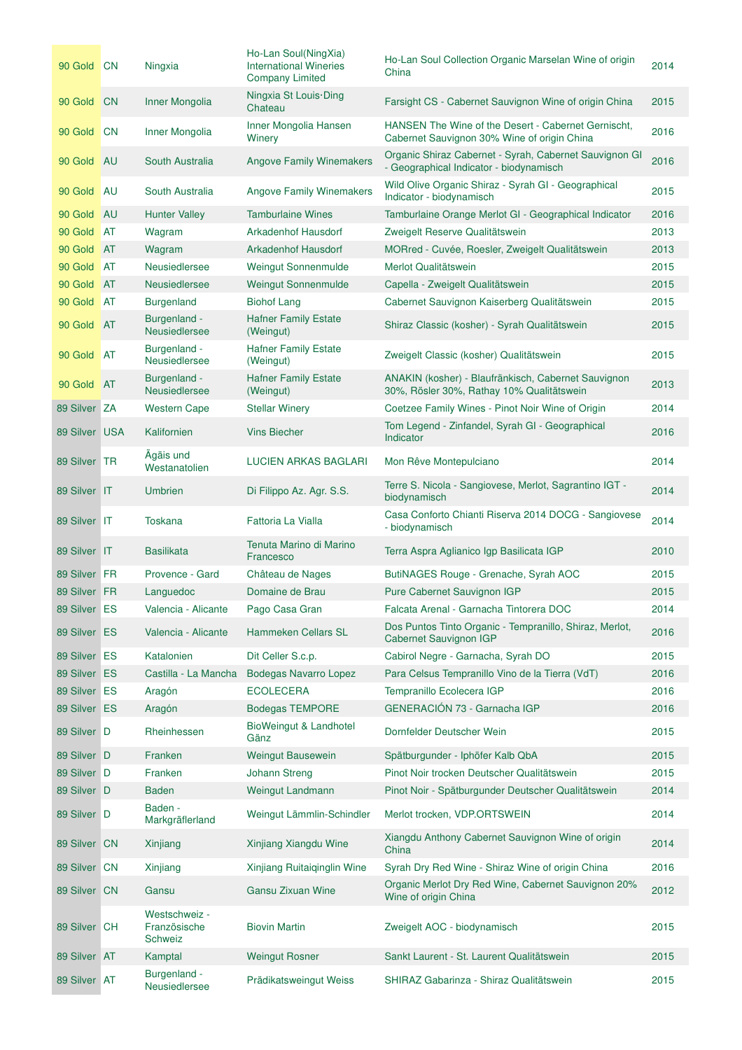| | | | | | |
|---|---|---|---|---|---|
| 90 Gold | CN | Ningxia | Ho-Lan Soul(NingXia) International Wineries Company Limited | Ho-Lan Soul Collection Organic Marselan Wine of origin China | 2014 |
| 90 Gold | CN | Inner Mongolia | Ningxia St Louis·Ding Chateau | Farsight CS - Cabernet Sauvignon Wine of origin China | 2015 |
| 90 Gold | CN | Inner Mongolia | Inner Mongolia Hansen Winery | HANSEN The Wine of the Desert - Cabernet Gernischt, Cabernet Sauvignon 30% Wine of origin China | 2016 |
| 90 Gold | AU | South Australia | Angove Family Winemakers | Organic Shiraz Cabernet - Syrah, Cabernet Sauvignon GI - Geographical Indicator - biodynamisch | 2016 |
| 90 Gold | AU | South Australia | Angove Family Winemakers | Wild Olive Organic Shiraz - Syrah GI - Geographical Indicator - biodynamisch | 2015 |
| 90 Gold | AU | Hunter Valley | Tamburlaine Wines | Tamburlaine Orange Merlot GI - Geographical Indicator | 2016 |
| 90 Gold | AT | Wagram | Arkadenhof Hausdorf | Zweigelt Reserve Qualitätswein | 2013 |
| 90 Gold | AT | Wagram | Arkadenhof Hausdorf | MORred - Cuvée, Roesler, Zweigelt Qualitätswein | 2013 |
| 90 Gold | AT | Neusiedlersee | Weingut Sonnenmulde | Merlot Qualitätswein | 2015 |
| 90 Gold | AT | Neusiedlersee | Weingut Sonnenmulde | Capella - Zweigelt Qualitätswein | 2015 |
| 90 Gold | AT | Burgenland | Biohof Lang | Cabernet Sauvignon Kaiserberg Qualitätswein | 2015 |
| 90 Gold | AT | Burgenland - Neusiedlersee | Hafner Family Estate (Weingut) | Shiraz Classic (kosher) - Syrah Qualitätswein | 2015 |
| 90 Gold | AT | Burgenland - Neusiedlersee | Hafner Family Estate (Weingut) | Zweigelt Classic (kosher) Qualitätswein | 2015 |
| 90 Gold | AT | Burgenland - Neusiedlersee | Hafner Family Estate (Weingut) | ANAKIN (kosher) - Blaufränkisch, Cabernet Sauvignon 30%, Rösler 30%, Rathay 10% Qualitätswein | 2013 |
| 89 Silver | ZA | Western Cape | Stellar Winery | Coetzee Family Wines - Pinot Noir Wine of Origin | 2014 |
| 89 Silver | USA | Kalifornien | Vins Biecher | Tom Legend - Zinfandel, Syrah GI - Geographical Indicator | 2016 |
| 89 Silver | TR | Ägäis und Westanatolien | LUCIEN ARKAS BAGLARI | Mon Rêve Montepulciano | 2014 |
| 89 Silver | IT | Umbrien | Di Filippo Az. Agr. S.S. | Terre S. Nicola - Sangiovese, Merlot, Sagrantino IGT - biodynamisch | 2014 |
| 89 Silver | IT | Toskana | Fattoria La Vialla | Casa Conforto Chianti Riserva 2014 DOCG - Sangiovese - biodynamisch | 2014 |
| 89 Silver | IT | Basilikata | Tenuta Marino di Marino Francesco | Terra Aspra Aglianico Igp Basilicata IGP | 2010 |
| 89 Silver | FR | Provence - Gard | Château de Nages | ButiNAGES Rouge - Grenache, Syrah AOC | 2015 |
| 89 Silver | FR | Languedoc | Domaine de Brau | Pure Cabernet Sauvignon IGP | 2015 |
| 89 Silver | ES | Valencia - Alicante | Pago Casa Gran | Falcata Arenal - Garnacha Tintorera DOC | 2014 |
| 89 Silver | ES | Valencia - Alicante | Hammeken Cellars SL | Dos Puntos Tinto Organic - Tempranillo, Shiraz, Merlot, Cabernet Sauvignon IGP | 2016 |
| 89 Silver | ES | Katalonien | Dit Celler S.c.p. | Cabirol Negre - Garnacha, Syrah DO | 2015 |
| 89 Silver | ES | Castilla - La Mancha | Bodegas Navarro Lopez | Para Celsus Tempranillo Vino de la Tierra (VdT) | 2016 |
| 89 Silver | ES | Aragón | ECOLECERA | Tempranillo Ecolecera IGP | 2016 |
| 89 Silver | ES | Aragón | Bodegas TEMPORE | GENERACIÓN 73 - Garnacha IGP | 2016 |
| 89 Silver | D | Rheinhessen | BioWeingut & Landhotel Gänz | Dornfelder Deutscher Wein | 2015 |
| 89 Silver | D | Franken | Weingut Bausewein | Spätburgunder - Iphöfer Kalb QbA | 2015 |
| 89 Silver | D | Franken | Johann Streng | Pinot Noir trocken Deutscher Qualitätswein | 2015 |
| 89 Silver | D | Baden | Weingut Landmann | Pinot Noir - Spätburgunder Deutscher Qualitätswein | 2014 |
| 89 Silver | D | Baden - Markgräflerland | Weingut Lämmlin-Schindler | Merlot trocken, VDP.ORTSWEIN | 2014 |
| 89 Silver | CN | Xinjiang | Xinjiang Xiangdu Wine | Xiangdu Anthony Cabernet Sauvignon Wine of origin China | 2014 |
| 89 Silver | CN | Xinjiang | Xinjiang Ruitaiqinglin Wine | Syrah Dry Red Wine - Shiraz Wine of origin China | 2016 |
| 89 Silver | CN | Gansu | Gansu Zixuan Wine | Organic Merlot Dry Red Wine, Cabernet Sauvignon 20% Wine of origin China | 2012 |
| 89 Silver | CH | Westschweiz - Französische Schweiz | Biovin Martin | Zweigelt AOC - biodynamisch | 2015 |
| 89 Silver | AT | Kamptal | Weingut Rosner | Sankt Laurent - St. Laurent Qualitätswein | 2015 |
| 89 Silver | AT | Burgenland - Neusiedlersee | Prädikatsweingut Weiss | SHIRAZ Gabarinza - Shiraz Qualitätswein | 2015 |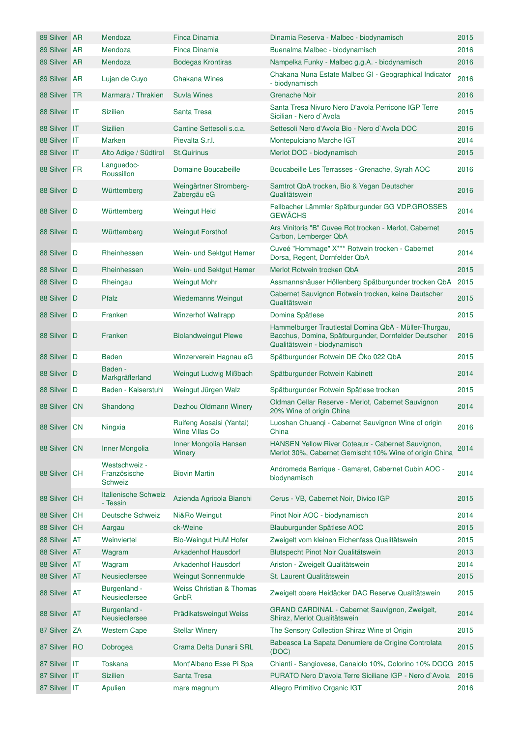| | | | | | |
|---|---|---|---|---|---|
| 89 Silver | AR | Mendoza | Finca Dinamia | Dinamia Reserva - Malbec - biodynamisch | 2015 |
| 89 Silver | AR | Mendoza | Finca Dinamia | Buenalma Malbec - biodynamisch | 2016 |
| 89 Silver | AR | Mendoza | Bodegas Krontiras | Nampelka Funky - Malbec g.g.A. - biodynamisch | 2016 |
| 89 Silver | AR | Lujan de Cuyo | Chakana Wines | Chakana Nuna Estate Malbec GI - Geographical Indicator - biodynamisch | 2016 |
| 88 Silver | TR | Marmara / Thrakien | Suvla Wines | Grenache Noir | 2016 |
| 88 Silver | IT | Sizilien | Santa Tresa | Santa Tresa Nivuro Nero D'avola Perricone IGP Terre Sicilian - Nero d`Avola | 2015 |
| 88 Silver | IT | Sizilien | Cantine Settesoli s.c.a. | Settesoli Nero d'Avola Bio - Nero d`Avola DOC | 2016 |
| 88 Silver | IT | Marken | Pievalta S.r.l. | Montepulciano Marche IGT | 2014 |
| 88 Silver | IT | Alto Adige / Südtirol | St.Quirinus | Merlot DOC - biodynamisch | 2015 |
| 88 Silver | FR | Languedoc-Roussillon | Domaine Boucabeille | Boucabeille Les Terrasses - Grenache, Syrah AOC | 2016 |
| 88 Silver | D | Württemberg | Weingärtner Stromberg-Zabergäu eG | Samtrot QbA trocken, Bio & Vegan Deutscher Qualitätswein | 2016 |
| 88 Silver | D | Württemberg | Weingut Heid | Fellbacher Lämmler Spätburgunder GG VDP.GROSSES GEWÄCHS | 2014 |
| 88 Silver | D | Württemberg | Weingut Forsthof | Ars Vinitoris "B" Cuvee Rot trocken - Merlot, Cabernet Carbon, Lemberger QbA | 2015 |
| 88 Silver | D | Rheinhessen | Wein- und Sektgut Hemer | Cuveé "Hommage" X*** Rotwein trocken - Cabernet Dorsa, Regent, Dornfelder QbA | 2014 |
| 88 Silver | D | Rheinhessen | Wein- und Sektgut Hemer | Merlot Rotwein trocken QbA | 2015 |
| 88 Silver | D | Rheingau | Weingut Mohr | Assmannshäuser Höllenberg Spätburgunder trocken QbA | 2015 |
| 88 Silver | D | Pfalz | Wiedemanns Weingut | Cabernet Sauvignon Rotwein trocken, keine Deutscher Qualitätswein | 2015 |
| 88 Silver | D | Franken | Winzerhof Wallrapp | Domina Spätlese | 2015 |
| 88 Silver | D | Franken | Biolandweingut Plewe | Hammelburger Trautlestal Domina QbA - Müller-Thurgau, Bacchus, Domina, Spätburgunder, Dornfelder Deutscher Qualitätswein - biodynamisch | 2016 |
| 88 Silver | D | Baden | Winzerverein Hagnau eG | Spätburgunder Rotwein DE Öko 022 QbA | 2015 |
| 88 Silver | D | Baden - Markgräflerland | Weingut Ludwig Mißbach | Spätburgunder Rotwein Kabinett | 2014 |
| 88 Silver | D | Baden - Kaiserstuhl | Weingut Jürgen Walz | Spätburgunder Rotwein Spätlese trocken | 2015 |
| 88 Silver | CN | Shandong | Dezhou Oldmann Winery | Oldman Cellar Reserve - Merlot, Cabernet Sauvignon 20% Wine of origin China | 2014 |
| 88 Silver | CN | Ningxia | Ruifeng Aosaisi (Yantai) Wine Villas Co | Luoshan Chuanqi - Cabernet Sauvignon Wine of origin China | 2016 |
| 88 Silver | CN | Inner Mongolia | Inner Mongolia Hansen Winery | HANSEN Yellow River Coteaux - Cabernet Sauvignon, Merlot 30%, Cabernet Gemischt 10% Wine of origin China | 2014 |
| 88 Silver | CH | Westschweiz - Französische Schweiz | Biovin Martin | Andromeda Barrique - Gamaret, Cabernet Cubin AOC - biodynamisch | 2014 |
| 88 Silver | CH | Italienische Schweiz - Tessin | Azienda Agricola Bianchi | Cerus - VB, Cabernet Noir, Divico IGP | 2015 |
| 88 Silver | CH | Deutsche Schweiz | Ni&Ro Weingut | Pinot Noir AOC - biodynamisch | 2014 |
| 88 Silver | CH | Aargau | ck-Weine | Blauburgunder Spätlese AOC | 2015 |
| 88 Silver | AT | Weinviertel | Bio-Weingut HuM Hofer | Zweigelt vom kleinen Eichenfass Qualitätswein | 2015 |
| 88 Silver | AT | Wagram | Arkadenhof Hausdorf | Blutspecht Pinot Noir Qualitätswein | 2013 |
| 88 Silver | AT | Wagram | Arkadenhof Hausdorf | Ariston - Zweigelt Qualitätswein | 2014 |
| 88 Silver | AT | Neusiedlersee | Weingut Sonnenmulde | St. Laurent Qualitätswein | 2015 |
| 88 Silver | AT | Burgenland - Neusiedlersee | Weiss Christian & Thomas GnbR | Zweigelt obere Heidäcker DAC Reserve Qualitätswein | 2015 |
| 88 Silver | AT | Burgenland - Neusiedlersee | Prädikatsweingut Weiss | GRAND CARDINAL - Cabernet Sauvignon, Zweigelt, Shiraz, Merlot Qualitätswein | 2014 |
| 87 Silver | ZA | Western Cape | Stellar Winery | The Sensory Collection Shiraz Wine of Origin | 2015 |
| 87 Silver | RO | Dobrogea | Crama Delta Dunarii SRL | Babeasca La Sapata Denumiere de Origine Controlata (DOC) | 2015 |
| 87 Silver | IT | Toskana | Mont'Albano Esse Pi Spa | Chianti - Sangiovese, Canaiolo 10%, Colorino 10% DOCG | 2015 |
| 87 Silver | IT | Sizilien | Santa Tresa | PURATO Nero D'avola Terre Siciliane IGP - Nero d`Avola | 2016 |
| 87 Silver | IT | Apulien | mare magnum | Allegro Primitivo Organic IGT | 2016 |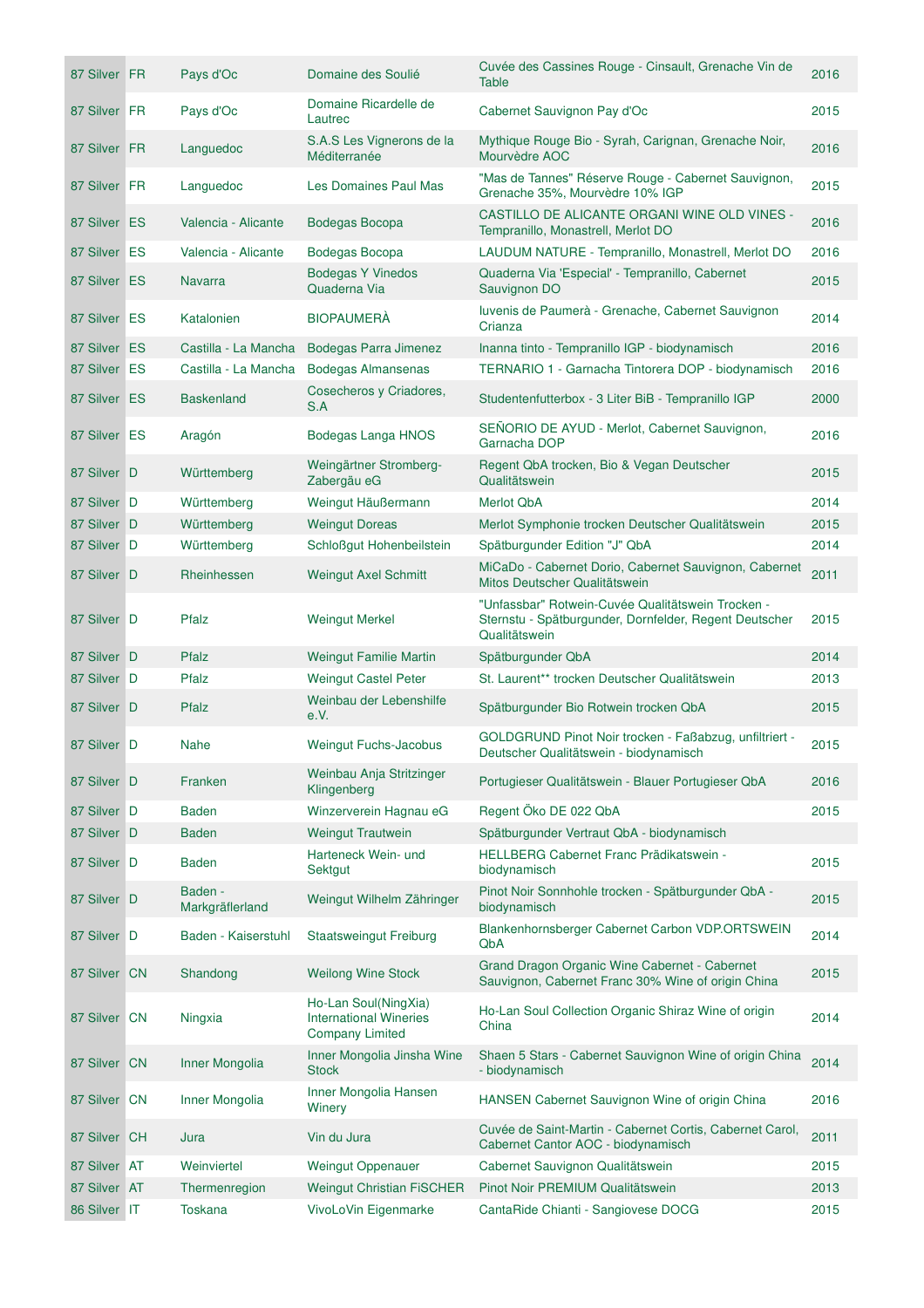| | | | | | | |
|---|---|---|---|---|---|---|
| 87 | Silver | FR | Pays d'Oc | Domaine des Soulié | Cuvée des Cassines Rouge - Cinsault, Grenache Vin de Table | 2016 |
| 87 | Silver | FR | Pays d'Oc | Domaine Ricardelle de Lautrec | Cabernet Sauvignon Pay d'Oc | 2015 |
| 87 | Silver | FR | Languedoc | S.A.S Les Vignerons de la Méditerranée | Mythique Rouge Bio - Syrah, Carignan, Grenache Noir, Mourvèdre AOC | 2016 |
| 87 | Silver | FR | Languedoc | Les Domaines Paul Mas | "Mas de Tannes" Réserve Rouge - Cabernet Sauvignon, Grenache 35%, Mourvèdre 10% IGP | 2015 |
| 87 | Silver | ES | Valencia - Alicante | Bodegas Bocopa | CASTILLO DE ALICANTE ORGANI WINE OLD VINES - Tempranillo, Monastrell, Merlot DO | 2016 |
| 87 | Silver | ES | Valencia - Alicante | Bodegas Bocopa | LAUDUM NATURE - Tempranillo, Monastrell, Merlot DO | 2016 |
| 87 | Silver | ES | Navarra | Bodegas Y Vinedos Quaderna Via | Quaderna Via 'Especial' - Tempranillo, Cabernet Sauvignon DO | 2015 |
| 87 | Silver | ES | Katalonien | BIOPAUMERÀ | Iuvenis de Paumerà - Grenache, Cabernet Sauvignon Crianza | 2014 |
| 87 | Silver | ES | Castilla - La Mancha | Bodegas Parra Jimenez | Inanna tinto - Tempranillo IGP - biodynamisch | 2016 |
| 87 | Silver | ES | Castilla - La Mancha | Bodegas Almansenas | TERNARIO 1 - Garnacha Tintorera DOP - biodynamisch | 2016 |
| 87 | Silver | ES | Baskenland | Cosecheros y Criadores, S.A | Studentenfutterbox - 3 Liter BiB - Tempranillo IGP | 2000 |
| 87 | Silver | ES | Aragón | Bodegas Langa HNOS | SEÑORIO DE AYUD - Merlot, Cabernet Sauvignon, Garnacha DOP | 2016 |
| 87 | Silver | D | Württemberg | Weingärtner Stromberg-Zabergäu eG | Regent QbA trocken, Bio & Vegan Deutscher Qualitätswein | 2015 |
| 87 | Silver | D | Württemberg | Weingut Häußermann | Merlot QbA | 2014 |
| 87 | Silver | D | Württemberg | Weingut Doreas | Merlot Symphonie trocken Deutscher Qualitätswein | 2015 |
| 87 | Silver | D | Württemberg | Schloßgut Hohenbeilstein | Spätburgunder Edition "J" QbA | 2014 |
| 87 | Silver | D | Rheinhessen | Weingut Axel Schmitt | MiCaDo - Cabernet Dorio, Cabernet Sauvignon, Cabernet Mitos Deutscher Qualitätswein | 2011 |
| 87 | Silver | D | Pfalz | Weingut Merkel | "Unfassbar" Rotwein-Cuvée Qualitätswein Trocken - Sternstu - Spätburgunder, Dornfelder, Regent Deutscher Qualitätswein | 2015 |
| 87 | Silver | D | Pfalz | Weingut Familie Martin | Spätburgunder QbA | 2014 |
| 87 | Silver | D | Pfalz | Weingut Castel Peter | St. Laurent** trocken Deutscher Qualitätswein | 2013 |
| 87 | Silver | D | Pfalz | Weinbau der Lebenshilfe e.V. | Spätburgunder Bio Rotwein trocken QbA | 2015 |
| 87 | Silver | D | Nahe | Weingut Fuchs-Jacobus | GOLDGRUND Pinot Noir trocken - Faßabzug, unfiltriert - Deutscher Qualitätswein - biodynamisch | 2015 |
| 87 | Silver | D | Franken | Weinbau Anja Stritzinger Klingenberg | Portugieser Qualitätswein - Blauer Portugieser QbA | 2016 |
| 87 | Silver | D | Baden | Winzerverein Hagnau eG | Regent Öko DE 022 QbA | 2015 |
| 87 | Silver | D | Baden | Weingut Trautwein | Spätburgunder Vertraut QbA - biodynamisch | |
| 87 | Silver | D | Baden | Harteneck Wein- und Sektgut | HELLBERG Cabernet Franc Prädikatswein - biodynamisch | 2015 |
| 87 | Silver | D | Baden - Markgräflerland | Weingut Wilhelm Zähringer | Pinot Noir Sonnhohle trocken - Spätburgunder QbA - biodynamisch | 2015 |
| 87 | Silver | D | Baden - Kaiserstuhl | Staatsweingut Freiburg | Blankenhornsberger Cabernet Carbon VDP.ORTSWEIN QbA | 2014 |
| 87 | Silver | CN | Shandong | Weilong Wine Stock | Grand Dragon Organic Wine Cabernet - Cabernet Sauvignon, Cabernet Franc 30% Wine of origin China | 2015 |
| 87 | Silver | CN | Ningxia | Ho-Lan Soul(NingXia) International Wineries Company Limited | Ho-Lan Soul Collection Organic Shiraz Wine of origin China | 2014 |
| 87 | Silver | CN | Inner Mongolia | Inner Mongolia Jinsha Wine Stock | Shaen 5 Stars - Cabernet Sauvignon Wine of origin China - biodynamisch | 2014 |
| 87 | Silver | CN | Inner Mongolia | Inner Mongolia Hansen Winery | HANSEN Cabernet Sauvignon Wine of origin China | 2016 |
| 87 | Silver | CH | Jura | Vin du Jura | Cuvée de Saint-Martin - Cabernet Cortis, Cabernet Carol, Cabernet Cantor AOC - biodynamisch | 2011 |
| 87 | Silver | AT | Weinviertel | Weingut Oppenauer | Cabernet Sauvignon Qualitätswein | 2015 |
| 87 | Silver | AT | Thermenregion | Weingut Christian FiSCHER | Pinot Noir PREMIUM Qualitätswein | 2013 |
| 86 | Silver | IT | Toskana | VivoLoVin Eigenmarke | CantaRide Chianti - Sangiovese DOCG | 2015 |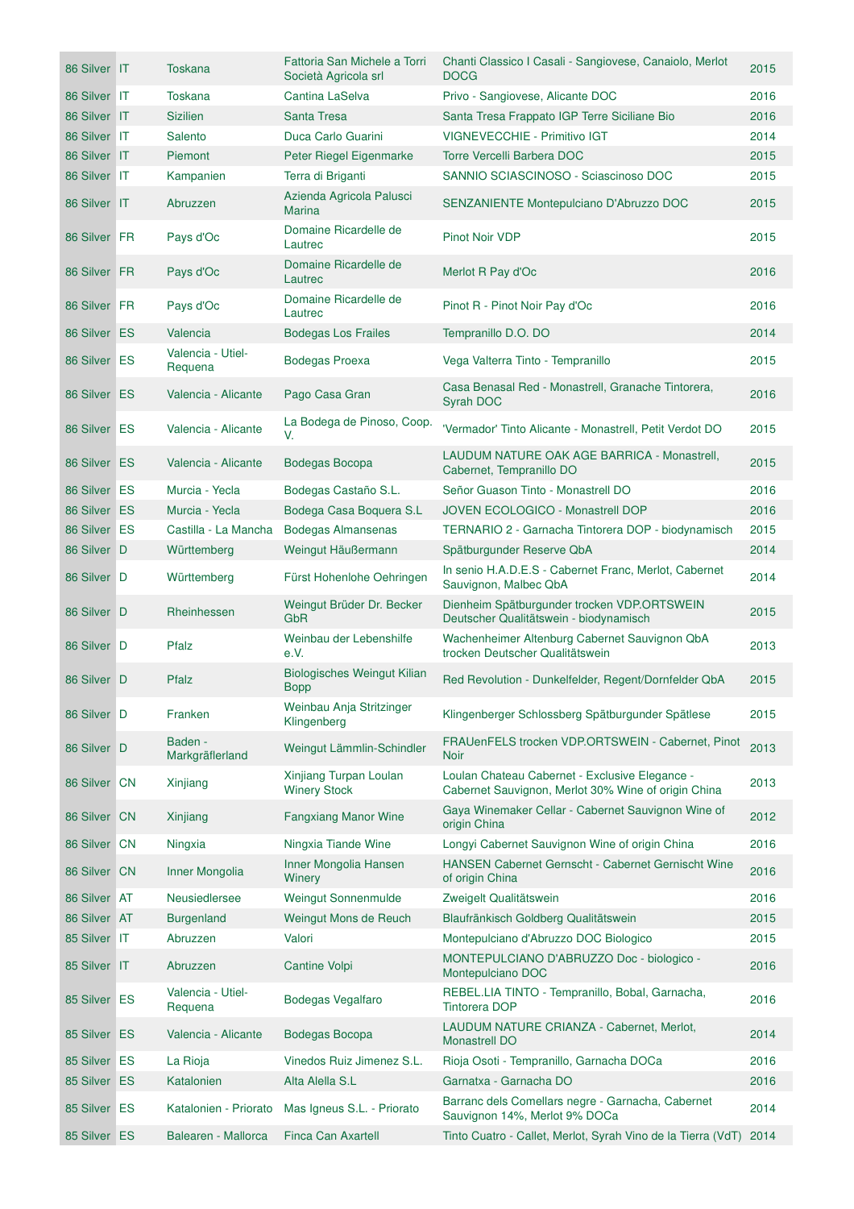| | | | | | |
|---|---|---|---|---|---|
| 86 Silver | IT | Toskana | Fattoria San Michele a Torri Società Agricola srl | Chanti Classico I Casali - Sangiovese, Canaiolo, Merlot DOCG | 2015 |
| 86 Silver | IT | Toskana | Cantina LaSelva | Privo - Sangiovese, Alicante DOC | 2016 |
| 86 Silver | IT | Sizilien | Santa Tresa | Santa Tresa Frappato IGP Terre Siciliane Bio | 2016 |
| 86 Silver | IT | Salento | Duca Carlo Guarini | VIGNEVECCHIE - Primitivo IGT | 2014 |
| 86 Silver | IT | Piemont | Peter Riegel Eigenmarke | Torre Vercelli Barbera DOC | 2015 |
| 86 Silver | IT | Kampanien | Terra di Briganti | SANNIO SCIASCINOSO - Sciascinoso DOC | 2015 |
| 86 Silver | IT | Abruzzen | Azienda Agricola Palusci Marina | SENZANIENTE Montepulciano D'Abruzzo DOC | 2015 |
| 86 Silver | FR | Pays d'Oc | Domaine Ricardelle de Lautrec | Pinot Noir VDP | 2015 |
| 86 Silver | FR | Pays d'Oc | Domaine Ricardelle de Lautrec | Merlot R Pay d'Oc | 2016 |
| 86 Silver | FR | Pays d'Oc | Domaine Ricardelle de Lautrec | Pinot R - Pinot Noir Pay d'Oc | 2016 |
| 86 Silver | ES | Valencia | Bodegas Los Frailes | Tempranillo D.O. DO | 2014 |
| 86 Silver | ES | Valencia - Utiel-Requena | Bodegas Proexa | Vega Valterra Tinto - Tempranillo | 2015 |
| 86 Silver | ES | Valencia - Alicante | Pago Casa Gran | Casa Benasal Red - Monastrell, Granache Tintorera, Syrah DOC | 2016 |
| 86 Silver | ES | Valencia - Alicante | La Bodega de Pinoso, Coop. V. | 'Vermador' Tinto Alicante - Monastrell, Petit Verdot DO | 2015 |
| 86 Silver | ES | Valencia - Alicante | Bodegas Bocopa | LAUDUM NATURE OAK AGE BARRICA - Monastrell, Cabernet, Tempranillo DO | 2015 |
| 86 Silver | ES | Murcia - Yecla | Bodegas Castaño S.L. | Señor Guason Tinto - Monastrell DO | 2016 |
| 86 Silver | ES | Murcia - Yecla | Bodega Casa Boquera S.L | JOVEN ECOLOGICO - Monastrell DOP | 2016 |
| 86 Silver | ES | Castilla - La Mancha | Bodegas Almansenas | TERNARIO 2 - Garnacha Tintorera DOP - biodynamisch | 2015 |
| 86 Silver | D | Württemberg | Weingut Häußermann | Spätburgunder Reserve QbA | 2014 |
| 86 Silver | D | Württemberg | Fürst Hohenlohe Oehringen | In senio H.A.D.E.S - Cabernet Franc, Merlot, Cabernet Sauvignon, Malbec QbA | 2014 |
| 86 Silver | D | Rheinhessen | Weingut Brüder Dr. Becker GbR | Dienheim Spätburgunder trocken VDP.ORTSWEIN Deutscher Qualitätswein - biodynamisch | 2015 |
| 86 Silver | D | Pfalz | Weinbau der Lebenshilfe e.V. | Wachenheimer Altenburg Cabernet Sauvignon QbA trocken Deutscher Qualitätswein | 2013 |
| 86 Silver | D | Pfalz | Biologisches Weingut Kilian Bopp | Red Revolution - Dunkelfelder, Regent/Dornfelder QbA | 2015 |
| 86 Silver | D | Franken | Weinbau Anja Stritzinger Klingenberg | Klingenberger Schlossberg Spätburgunder Spätlese | 2015 |
| 86 Silver | D | Baden - Markgräflerland | Weingut Lämmlin-Schindler | FRAUenFELS trocken VDP.ORTSWEIN - Cabernet, Pinot Noir | 2013 |
| 86 Silver | CN | Xinjiang | Xinjiang Turpan Loulan Winery Stock | Loulan Chateau Cabernet - Exclusive Elegance - Cabernet Sauvignon, Merlot 30% Wine of origin China | 2013 |
| 86 Silver | CN | Xinjiang | Fangxiang Manor Wine | Gaya Winemaker Cellar - Cabernet Sauvignon Wine of origin China | 2012 |
| 86 Silver | CN | Ningxia | Ningxia Tiande Wine | Longyi Cabernet Sauvignon Wine of origin China | 2016 |
| 86 Silver | CN | Inner Mongolia | Inner Mongolia Hansen Winery | HANSEN Cabernet Gernscht - Cabernet Gernischt Wine of origin China | 2016 |
| 86 Silver | AT | Neusiedlersee | Weingut Sonnenmulde | Zweigelt Qualitätswein | 2016 |
| 86 Silver | AT | Burgenland | Weingut Mons de Reuch | Blaufränkisch Goldberg Qualitätswein | 2015 |
| 85 Silver | IT | Abruzzen | Valori | Montepulciano d'Abruzzo DOC Biologico | 2015 |
| 85 Silver | IT | Abruzzen | Cantine Volpi | MONTEPULCIANO D'ABRUZZO Doc - biologico - Montepulciano DOC | 2016 |
| 85 Silver | ES | Valencia - Utiel-Requena | Bodegas Vegalfaro | REBEL.LIA TINTO - Tempranillo, Bobal, Garnacha, Tintorera DOP | 2016 |
| 85 Silver | ES | Valencia - Alicante | Bodegas Bocopa | LAUDUM NATURE CRIANZA - Cabernet, Merlot, Monastrell DO | 2014 |
| 85 Silver | ES | La Rioja | Vinedos Ruiz Jimenez S.L. | Rioja Osoti - Tempranillo, Garnacha DOCa | 2016 |
| 85 Silver | ES | Katalonien | Alta Alella S.L | Garnatxa - Garnacha DO | 2016 |
| 85 Silver | ES | Katalonien - Priorato | Mas Igneus S.L. - Priorato | Barranc dels Comellars negre - Garnacha, Cabernet Sauvignon 14%, Merlot 9% DOCa | 2014 |
| 85 Silver | ES | Balearen - Mallorca | Finca Can Axartell | Tinto Cuatro - Callet, Merlot, Syrah Vino de la Tierra (VdT) | 2014 |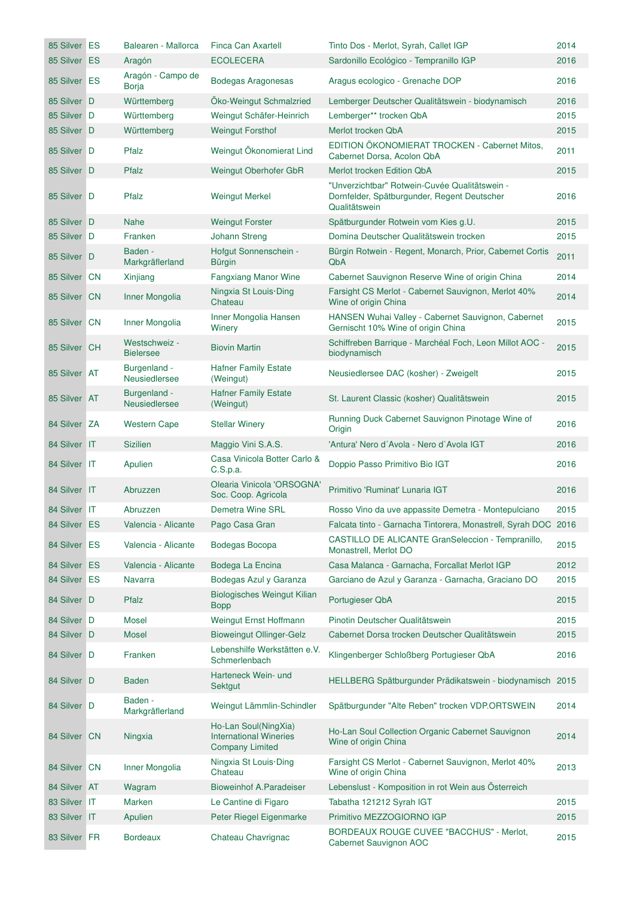| | | | | | |
|---|---|---|---|---|---|
| 85 Silver | ES | Balearen - Mallorca | Finca Can Axartell | Tinto Dos - Merlot, Syrah, Callet IGP | 2014 |
| 85 Silver | ES | Aragón | ECOLECERA | Sardonillo Ecológico - Tempranillo IGP | 2016 |
| 85 Silver | ES | Aragón - Campo de Borja | Bodegas Aragonesas | Aragus ecologico - Grenache DOP | 2016 |
| 85 Silver | D | Württemberg | Öko-Weingut Schmalzried | Lemberger Deutscher Qualitätswein - biodynamisch | 2016 |
| 85 Silver | D | Württemberg | Weingut Schäfer-Heinrich | Lemberger** trocken QbA | 2015 |
| 85 Silver | D | Württemberg | Weingut Forsthof | Merlot trocken QbA | 2015 |
| 85 Silver | D | Pfalz | Weingut Ökonomierat Lind | EDITION ÖKONOMIERAT TROCKEN - Cabernet Mitos, Cabernet Dorsa, Acolon QbA | 2011 |
| 85 Silver | D | Pfalz | Weingut Oberhofer GbR | Merlot trocken Edition QbA | 2015 |
| 85 Silver | D | Pfalz | Weingut Merkel | "Unverzichtbar" Rotwein-Cuvée Qualitätswein - Dornfelder, Spätburgunder, Regent Deutscher Qualitätswein | 2016 |
| 85 Silver | D | Nahe | Weingut Forster | Spätburgunder Rotwein vom Kies g.U. | 2015 |
| 85 Silver | D | Franken | Johann Streng | Domina Deutscher Qualitätswein trocken | 2015 |
| 85 Silver | D | Baden - Markgräflerland | Hofgut Sonnenschein - Bürgin | Bürgin Rotwein - Regent, Monarch, Prior, Cabernet Cortis QbA | 2011 |
| 85 Silver | CN | Xinjiang | Fangxiang Manor Wine | Cabernet Sauvignon Reserve Wine of origin China | 2014 |
| 85 Silver | CN | Inner Mongolia | Ningxia St Louis·Ding Chateau | Farsight CS Merlot - Cabernet Sauvignon, Merlot 40% Wine of origin China | 2014 |
| 85 Silver | CN | Inner Mongolia | Inner Mongolia Hansen Winery | HANSEN Wuhai Valley - Cabernet Sauvignon, Cabernet Gernischt 10% Wine of origin China | 2015 |
| 85 Silver | CH | Westschweiz - Bielersee | Biovin Martin | Schiffreben Barrique - Marchéal Foch, Leon Millot AOC - biodynamisch | 2015 |
| 85 Silver | AT | Burgenland - Neusiedlersee | Hafner Family Estate (Weingut) | Neusiedlersee DAC (kosher) - Zweigelt | 2015 |
| 85 Silver | AT | Burgenland - Neusiedlersee | Hafner Family Estate (Weingut) | St. Laurent Classic (kosher) Qualitätswein | 2015 |
| 84 Silver | ZA | Western Cape | Stellar Winery | Running Duck Cabernet Sauvignon Pinotage Wine of Origin | 2016 |
| 84 Silver | IT | Sizilien | Maggio Vini S.A.S. | 'Antura' Nero d´Avola - Nero d`Avola IGT | 2016 |
| 84 Silver | IT | Apulien | Casa Vinicola Botter Carlo & C.S.p.a. | Doppio Passo Primitivo Bio IGT | 2016 |
| 84 Silver | IT | Abruzzen | Olearia Vinicola 'ORSOGNA' Soc. Coop. Agricola | Primitivo 'Ruminat' Lunaria IGT | 2016 |
| 84 Silver | IT | Abruzzen | Demetra Wine SRL | Rosso Vino da uve appassite Demetra - Montepulciano | 2015 |
| 84 Silver | ES | Valencia - Alicante | Pago Casa Gran | Falcata tinto - Garnacha Tintorera, Monastrell, Syrah DOC | 2016 |
| 84 Silver | ES | Valencia - Alicante | Bodegas Bocopa | CASTILLO DE ALICANTE GranSeleccion - Tempranillo, Monastrell, Merlot DO | 2015 |
| 84 Silver | ES | Valencia - Alicante | Bodega La Encina | Casa Malanca - Garnacha, Forcallat Merlot IGP | 2012 |
| 84 Silver | ES | Navarra | Bodegas Azul y Garanza | Garciano de Azul y Garanza - Garnacha, Graciano DO | 2015 |
| 84 Silver | D | Pfalz | Biologisches Weingut Kilian Bopp | Portugieser QbA | 2015 |
| 84 Silver | D | Mosel | Weingut Ernst Hoffmann | Pinotin Deutscher Qualitätswein | 2015 |
| 84 Silver | D | Mosel | Bioweingut Ollinger-Gelz | Cabernet Dorsa trocken Deutscher Qualitätswein | 2015 |
| 84 Silver | D | Franken | Lebenshilfe Werkstätten e.V. Schmerlenbach | Klingenberger Schloßberg Portugieser QbA | 2016 |
| 84 Silver | D | Baden | Harteneck Wein- und Sektgut | HELLBERG Spätburgunder Prädikatswein - biodynamisch | 2015 |
| 84 Silver | D | Baden - Markgräflerland | Weingut Lämmlin-Schindler | Spätburgunder "Alte Reben" trocken VDP.ORTSWEIN | 2014 |
| 84 Silver | CN | Ningxia | Ho-Lan Soul(NingXia) International Wineries Company Limited | Ho-Lan Soul Collection Organic Cabernet Sauvignon Wine of origin China | 2014 |
| 84 Silver | CN | Inner Mongolia | Ningxia St Louis·Ding Chateau | Farsight CS Merlot - Cabernet Sauvignon, Merlot 40% Wine of origin China | 2013 |
| 84 Silver | AT | Wagram | Bioweinhof A.Paradeiser | Lebenslust - Komposition in rot Wein aus Österreich | |
| 83 Silver | IT | Marken | Le Cantine di Figaro | Tabatha 121212 Syrah IGT | 2015 |
| 83 Silver | IT | Apulien | Peter Riegel Eigenmarke | Primitivo MEZZOGIORNO IGP | 2015 |
| 83 Silver | FR | Bordeaux | Chateau Chavrignac | BORDEAUX ROUGE CUVEE "BACCHUS" - Merlot, Cabernet Sauvignon AOC | 2015 |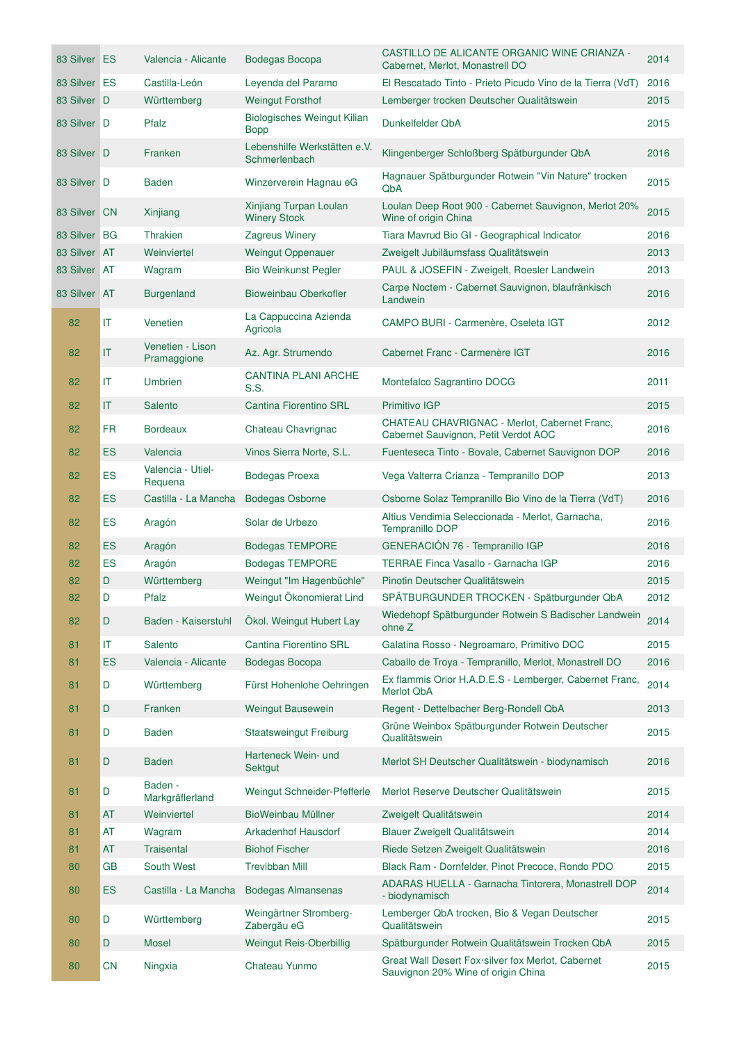| | | | | | |
|---|---|---|---|---|---|
| 83 Silver | ES | Valencia - Alicante | Bodegas Bocopa | CASTILLO DE ALICANTE ORGANIC WINE CRIANZA - Cabernet, Merlot, Monastrell DO | 2014 |
| 83 Silver | ES | Castilla-León | Leyenda del Paramo | El Rescatado Tinto - Prieto Picudo Vino de la Tierra (VdT) | 2016 |
| 83 Silver | D | Württemberg | Weingut Forsthof | Lemberger trocken Deutscher Qualitätswein | 2015 |
| 83 Silver | D | Pfalz | Biologisches Weingut Kilian Bopp | Dunkelfelder QbA | 2015 |
| 83 Silver | D | Franken | Lebenshilfe Werkstätten e.V. Schmerlenbach | Klingenberger Schloßberg Spätburgunder QbA | 2016 |
| 83 Silver | D | Baden | Winzerverein Hagnau eG | Hagnauer Spätburgunder Rotwein "Vin Nature" trocken QbA | 2015 |
| 83 Silver | CN | Xinjiang | Xinjiang Turpan Loulan Winery Stock | Loulan Deep Root 900 - Cabernet Sauvignon, Merlot 20% Wine of origin China | 2015 |
| 83 Silver | BG | Thrakien | Zagreus Winery | Tiara Mavrud Bio GI - Geographical Indicator | 2016 |
| 83 Silver | AT | Weinviertel | Weingut Oppenauer | Zweigelt Jubiläumsfass Qualitätswein | 2013 |
| 83 Silver | AT | Wagram | Bio Weinkunst Pegler | PAUL & JOSEFIN - Zweigelt, Roesler Landwein | 2013 |
| 83 Silver | AT | Burgenland | Bioweinbau Oberkofler | Carpe Noctem - Cabernet Sauvignon, blaufränkisch Landwein | 2016 |
| 82 | IT | Venetien | La Cappuccina Azienda Agricola | CAMPO BURI - Carmenère, Oseleta IGT | 2012 |
| 82 | IT | Venetien - Lison Pramaggione | Az. Agr. Strumendo | Cabernet Franc - Carmenère IGT | 2016 |
| 82 | IT | Umbrien | CANTINA PLANI ARCHE S.S. | Montefalco Sagrantino DOCG | 2011 |
| 82 | IT | Salento | Cantina Fiorentino SRL | Primitivo IGP | 2015 |
| 82 | FR | Bordeaux | Chateau Chavrignac | CHATEAU CHAVRIGNAC - Merlot, Cabernet Franc, Cabernet Sauvignon, Petit Verdot AOC | 2016 |
| 82 | ES | Valencia | Vinos Sierra Norte, S.L. | Fuenteseca Tinto - Bovale, Cabernet Sauvignon DOP | 2016 |
| 82 | ES | Valencia - Utiel-Requena | Bodegas Proexa | Vega Valterra Crianza - Tempranillo DOP | 2013 |
| 82 | ES | Castilla - La Mancha | Bodegas Osborne | Osborne Solaz Tempranillo Bio Vino de la Tierra (VdT) | 2016 |
| 82 | ES | Aragón | Solar de Urbezo | Altius Vendimia Seleccionada - Merlot, Garnacha, Tempranillo DOP | 2016 |
| 82 | ES | Aragón | Bodegas TEMPORE | GENERACIÓN 76 - Tempranillo IGP | 2016 |
| 82 | ES | Aragón | Bodegas TEMPORE | TERRAE Finca Vasallo - Garnacha IGP | 2016 |
| 82 | D | Württemberg | Weingut "Im Hagenbüchle" | Pinotin Deutscher Qualitätswein | 2015 |
| 82 | D | Pfalz | Weingut Ökonomierat Lind | SPÄTBURGUNDER TROCKEN - Spätburgunder QbA | 2012 |
| 82 | D | Baden - Kaiserstuhl | Ökol. Weingut Hubert Lay | Wiedehopf Spätburgunder Rotwein S Badischer Landwein ohne Z | 2014 |
| 81 | IT | Salento | Cantina Fiorentino SRL | Galatina Rosso - Negroamaro, Primitivo DOC | 2015 |
| 81 | ES | Valencia - Alicante | Bodegas Bocopa | Caballo de Troya - Tempranillo, Merlot, Monastrell DO | 2016 |
| 81 | D | Württemberg | Fürst Hohenlohe Oehringen | Ex flammis Orior H.A.D.E.S - Lemberger, Cabernet Franc, Merlot QbA | 2014 |
| 81 | D | Franken | Weingut Bausewein | Regent - Dettelbacher Berg-Rondell QbA | 2013 |
| 81 | D | Baden | Staatsweingut Freiburg | Grüne Weinbox Spätburgunder Rotwein Deutscher Qualitätswein | 2015 |
| 81 | D | Baden | Harteneck Wein- und Sektgut | Merlot SH Deutscher Qualitätswein - biodynamisch | 2016 |
| 81 | D | Baden - Markgräflerland | Weingut Schneider-Pfefferle | Merlot Reserve Deutscher Qualitätswein | 2015 |
| 81 | AT | Weinviertel | BioWeinbau Müllner | Zweigelt Qualitätswein | 2014 |
| 81 | AT | Wagram | Arkadenhof Hausdorf | Blauer Zweigelt Qualitätswein | 2014 |
| 81 | AT | Traisental | Biohof Fischer | Riede Setzen Zweigelt Qualitätswein | 2016 |
| 80 | GB | South West | Trevibban Mill | Black Ram - Dornfelder, Pinot Precoce, Rondo PDO | 2015 |
| 80 | ES | Castilla - La Mancha | Bodegas Almansenas | ADARAS HUELLA - Garnacha Tintorera, Monastrell DOP - biodynamisch | 2014 |
| 80 | D | Württemberg | Weingärtner Stromberg-Zabergäu eG | Lemberger QbA trocken, Bio & Vegan Deutscher Qualitätswein | 2015 |
| 80 | D | Mosel | Weingut Reis-Oberbillig | Spätburgunder Rotwein Qualitätswein Trocken QbA | 2015 |
| 80 | CN | Ningxia | Chateau Yunmo | Great Wall Desert Fox·silver fox Merlot, Cabernet Sauvignon 20% Wine of origin China | 2015 |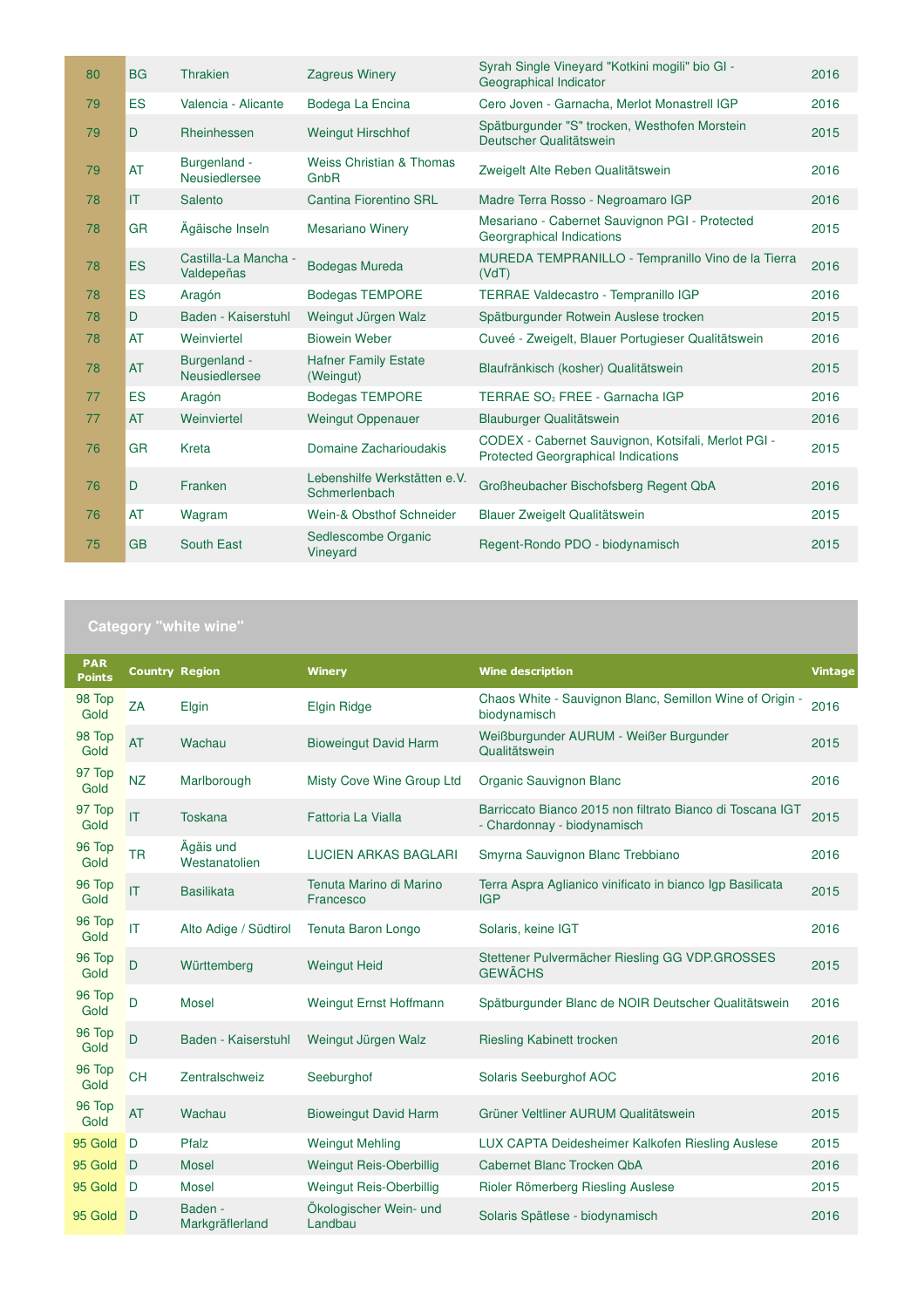| | | | | | |
|---|---|---|---|---|---|
| 80 | BG | Thrakien | Zagreus Winery | Syrah Single Vineyard "Kotkini mogili" bio GI - Geographical Indicator | 2016 |
| 79 | ES | Valencia - Alicante | Bodega La Encina | Cero Joven - Garnacha, Merlot Monastrell IGP | 2016 |
| 79 | D | Rheinhessen | Weingut Hirschhof | Spätburgunder "S" trocken, Westhofen Morstein Deutscher Qualitätswein | 2015 |
| 79 | AT | Burgenland - Neusiedlersee | Weiss Christian & Thomas GnbR | Zweigelt Alte Reben Qualitätswein | 2016 |
| 78 | IT | Salento | Cantina Fiorentino SRL | Madre Terra Rosso - Negroamaro IGP | 2016 |
| 78 | GR | Ägäische Inseln | Mesariano Winery | Mesariano - Cabernet Sauvignon PGI - Protected Georgraphical Indications | 2015 |
| 78 | ES | Castilla-La Mancha - Valdepeñas | Bodegas Mureda | MUREDA TEMPRANILLO - Tempranillo Vino de la Tierra (VdT) | 2016 |
| 78 | ES | Aragón | Bodegas TEMPORE | TERRAE Valdecastro - Tempranillo IGP | 2016 |
| 78 | D | Baden - Kaiserstuhl | Weingut Jürgen Walz | Spätburgunder Rotwein Auslese trocken | 2015 |
| 78 | AT | Weinviertel | Biowein Weber | Cuveé - Zweigelt, Blauer Portugieser Qualitätswein | 2016 |
| 78 | AT | Burgenland - Neusiedlersee | Hafner Family Estate (Weingut) | Blaufränkisch (kosher) Qualitätswein | 2015 |
| 77 | ES | Aragón | Bodegas TEMPORE | TERRAE $SO_2$ FREE - Garnacha IGP | 2016 |
| 77 | AT | Weinviertel | Weingut Oppenauer | Blauburger Qualitätswein | 2016 |
| 76 | GR | Kreta | Domaine Zacharioudakis | CODEX - Cabernet Sauvignon, Kotsifali, Merlot PGI - Protected Georgraphical Indications | 2015 |
| 76 | D | Franken | Lebenshilfe Werkstätten e.V. Schmerlenbach | Großheubacher Bischofsberg Regent QbA | 2016 |
| 76 | AT | Wagram | Wein-& Obsthof Schneider | Blauer Zweigelt Qualitätswein | 2015 |
| 75 | GB | South East | Sedlescombe Organic Vineyard | Regent-Rondo PDO - biodynamisch | 2015 |

## Category "white wine"

| PAR Points | Country | Region | Winery | Wine description | Vintage |
|---|---|---|---|---|---|
| 98 Top Gold | ZA | Elgin | Elgin Ridge | Chaos White - Sauvignon Blanc, Semillon Wine of Origin - biodynamisch | 2016 |
| 98 Top Gold | AT | Wachau | Bioweingut David Harm | Weißburgunder AURUM - Weißer Burgunder Qualitätswein | 2015 |
| 97 Top Gold | NZ | Marlborough | Misty Cove Wine Group Ltd | Organic Sauvignon Blanc | 2016 |
| 97 Top Gold | IT | Toskana | Fattoria La Vialla | Barriccato Bianco 2015 non filtrato Bianco di Toscana IGT - Chardonnay - biodynamisch | 2015 |
| 96 Top Gold | TR | Ägäis und Westanatolien | LUCIEN ARKAS BAGLARI | Smyrna Sauvignon Blanc Trebbiano | 2016 |
| 96 Top Gold | IT | Basilikata | Tenuta Marino di Marino Francesco | Terra Aspra Aglianico vinificato in bianco Igp Basilicata IGP | 2015 |
| 96 Top Gold | IT | Alto Adige / Südtirol | Tenuta Baron Longo | Solaris, keine IGT | 2016 |
| 96 Top Gold | D | Württemberg | Weingut Heid | Stettener Pulvermächer Riesling GG VDP.GROSSES GEWÄCHS | 2015 |
| 96 Top Gold | D | Mosel | Weingut Ernst Hoffmann | Spätburgunder Blanc de NOIR Deutscher Qualitätswein | 2016 |
| 96 Top Gold | D | Baden - Kaiserstuhl | Weingut Jürgen Walz | Riesling Kabinett trocken | 2016 |
| 96 Top Gold | CH | Zentralschweiz | Seeburghof | Solaris Seeburghof AOC | 2016 |
| 96 Top Gold | AT | Wachau | Bioweingut David Harm | Grüner Veltliner AURUM Qualitätswein | 2015 |
| 95 Gold | D | Pfalz | Weingut Mehling | LUX CAPTA Deidesheimer Kalkofen Riesling Auslese | 2015 |
| 95 Gold | D | Mosel | Weingut Reis-Oberbillig | Cabernet Blanc Trocken QbA | 2016 |
| 95 Gold | D | Mosel | Weingut Reis-Oberbillig | Rioler Römerberg Riesling Auslese | 2015 |
| 95 Gold | D | Baden - Markgräflerland | Ökologischer Wein- und Landbau | Solaris Spätlese - biodynamisch | 2016 |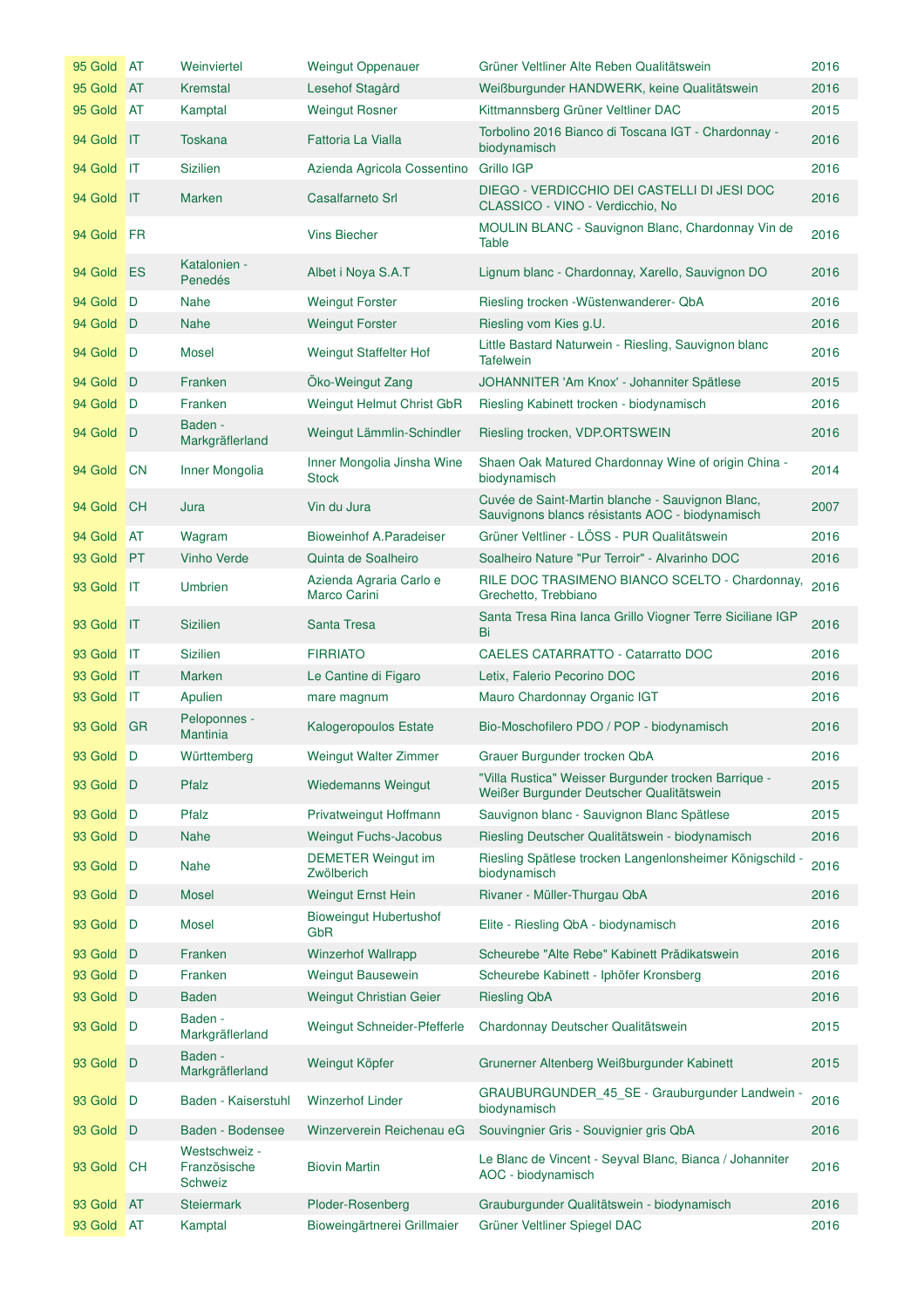| | | | | | |
|---|---|---|---|---|---|
| 95 Gold | AT | Weinviertel | Weingut Oppenauer | Grüner Veltliner Alte Reben Qualitätswein | 2016 |
| 95 Gold | AT | Kremstal | Lesehof Stagård | Weißburgunder HANDWERK, keine Qualitätswein | 2016 |
| 95 Gold | AT | Kamptal | Weingut Rosner | Kittmannsberg Grüner Veltliner DAC | 2015 |
| 94 Gold | IT | Toskana | Fattoria La Vialla | Torbolino 2016 Bianco di Toscana IGT - Chardonnay - biodynamisch | 2016 |
| 94 Gold | IT | Sizilien | Azienda Agricola Cossentino | Grillo IGP | 2016 |
| 94 Gold | IT | Marken | Casalfarneto Srl | DIEGO - VERDICCHIO DEI CASTELLI DI JESI DOC CLASSICO - VINO - Verdicchio, No | 2016 |
| 94 Gold | FR | | Vins Biecher | MOULIN BLANC - Sauvignon Blanc, Chardonnay Vin de Table | 2016 |
| 94 Gold | ES | Katalonien - Penedés | Albet i Noya S.A.T | Lignum blanc - Chardonnay, Xarello, Sauvignon DO | 2016 |
| 94 Gold | D | Nahe | Weingut Forster | Riesling trocken -Wüstenwanderer- QbA | 2016 |
| 94 Gold | D | Nahe | Weingut Forster | Riesling vom Kies g.U. | 2016 |
| 94 Gold | D | Mosel | Weingut Staffelter Hof | Little Bastard Naturwein - Riesling, Sauvignon blanc Tafelwein | 2016 |
| 94 Gold | D | Franken | Öko-Weingut Zang | JOHANNITER 'Am Knox' - Johanniter Spätlese | 2015 |
| 94 Gold | D | Franken | Weingut Helmut Christ GbR | Riesling Kabinett trocken - biodynamisch | 2016 |
| 94 Gold | D | Baden - Markgräflerland | Weingut Lämmlin-Schindler | Riesling trocken, VDP.ORTSWEIN | 2016 |
| 94 Gold | CN | Inner Mongolia | Inner Mongolia Jinsha Wine Stock | Shaen Oak Matured Chardonnay Wine of origin China - biodynamisch | 2014 |
| 94 Gold | CH | Jura | Vin du Jura | Cuvée de Saint-Martin blanche - Sauvignon Blanc, Sauvignons blancs résistants AOC - biodynamisch | 2007 |
| 94 Gold | AT | Wagram | Bioweinhof A.Paradeiser | Grüner Veltliner - LÖSS - PUR Qualitätswein | 2016 |
| 93 Gold | PT | Vinho Verde | Quinta de Soalheiro | Soalheiro Nature "Pur Terroir" - Alvarinho DOC | 2016 |
| 93 Gold | IT | Umbrien | Azienda Agraria Carlo e Marco Carini | RILE DOC TRASIMENO BIANCO SCELTO - Chardonnay, Grechetto, Trebbiano | 2016 |
| 93 Gold | IT | Sizilien | Santa Tresa | Santa Tresa Rina Ianca Grillo Viogner Terre Siciliane IGP Bi | 2016 |
| 93 Gold | IT | Sizilien | FIRRIATO | CAELES CATARRATTO - Catarratto DOC | 2016 |
| 93 Gold | IT | Marken | Le Cantine di Figaro | Letix, Falerio Pecorino DOC | 2016 |
| 93 Gold | IT | Apulien | mare magnum | Mauro Chardonnay Organic IGT | 2016 |
| 93 Gold | GR | Peloponnes - Mantinia | Kalogeropoulos Estate | Bio-Moschofilero PDO / POP - biodynamisch | 2016 |
| 93 Gold | D | Württemberg | Weingut Walter Zimmer | Grauer Burgunder trocken QbA | 2016 |
| 93 Gold | D | Pfalz | Wiedemanns Weingut | "Villa Rustica" Weisser Burgunder trocken Barrique - Weißer Burgunder Deutscher Qualitätswein | 2015 |
| 93 Gold | D | Pfalz | Privatweingut Hoffmann | Sauvignon blanc - Sauvignon Blanc Spätlese | 2015 |
| 93 Gold | D | Nahe | Weingut Fuchs-Jacobus | Riesling Deutscher Qualitätswein - biodynamisch | 2016 |
| 93 Gold | D | Nahe | DEMETER Weingut im Zwölberich | Riesling Spätlese trocken Langenlonsheimer Königschild - biodynamisch | 2016 |
| 93 Gold | D | Mosel | Weingut Ernst Hein | Rivaner - Müller-Thurgau QbA | 2016 |
| 93 Gold | D | Mosel | Bioweingut Hubertushof GbR | Elite - Riesling QbA - biodynamisch | 2016 |
| 93 Gold | D | Franken | Winzerhof Wallrapp | Scheurebe "Alte Rebe" Kabinett Prädikatswein | 2016 |
| 93 Gold | D | Franken | Weingut Bausewein | Scheurebe Kabinett - Iphöfer Kronsberg | 2016 |
| 93 Gold | D | Baden | Weingut Christian Geier | Riesling QbA | 2016 |
| 93 Gold | D | Baden - Markgräflerland | Weingut Schneider-Pfefferle | Chardonnay Deutscher Qualitätswein | 2015 |
| 93 Gold | D | Baden - Markgräflerland | Weingut Köpfer | Grunerner Altenberg Weißburgunder Kabinett | 2015 |
| 93 Gold | D | Baden - Kaiserstuhl | Winzerhof Linder | GRAUBURGUNDER_45_SE - Grauburgunder Landwein - biodynamisch | 2016 |
| 93 Gold | D | Baden - Bodensee | Winzerverein Reichenau eG | Souvignier Gris - Souvignier gris QbA | 2016 |
| 93 Gold | CH | Westschweiz - Französische Schweiz | Biovin Martin | Le Blanc de Vincent - Seyval Blanc, Bianca / Johanniter AOC - biodynamisch | 2016 |
| 93 Gold | AT | Steiermark | Ploder-Rosenberg | Grauburgunder Qualitätswein - biodynamisch | 2016 |
| 93 Gold | AT | Kamptal | Bioweingärtnerei Grillmaier | Grüner Veltliner Spiegel DAC | 2016 |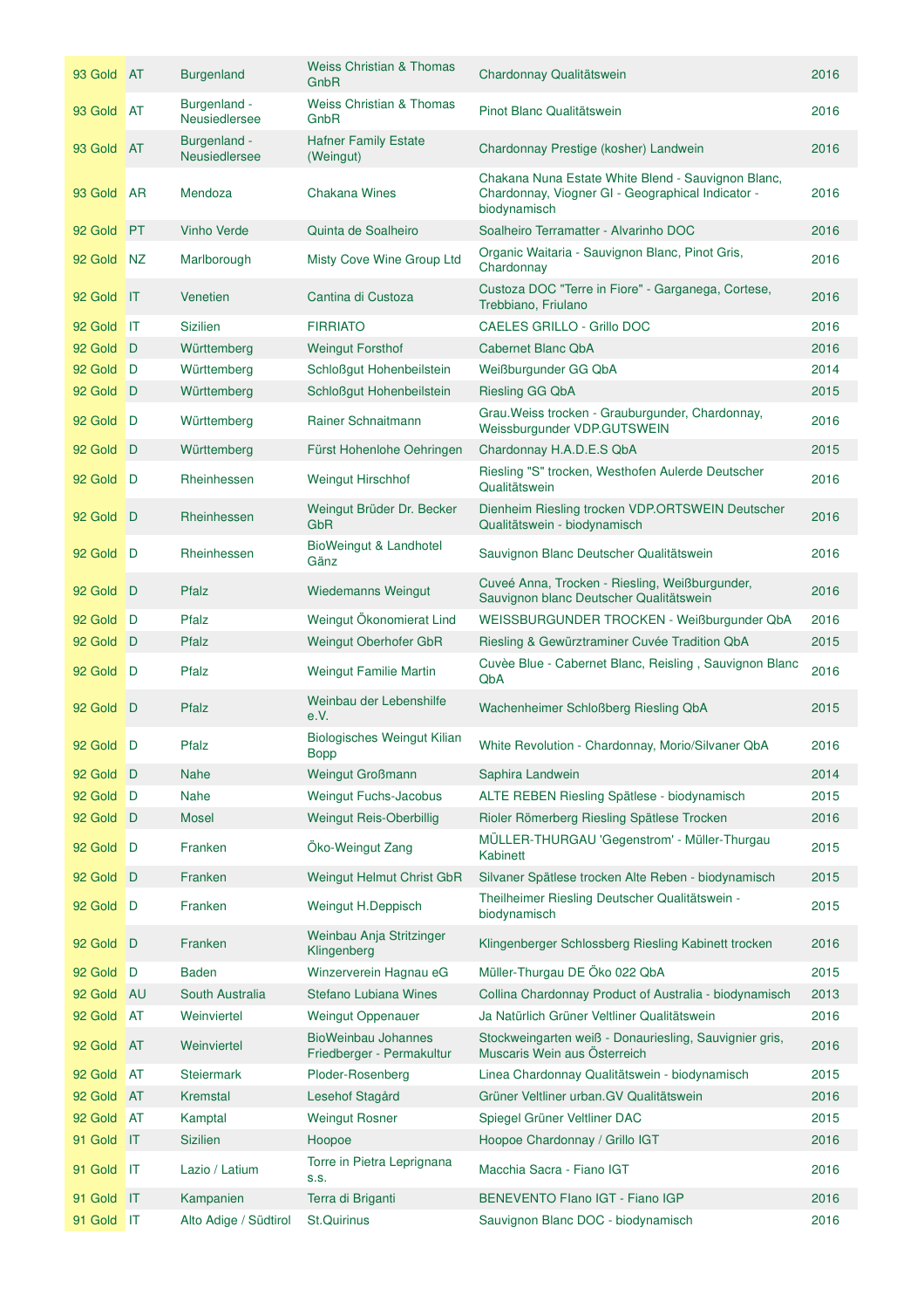| | | | | | |
|---|---|---|---|---|---|
| 93 Gold | AT | Burgenland | Weiss Christian & Thomas GnbR | Chardonnay Qualitätswein | 2016 |
| 93 Gold | AT | Burgenland - Neusiedlersee | Weiss Christian & Thomas GnbR | Pinot Blanc Qualitätswein | 2016 |
| 93 Gold | AT | Burgenland - Neusiedlersee | Hafner Family Estate (Weingut) | Chardonnay Prestige (kosher) Landwein | 2016 |
| 93 Gold | AR | Mendoza | Chakana Wines | Chakana Nuna Estate White Blend - Sauvignon Blanc, Chardonnay, Viogner GI - Geographical Indicator - biodynamisch | 2016 |
| 92 Gold | PT | Vinho Verde | Quinta de Soalheiro | Soalheiro Terramatter - Alvarinho DOC | 2016 |
| 92 Gold | NZ | Marlborough | Misty Cove Wine Group Ltd | Organic Waitaria - Sauvignon Blanc, Pinot Gris, Chardonnay | 2016 |
| 92 Gold | IT | Venetien | Cantina di Custoza | Custoza DOC "Terre in Fiore" - Garganega, Cortese, Trebbiano, Friulano | 2016 |
| 92 Gold | IT | Sizilien | FIRRIATO | CAELES GRILLO - Grillo DOC | 2016 |
| 92 Gold | D | Württemberg | Weingut Forsthof | Cabernet Blanc QbA | 2016 |
| 92 Gold | D | Württemberg | Schloßgut Hohenbeilstein | Weißburgunder GG QbA | 2014 |
| 92 Gold | D | Württemberg | Schloßgut Hohenbeilstein | Riesling GG QbA | 2015 |
| 92 Gold | D | Württemberg | Rainer Schnaitmann | Grau.Weiss trocken - Grauburgunder, Chardonnay, Weissburgunder VDP.GUTSWEIN | 2016 |
| 92 Gold | D | Württemberg | Fürst Hohenlohe Oehringen | Chardonnay H.A.D.E.S QbA | 2015 |
| 92 Gold | D | Rheinhessen | Weingut Hirschhof | Riesling "S" trocken, Westhofen Aulerde Deutscher Qualitätswein | 2016 |
| 92 Gold | D | Rheinhessen | Weingut Brüder Dr. Becker GbR | Dienheim Riesling trocken VDP.ORTSWEIN Deutscher Qualitätswein - biodynamisch | 2016 |
| 92 Gold | D | Rheinhessen | BioWeingut & Landhotel Gänz | Sauvignon Blanc Deutscher Qualitätswein | 2016 |
| 92 Gold | D | Pfalz | Wiedemanns Weingut | Cuveé Anna, Trocken - Riesling, Weißburgunder, Sauvignon blanc Deutscher Qualitätswein | 2016 |
| 92 Gold | D | Pfalz | Weingut Ökonomierat Lind | WEISSBURGUNDER TROCKEN - Weißburgunder QbA | 2016 |
| 92 Gold | D | Pfalz | Weingut Oberhofer GbR | Riesling & Gewürztraminer Cuvée Tradition QbA | 2015 |
| 92 Gold | D | Pfalz | Weingut Familie Martin | Cuvèe Blue - Cabernet Blanc, Reisling , Sauvignon Blanc QbA | 2016 |
| 92 Gold | D | Pfalz | Weinbau der Lebenshilfe e.V. | Wachenheimer Schloßberg Riesling QbA | 2015 |
| 92 Gold | D | Pfalz | Biologisches Weingut Kilian Bopp | White Revolution - Chardonnay, Morio/Silvaner QbA | 2016 |
| 92 Gold | D | Nahe | Weingut Großmann | Saphira Landwein | 2014 |
| 92 Gold | D | Nahe | Weingut Fuchs-Jacobus | ALTE REBEN Riesling Spätlese - biodynamisch | 2015 |
| 92 Gold | D | Mosel | Weingut Reis-Oberbillig | Rioler Römerberg Riesling Spätlese Trocken | 2016 |
| 92 Gold | D | Franken | Öko-Weingut Zang | MÜLLER-THURGAU 'Gegenstrom' - Müller-Thurgau Kabinett | 2015 |
| 92 Gold | D | Franken | Weingut Helmut Christ GbR | Silvaner Spätlese trocken Alte Reben - biodynamisch | 2015 |
| 92 Gold | D | Franken | Weingut H.Deppisch | Theilheimer Riesling Deutscher Qualitätswein - biodynamisch | 2015 |
| 92 Gold | D | Franken | Weinbau Anja Stritzinger Klingenberg | Klingenberger Schlossberg Riesling Kabinett trocken | 2016 |
| 92 Gold | D | Baden | Winzerverein Hagnau eG | Müller-Thurgau DE Öko 022 QbA | 2015 |
| 92 Gold | AU | South Australia | Stefano Lubiana Wines | Collina Chardonnay Product of Australia - biodynamisch | 2013 |
| 92 Gold | AT | Weinviertel | Weingut Oppenauer | Ja Natürlich Grüner Veltliner Qualitätswein | 2016 |
| 92 Gold | AT | Weinviertel | BioWeinbau Johannes Friedberger - Permakultur | Stockweingarten weiß - Donauriesling, Sauvignier gris, Muscaris Wein aus Österreich | 2016 |
| 92 Gold | AT | Steiermark | Ploder-Rosenberg | Linea Chardonnay Qualitätswein - biodynamisch | 2015 |
| 92 Gold | AT | Kremstal | Lesehof Stagård | Grüner Veltliner urban.GV Qualitätswein | 2016 |
| 92 Gold | AT | Kamptal | Weingut Rosner | Spiegel Grüner Veltliner DAC | 2015 |
| 91 Gold | IT | Sizilien | Hoopoe | Hoopoe Chardonnay / Grillo IGT | 2016 |
| 91 Gold | IT | Lazio / Latium | Torre in Pietra Leprignana s.s. | Macchia Sacra - Fiano IGT | 2016 |
| 91 Gold | IT | Kampanien | Terra di Briganti | BENEVENTO FIano IGT - Fiano IGP | 2016 |
| 91 Gold | IT | Alto Adige / Südtirol | St.Quirinus | Sauvignon Blanc DOC - biodynamisch | 2016 |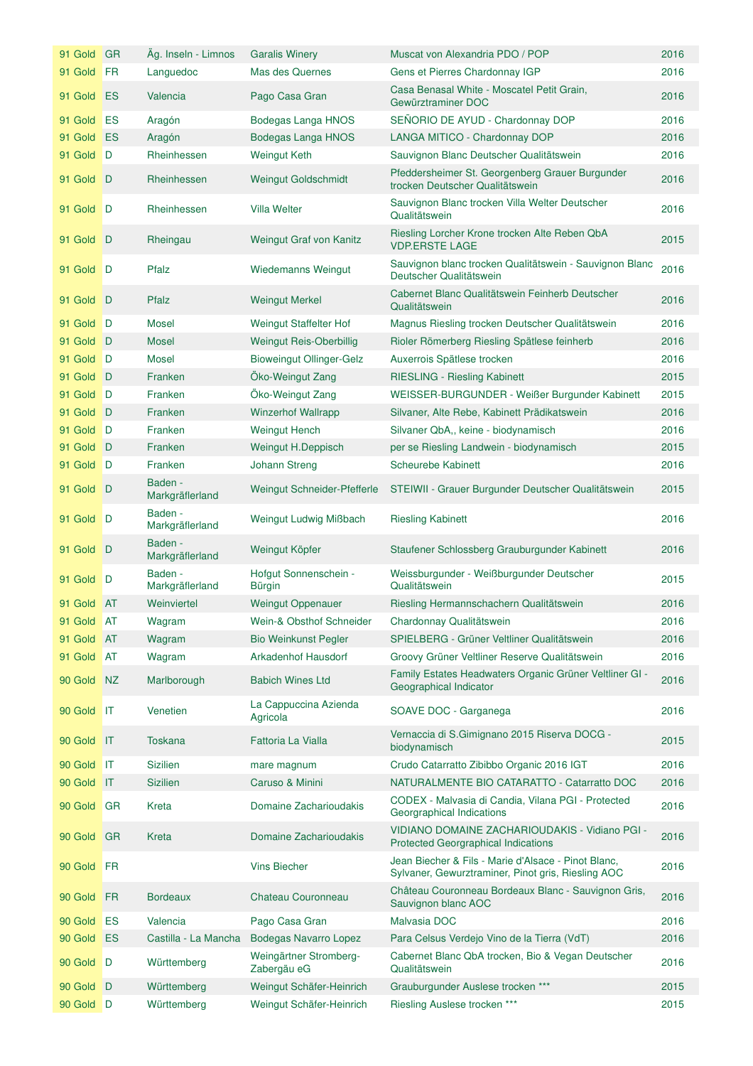| | | | | | |
|---|---|---|---|---|---|
| 91 Gold | GR | Äg. Inseln - Limnos | Garalis Winery | Muscat von Alexandria PDO / POP | 2016 |
| 91 Gold | FR | Languedoc | Mas des Quernes | Gens et Pierres Chardonnay IGP | 2016 |
| 91 Gold | ES | Valencia | Pago Casa Gran | Casa Benasal White - Moscatel Petit Grain, Gewürztraminer DOC | 2016 |
| 91 Gold | ES | Aragón | Bodegas Langa HNOS | SEÑORIO DE AYUD - Chardonnay DOP | 2016 |
| 91 Gold | ES | Aragón | Bodegas Langa HNOS | LANGA MITICO - Chardonnay DOP | 2016 |
| 91 Gold | D | Rheinhessen | Weingut Keth | Sauvignon Blanc Deutscher Qualitätswein | 2016 |
| 91 Gold | D | Rheinhessen | Weingut Goldschmidt | Pfeddersheimer St. Georgenberg Grauer Burgunder trocken Deutscher Qualitätswein | 2016 |
| 91 Gold | D | Rheinhessen | Villa Welter | Sauvignon Blanc trocken Villa Welter Deutscher Qualitätswein | 2016 |
| 91 Gold | D | Rheingau | Weingut Graf von Kanitz | Riesling Lorcher Krone trocken Alte Reben QbA VDP.ERSTE LAGE | 2015 |
| 91 Gold | D | Pfalz | Wiedemanns Weingut | Sauvignon blanc trocken Qualitätswein - Sauvignon Blanc Deutscher Qualitätswein | 2016 |
| 91 Gold | D | Pfalz | Weingut Merkel | Cabernet Blanc Qualitätswein Feinherb Deutscher Qualitätswein | 2016 |
| 91 Gold | D | Mosel | Weingut Staffelter Hof | Magnus Riesling trocken Deutscher Qualitätswein | 2016 |
| 91 Gold | D | Mosel | Weingut Reis-Oberbillig | Rioler Römerberg Riesling Spätlese feinherb | 2016 |
| 91 Gold | D | Mosel | Bioweingut Ollinger-Gelz | Auxerrois Spätlese trocken | 2016 |
| 91 Gold | D | Franken | Öko-Weingut Zang | RIESLING - Riesling Kabinett | 2015 |
| 91 Gold | D | Franken | Öko-Weingut Zang | WEISSER-BURGUNDER - Weißer Burgunder Kabinett | 2015 |
| 91 Gold | D | Franken | Winzerhof Wallrapp | Silvaner, Alte Rebe, Kabinett Prädikatswein | 2016 |
| 91 Gold | D | Franken | Weingut Hench | Silvaner QbA,, keine - biodynamisch | 2016 |
| 91 Gold | D | Franken | Weingut H.Deppisch | per se Riesling Landwein - biodynamisch | 2015 |
| 91 Gold | D | Franken | Johann Streng | Scheurebe Kabinett | 2016 |
| 91 Gold | D | Baden - Markgräflerland | Weingut Schneider-Pfefferle | STEIWII - Grauer Burgunder Deutscher Qualitätswein | 2015 |
| 91 Gold | D | Baden - Markgräflerland | Weingut Ludwig Mißbach | Riesling Kabinett | 2016 |
| 91 Gold | D | Baden - Markgräflerland | Weingut Köpfer | Staufener Schlossberg Grauburgunder Kabinett | 2016 |
| 91 Gold | D | Baden - Markgräflerland | Hofgut Sonnenschein - Bürgin | Weissburgunder - Weißburgunder Deutscher Qualitätswein | 2015 |
| 91 Gold | AT | Weinviertel | Weingut Oppenauer | Riesling Hermannschachern Qualitätswein | 2016 |
| 91 Gold | AT | Wagram | Wein-& Obsthof Schneider | Chardonnay Qualitätswein | 2016 |
| 91 Gold | AT | Wagram | Bio Weinkunst Pegler | SPIELBERG - Grüner Veltliner Qualitätswein | 2016 |
| 91 Gold | AT | Wagram | Arkadenhof Hausdorf | Groovy Grüner Veltliner Reserve Qualitätswein | 2016 |
| 90 Gold | NZ | Marlborough | Babich Wines Ltd | Family Estates Headwaters Organic Grüner Veltliner GI - Geographical Indicator | 2016 |
| 90 Gold | IT | Venetien | La Cappuccina Azienda Agricola | SOAVE DOC - Garganega | 2016 |
| 90 Gold | IT | Toskana | Fattoria La Vialla | Vernaccia di S.Gimignano 2015 Riserva DOCG - biodynamisch | 2015 |
| 90 Gold | IT | Sizilien | mare magnum | Crudo Catarratto Zibibbo Organic 2016 IGT | 2016 |
| 90 Gold | IT | Sizilien | Caruso & Minini | NATURALMENTE BIO CATARATTO - Catarratto DOC | 2016 |
| 90 Gold | GR | Kreta | Domaine Zacharioudakis | CODEX - Malvasia di Candia, Vilana PGI - Protected Georgraphical Indications | 2016 |
| 90 Gold | GR | Kreta | Domaine Zacharioudakis | VIDIANO DOMAINE ZACHARIOUDAKIS - Vidiano PGI - Protected Georgraphical Indications | 2016 |
| 90 Gold | FR | | Vins Biecher | Jean Biecher & Fils - Marie d'Alsace - Pinot Blanc, Sylvaner, Gewurztraminer, Pinot gris, Riesling AOC | 2016 |
| 90 Gold | FR | Bordeaux | Chateau Couronneau | Château Couronneau Bordeaux Blanc - Sauvignon Gris, Sauvignon blanc AOC | 2016 |
| 90 Gold | ES | Valencia | Pago Casa Gran | Malvasia DOC | 2016 |
| 90 Gold | ES | Castilla - La Mancha | Bodegas Navarro Lopez | Para Celsus Verdejo Vino de la Tierra (VdT) | 2016 |
| 90 Gold | D | Württemberg | Weingärtner Stromberg-Zabergäu eG | Cabernet Blanc QbA trocken, Bio & Vegan Deutscher Qualitätswein | 2016 |
| 90 Gold | D | Württemberg | Weingut Schäfer-Heinrich | Grauburgunder Auslese trocken *** | 2015 |
| 90 Gold | D | Württemberg | Weingut Schäfer-Heinrich | Riesling Auslese trocken *** | 2015 |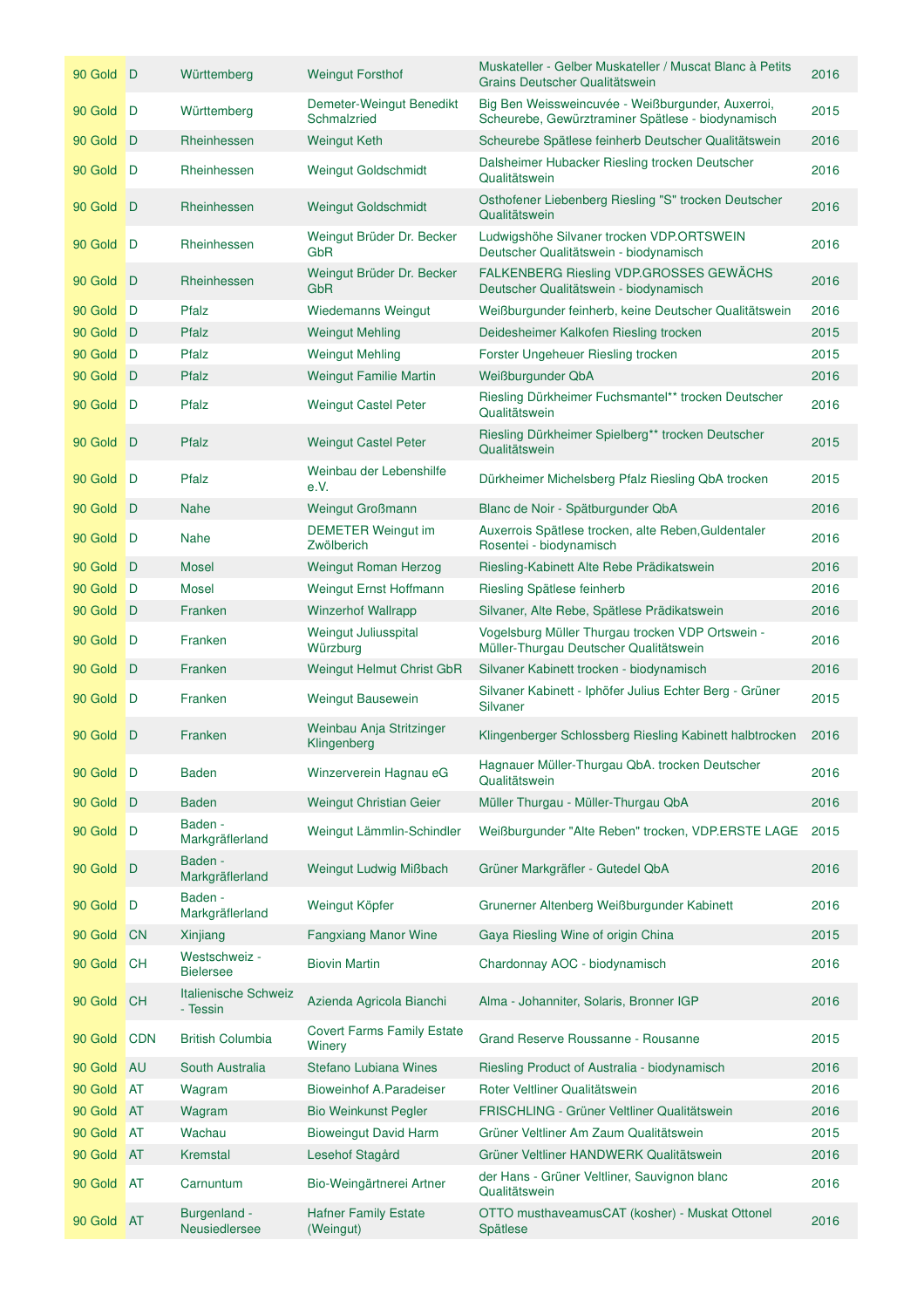| | | | | | |
|---|---|---|---|---|---|
| 90 Gold | D | Württemberg | Weingut Forsthof | Muskateller - Gelber Muskateller / Muscat Blanc à Petits Grains Deutscher Qualitätswein | 2016 |
| 90 Gold | D | Württemberg | Demeter-Weingut Benedikt Schmalzried | Big Ben Weissweincuvée - Weißburgunder, Auxerroi, Scheurebe, Gewürztraminer Spätlese - biodynamisch | 2015 |
| 90 Gold | D | Rheinhessen | Weingut Keth | Scheurebe Spätlese feinherb Deutscher Qualitätswein | 2016 |
| 90 Gold | D | Rheinhessen | Weingut Goldschmidt | Dalsheimer Hubacker Riesling trocken Deutscher Qualitätswein | 2016 |
| 90 Gold | D | Rheinhessen | Weingut Goldschmidt | Osthofener Liebenberg Riesling "S" trocken Deutscher Qualitätswein | 2016 |
| 90 Gold | D | Rheinhessen | Weingut Brüder Dr. Becker GbR | Ludwigshöhe Silvaner trocken VDP.ORTSWEIN Deutscher Qualitätswein - biodynamisch | 2016 |
| 90 Gold | D | Rheinhessen | Weingut Brüder Dr. Becker GbR | FALKENBERG Riesling VDP.GROSSES GEWÄCHS Deutscher Qualitätswein - biodynamisch | 2016 |
| 90 Gold | D | Pfalz | Wiedemanns Weingut | Weißburgunder feinherb, keine Deutscher Qualitätswein | 2016 |
| 90 Gold | D | Pfalz | Weingut Mehling | Deidesheimer Kalkofen Riesling trocken | 2015 |
| 90 Gold | D | Pfalz | Weingut Mehling | Forster Ungeheuer Riesling trocken | 2015 |
| 90 Gold | D | Pfalz | Weingut Familie Martin | Weißburgunder QbA | 2016 |
| 90 Gold | D | Pfalz | Weingut Castel Peter | Riesling Dürkheimer Fuchsmantel** trocken Deutscher Qualitätswein | 2016 |
| 90 Gold | D | Pfalz | Weingut Castel Peter | Riesling Dürkheimer Spielberg** trocken Deutscher Qualitätswein | 2015 |
| 90 Gold | D | Pfalz | Weinbau der Lebenshilfe e.V. | Dürkheimer Michelsberg Pfalz Riesling QbA trocken | 2015 |
| 90 Gold | D | Nahe | Weingut Großmann | Blanc de Noir - Spätburgunder QbA | 2016 |
| 90 Gold | D | Nahe | DEMETER Weingut im Zwölberich | Auxerrois Spätlese trocken, alte Reben,Guldentaler Rosentei - biodynamisch | 2016 |
| 90 Gold | D | Mosel | Weingut Roman Herzog | Riesling-Kabinett Alte Rebe Prädikatswein | 2016 |
| 90 Gold | D | Mosel | Weingut Ernst Hoffmann | Riesling Spätlese feinherb | 2016 |
| 90 Gold | D | Franken | Winzerhof Wallrapp | Silvaner, Alte Rebe, Spätlese Prädikatswein | 2016 |
| 90 Gold | D | Franken | Weingut Juliusspital Würzburg | Vogelsburg Müller Thurgau trocken VDP Ortswein - Müller-Thurgau Deutscher Qualitätswein | 2016 |
| 90 Gold | D | Franken | Weingut Helmut Christ GbR | Silvaner Kabinett trocken - biodynamisch | 2016 |
| 90 Gold | D | Franken | Weingut Bausewein | Silvaner Kabinett - Iphöfer Julius Echter Berg - Grüner Silvaner | 2015 |
| 90 Gold | D | Franken | Weinbau Anja Stritzinger Klingenberg | Klingenberger Schlossberg Riesling Kabinett halbtrocken | 2016 |
| 90 Gold | D | Baden | Winzerverein Hagnau eG | Hagnauer Müller-Thurgau QbA. trocken Deutscher Qualitätswein | 2016 |
| 90 Gold | D | Baden | Weingut Christian Geier | Müller Thurgau - Müller-Thurgau QbA | 2016 |
| 90 Gold | D | Baden - Markgräflerland | Weingut Lämmlin-Schindler | Weißburgunder "Alte Reben" trocken, VDP.ERSTE LAGE | 2015 |
| 90 Gold | D | Baden - Markgräflerland | Weingut Ludwig Mißbach | Grüner Markgräfler - Gutedel QbA | 2016 |
| 90 Gold | D | Baden - Markgräflerland | Weingut Köpfer | Grunerner Altenberg Weißburgunder Kabinett | 2016 |
| 90 Gold | CN | Xinjiang | Fangxiang Manor Wine | Gaya Riesling Wine of origin China | 2015 |
| 90 Gold | CH | Westschweiz - Bielersee | Biovin Martin | Chardonnay AOC - biodynamisch | 2016 |
| 90 Gold | CH | Italienische Schweiz - Tessin | Azienda Agricola Bianchi | Alma - Johanniter, Solaris, Bronner IGP | 2016 |
| 90 Gold | CDN | British Columbia | Covert Farms Family Estate Winery | Grand Reserve Roussanne - Rousanne | 2015 |
| 90 Gold | AU | South Australia | Stefano Lubiana Wines | Riesling Product of Australia - biodynamisch | 2016 |
| 90 Gold | AT | Wagram | Bioweinhof A.Paradeiser | Roter Veltliner Qualitätswein | 2016 |
| 90 Gold | AT | Wagram | Bio Weinkunst Pegler | FRISCHLING - Grüner Veltliner Qualitätswein | 2016 |
| 90 Gold | AT | Wachau | Bioweingut David Harm | Grüner Veltliner Am Zaum Qualitätswein | 2015 |
| 90 Gold | AT | Kremstal | Lesehof Stagård | Grüner Veltliner HANDWERK Qualitätswein | 2016 |
| 90 Gold | AT | Carnuntum | Bio-Weingärtnerei Artner | der Hans - Grüner Veltliner, Sauvignon blanc Qualitätswein | 2016 |
| 90 Gold | AT | Burgenland - Neusiedlersee | Hafner Family Estate (Weingut) | OTTO musthaveamusCAT (kosher) - Muskat Ottonel Spätlese | 2016 |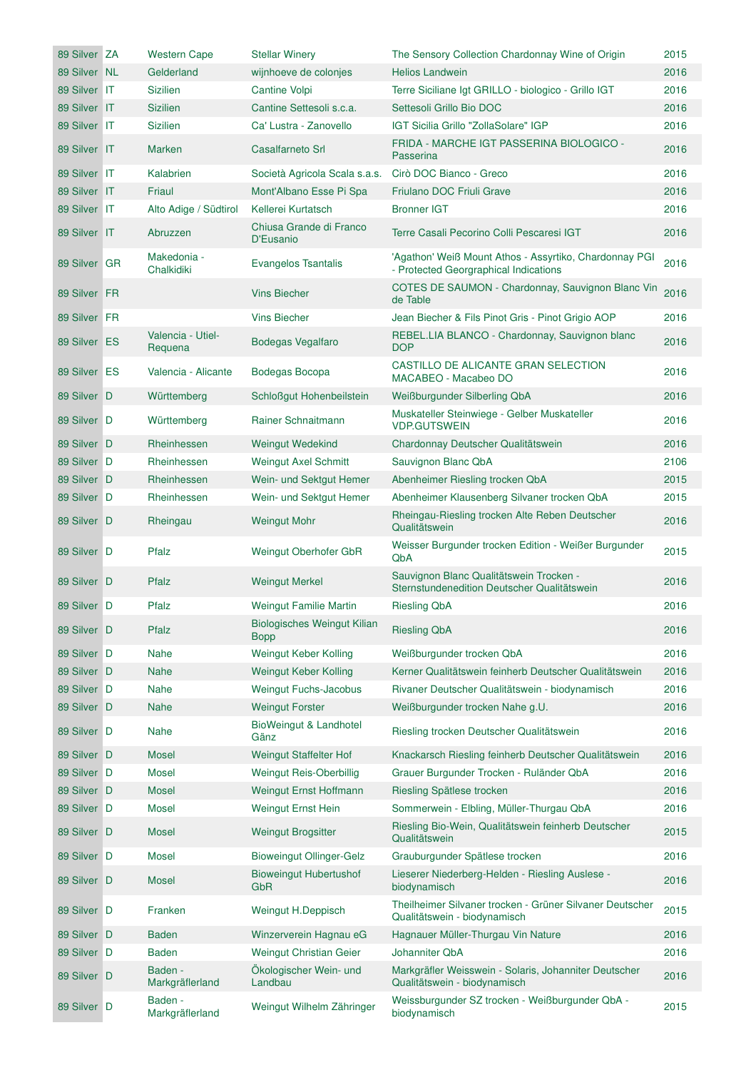| 89 Silver | ZA | Western Cape | Stellar Winery | The Sensory Collection Chardonnay Wine of Origin | 2015 |
|---|---|---|---|---|---|
| 89 Silver | NL | Gelderland | wijnhoeve de colonjes | Helios Landwein | 2016 |
| 89 Silver | IT | Sizilien | Cantine Volpi | Terre Siciliane Igt GRILLO - biologico - Grillo IGT | 2016 |
| 89 Silver | IT | Sizilien | Cantine Settesoli s.c.a. | Settesoli Grillo Bio DOC | 2016 |
| 89 Silver | IT | Sizilien | Ca' Lustra - Zanovello | IGT Sicilia Grillo "ZollaSolare" IGP | 2016 |
| 89 Silver | IT | Marken | Casalfarneto Srl | FRIDA - MARCHE IGT PASSERINA BIOLOGICO - Passerina | 2016 |
| 89 Silver | IT | Kalabrien | Società Agricola Scala s.a.s. | Cirò DOC Bianco - Greco | 2016 |
| 89 Silver | IT | Friaul | Mont'Albano Esse Pi Spa | Friulano DOC Friuli Grave | 2016 |
| 89 Silver | IT | Alto Adige / Südtirol | Kellerei Kurtatsch | Bronner IGT | 2016 |
| 89 Silver | IT | Abruzzen | Chiusa Grande di Franco D'Eusanio | Terre Casali Pecorino Colli Pescaresi IGT | 2016 |
| 89 Silver | GR | Makedonia - Chalkidiki | Evangelos Tsantalis | 'Agathon' Weiß Mount Athos - Assyrtiko, Chardonnay PGI - Protected Georgraphical Indications | 2016 |
| 89 Silver | FR | | Vins Biecher | COTES DE SAUMON - Chardonnay, Sauvignon Blanc Vin de Table | 2016 |
| 89 Silver | FR | | Vins Biecher | Jean Biecher & Fils Pinot Gris - Pinot Grigio AOP | 2016 |
| 89 Silver | ES | Valencia - Utiel-Requena | Bodegas Vegalfaro | REBEL.LIA BLANCO - Chardonnay, Sauvignon blanc DOP | 2016 |
| 89 Silver | ES | Valencia - Alicante | Bodegas Bocopa | CASTILLO DE ALICANTE GRAN SELECTION MACABEO - Macabeo DO | 2016 |
| 89 Silver | D | Württemberg | Schloßgut Hohenbeilstein | Weißburgunder Silberling QbA | 2016 |
| 89 Silver | D | Württemberg | Rainer Schnaitmann | Muskateller Steinwiege - Gelber Muskateller VDP.GUTSWEIN | 2016 |
| 89 Silver | D | Rheinhessen | Weingut Wedekind | Chardonnay Deutscher Qualitätswein | 2016 |
| 89 Silver | D | Rheinhessen | Weingut Axel Schmitt | Sauvignon Blanc QbA | 2106 |
| 89 Silver | D | Rheinhessen | Wein- und Sektgut Hemer | Abenheimer Riesling trocken QbA | 2015 |
| 89 Silver | D | Rheinhessen | Wein- und Sektgut Hemer | Abenheimer Klausenberg Silvaner trocken QbA | 2015 |
| 89 Silver | D | Rheingau | Weingut Mohr | Rheingau-Riesling trocken Alte Reben Deutscher Qualitätswein | 2016 |
| 89 Silver | D | Pfalz | Weingut Oberhofer GbR | Weisser Burgunder trocken Edition - Weißer Burgunder QbA | 2015 |
| 89 Silver | D | Pfalz | Weingut Merkel | Sauvignon Blanc Qualitätswein Trocken - Sternstundenedition Deutscher Qualitätswein | 2016 |
| 89 Silver | D | Pfalz | Weingut Familie Martin | Riesling QbA | 2016 |
| 89 Silver | D | Pfalz | Biologisches Weingut Kilian Bopp | Riesling QbA | 2016 |
| 89 Silver | D | Nahe | Weingut Keber Kolling | Weißburgunder trocken QbA | 2016 |
| 89 Silver | D | Nahe | Weingut Keber Kolling | Kerner Qualitätswein feinherb Deutscher Qualitätswein | 2016 |
| 89 Silver | D | Nahe | Weingut Fuchs-Jacobus | Rivaner Deutscher Qualitätswein - biodynamisch | 2016 |
| 89 Silver | D | Nahe | Weingut Forster | Weißburgunder trocken Nahe g.U. | 2016 |
| 89 Silver | D | Nahe | BioWeingut & Landhotel Gänz | Riesling trocken Deutscher Qualitätswein | 2016 |
| 89 Silver | D | Mosel | Weingut Staffelter Hof | Knackarsch Riesling feinherb Deutscher Qualitätswein | 2016 |
| 89 Silver | D | Mosel | Weingut Reis-Oberbillig | Grauer Burgunder Trocken - Ruländer QbA | 2016 |
| 89 Silver | D | Mosel | Weingut Ernst Hoffmann | Riesling Spätlese trocken | 2016 |
| 89 Silver | D | Mosel | Weingut Ernst Hein | Sommerwein - Elbling, Müller-Thurgau QbA | 2016 |
| 89 Silver | D | Mosel | Weingut Brogsitter | Riesling Bio-Wein, Qualitätswein feinherb Deutscher Qualitätswein | 2015 |
| 89 Silver | D | Mosel | Bioweingut Ollinger-Gelz | Grauburgunder Spätlese trocken | 2016 |
| 89 Silver | D | Mosel | Bioweingut Hubertushof GbR | Lieserer Niederberg-Helden - Riesling Auslese - biodynamisch | 2016 |
| 89 Silver | D | Franken | Weingut H.Deppisch | Theilheimer Silvaner trocken - Grüner Silvaner Deutscher Qualitätswein - biodynamisch | 2015 |
| 89 Silver | D | Baden | Winzerverein Hagnau eG | Hagnauer Müller-Thurgau Vin Nature | 2016 |
| 89 Silver | D | Baden | Weingut Christian Geier | Johanniter QbA | 2016 |
| 89 Silver | D | Baden - Markgräflerland | Ökologischer Wein- und Landbau | Markgräfler Weisswein - Solaris, Johanniter Deutscher Qualitätswein - biodynamisch | 2016 |
| 89 Silver | D | Baden - Markgräflerland | Weingut Wilhelm Zähringer | Weissburgunder SZ trocken - Weißburgunder QbA - biodynamisch | 2015 |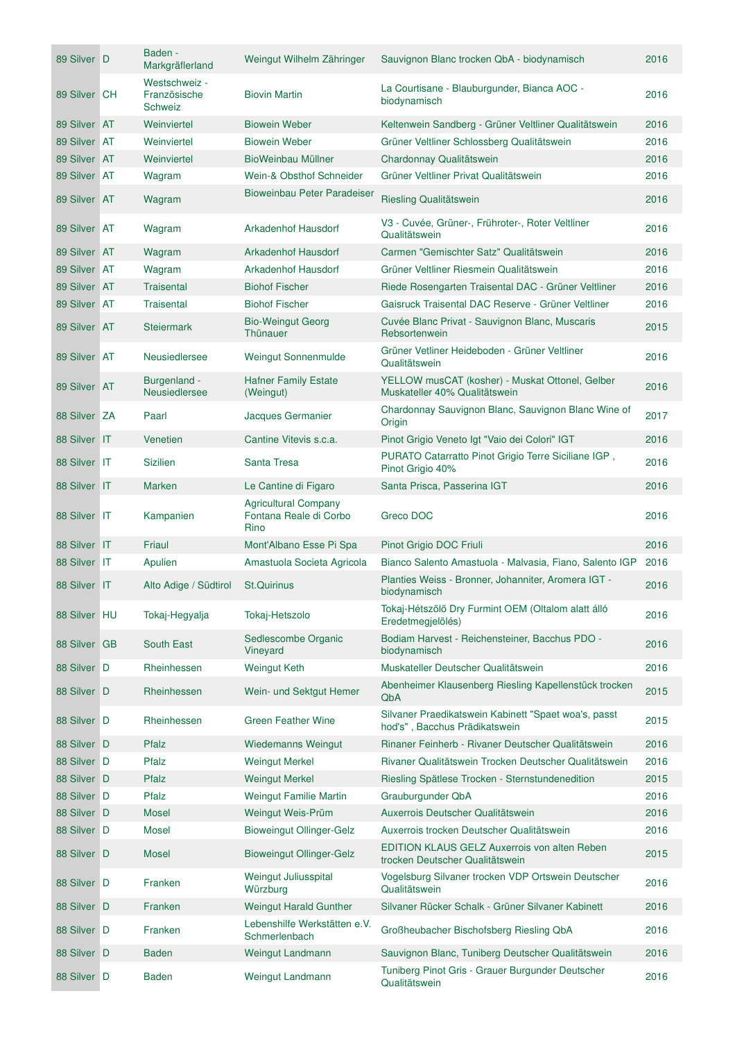| | | | | | |
|---|---|---|---|---|---|
| 89 Silver | D | Baden - Markgräflerland | Weingut Wilhelm Zähringer | Sauvignon Blanc trocken QbA - biodynamisch | 2016 |
| 89 Silver | CH | Westschweiz - Französische Schweiz | Biovin Martin | La Courtisane - Blauburgunder, Bianca AOC - biodynamisch | 2016 |
| 89 Silver | AT | Weinviertel | Biowein Weber | Keltenwein Sandberg - Grüner Veltliner Qualitätswein | 2016 |
| 89 Silver | AT | Weinviertel | Biowein Weber | Grüner Veltliner Schlossberg Qualitätswein | 2016 |
| 89 Silver | AT | Weinviertel | BioWeinbau Müllner | Chardonnay Qualitätswein | 2016 |
| 89 Silver | AT | Wagram | Wein-& Obsthof Schneider | Grüner Veltliner Privat Qualitätswein | 2016 |
| 89 Silver | AT | Wagram | Bioweinbau Peter Paradeiser | Riesling Qualitätswein | 2016 |
| 89 Silver | AT | Wagram | Arkadenhof Hausdorf | V3 - Cuvée, Grüner-, Frühroter-, Roter Veltliner Qualitätswein | 2016 |
| 89 Silver | AT | Wagram | Arkadenhof Hausdorf | Carmen "Gemischter Satz" Qualitätswein | 2016 |
| 89 Silver | AT | Wagram | Arkadenhof Hausdorf | Grüner Veltliner Riesmein Qualitätswein | 2016 |
| 89 Silver | AT | Traisental | Biohof Fischer | Riede Rosengarten Traisental DAC - Grüner Veltliner | 2016 |
| 89 Silver | AT | Traisental | Biohof Fischer | Gaisruck Traisental DAC Reserve - Grüner Veltliner | 2016 |
| 89 Silver | AT | Steiermark | Bio-Weingut Georg Thünauer | Cuvée Blanc Privat - Sauvignon Blanc, Muscaris Rebsortenwein | 2015 |
| 89 Silver | AT | Neusiedlersee | Weingut Sonnenmulde | Grüner Vetliner Heideboden - Grüner Veltliner Qualitätswein | 2016 |
| 89 Silver | AT | Burgenland - Neusiedlersee | Hafner Family Estate (Weingut) | YELLOW musCAT (kosher) - Muskat Ottonel, Gelber Muskateller 40% Qualitätswein | 2016 |
| 88 Silver | ZA | Paarl | Jacques Germanier | Chardonnay Sauvignon Blanc, Sauvignon Blanc Wine of Origin | 2017 |
| 88 Silver | IT | Venetien | Cantine Vitevis s.c.a. | Pinot Grigio Veneto Igt "Vaio dei Colori" IGT | 2016 |
| 88 Silver | IT | Sizilien | Santa Tresa | PURATO Catarratto Pinot Grigio Terre Siciliane IGP , Pinot Grigio 40% | 2016 |
| 88 Silver | IT | Marken | Le Cantine di Figaro | Santa Prisca, Passerina IGT | 2016 |
| 88 Silver | IT | Kampanien | Agricultural Company Fontana Reale di Corbo Rino | Greco DOC | 2016 |
| 88 Silver | IT | Friaul | Mont'Albano Esse Pi Spa | Pinot Grigio DOC Friuli | 2016 |
| 88 Silver | IT | Apulien | Amastuola Societa Agricola | Bianco Salento Amastuola - Malvasia, Fiano, Salento IGP | 2016 |
| 88 Silver | IT | Alto Adige / Südtirol | St.Quirinus | Planties Weiss - Bronner, Johanniter, Aromera IGT - biodynamisch | 2016 |
| 88 Silver | HU | Tokaj-Hegyalja | Tokaj-Hetszolo | Tokaj-Hétszőlő Dry Furmint OEM (Oltalom alatt álló Eredetmegjelölés) | 2016 |
| 88 Silver | GB | South East | Sedlescombe Organic Vineyard | Bodiam Harvest - Reichensteiner, Bacchus PDO - biodynamisch | 2016 |
| 88 Silver | D | Rheinhessen | Weingut Keth | Muskateller Deutscher Qualitätswein | 2016 |
| 88 Silver | D | Rheinhessen | Wein- und Sektgut Hemer | Abenheimer Klausenberg Riesling Kapellenstück trocken QbA | 2015 |
| 88 Silver | D | Rheinhessen | Green Feather Wine | Silvaner Praedikatswein Kabinett "Spaet woa's, passt hod's" , Bacchus Prädikatswein | 2015 |
| 88 Silver | D | Pfalz | Wiedemanns Weingut | Rinaner Feinherb - Rivaner Deutscher Qualitätswein | 2016 |
| 88 Silver | D | Pfalz | Weingut Merkel | Rivaner Qualitätswein Trocken Deutscher Qualitätswein | 2016 |
| 88 Silver | D | Pfalz | Weingut Merkel | Riesling Spätlese Trocken - Sternstundenedition | 2015 |
| 88 Silver | D | Pfalz | Weingut Familie Martin | Grauburgunder QbA | 2016 |
| 88 Silver | D | Mosel | Weingut Weis-Prüm | Auxerrois Deutscher Qualitätswein | 2016 |
| 88 Silver | D | Mosel | Bioweingut Ollinger-Gelz | Auxerrois trocken Deutscher Qualitätswein | 2016 |
| 88 Silver | D | Mosel | Bioweingut Ollinger-Gelz | EDITION KLAUS GELZ Auxerrois von alten Reben trocken Deutscher Qualitätswein | 2015 |
| 88 Silver | D | Franken | Weingut Juliusspital Würzburg | Vogelsburg Silvaner trocken VDP Ortswein Deutscher Qualitätswein | 2016 |
| 88 Silver | D | Franken | Weingut Harald Gunther | Silvaner Rücker Schalk - Grüner Silvaner Kabinett | 2016 |
| 88 Silver | D | Franken | Lebenshilfe Werkstätten e.V. Schmerlenbach | Großheubacher Bischofsberg Riesling QbA | 2016 |
| 88 Silver | D | Baden | Weingut Landmann | Sauvignon Blanc, Tuniberg Deutscher Qualitätswein | 2016 |
| 88 Silver | D | Baden | Weingut Landmann | Tuniberg Pinot Gris - Grauer Burgunder Deutscher Qualitätswein | 2016 |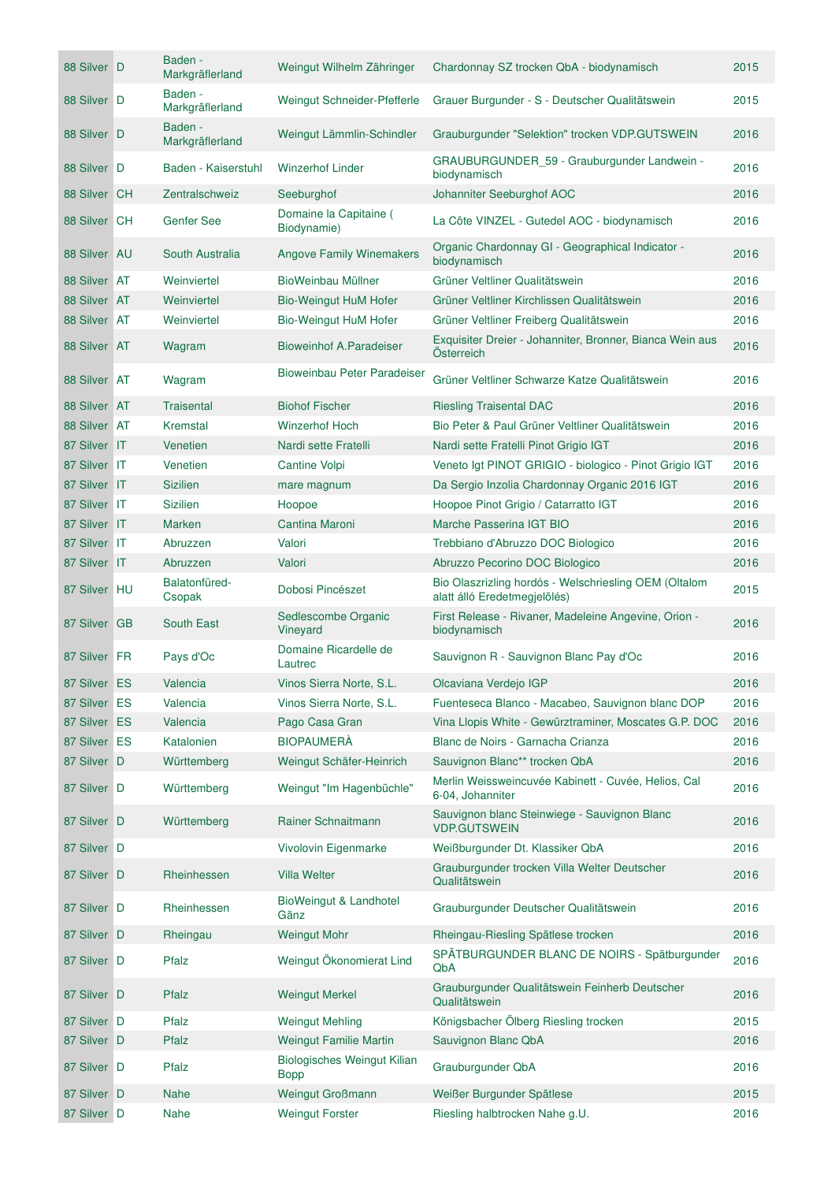| | | | | | |
|---|---|---|---|---|---|
| 88 Silver | D | Baden - Markgräflerland | Weingut Wilhelm Zähringer | Chardonnay SZ trocken QbA - biodynamisch | 2015 |
| 88 Silver | D | Baden - Markgräflerland | Weingut Schneider-Pfefferle | Grauer Burgunder - S - Deutscher Qualitätswein | 2015 |
| 88 Silver | D | Baden - Markgräflerland | Weingut Lämmlin-Schindler | Grauburgunder "Selektion" trocken VDP.GUTSWEIN | 2016 |
| 88 Silver | D | Baden - Kaiserstuhl | Winzerhof Linder | GRAUBURGUNDER_59 - Grauburgunder Landwein - biodynamisch | 2016 |
| 88 Silver | CH | Zentralschweiz | Seeburghof | Johanniter Seeburghof AOC | 2016 |
| 88 Silver | CH | Genfer See | Domaine la Capitaine ( Biodynamie) | La Côte VINZEL - Gutedel AOC - biodynamisch | 2016 |
| 88 Silver | AU | South Australia | Angove Family Winemakers | Organic Chardonnay GI - Geographical Indicator - biodynamisch | 2016 |
| 88 Silver | AT | Weinviertel | BioWeinbau Müllner | Grüner Veltliner Qualitätswein | 2016 |
| 88 Silver | AT | Weinviertel | Bio-Weingut HuM Hofer | Grüner Veltliner Kirchlissen Qualitätswein | 2016 |
| 88 Silver | AT | Weinviertel | Bio-Weingut HuM Hofer | Grüner Veltliner Freiberg Qualitätswein | 2016 |
| 88 Silver | AT | Wagram | Bioweinhof A.Paradeiser | Exquisiter Dreier - Johanniter, Bronner, Bianca Wein aus Österreich | 2016 |
| 88 Silver | AT | Wagram | Bioweinbau Peter Paradeiser | Grüner Veltliner Schwarze Katze Qualitätswein | 2016 |
| 88 Silver | AT | Traisental | Biohof Fischer | Riesling Traisental DAC | 2016 |
| 88 Silver | AT | Kremstal | Winzerhof Hoch | Bio Peter & Paul Grüner Veltliner Qualitätswein | 2016 |
| 87 Silver | IT | Venetien | Nardi sette Fratelli | Nardi sette Fratelli Pinot Grigio IGT | 2016 |
| 87 Silver | IT | Venetien | Cantine Volpi | Veneto Igt PINOT GRIGIO - biologico - Pinot Grigio IGT | 2016 |
| 87 Silver | IT | Sizilien | mare magnum | Da Sergio Inzolia Chardonnay Organic 2016 IGT | 2016 |
| 87 Silver | IT | Sizilien | Hoopoe | Hoopoe Pinot Grigio / Catarratto IGT | 2016 |
| 87 Silver | IT | Marken | Cantina Maroni | Marche Passerina IGT BIO | 2016 |
| 87 Silver | IT | Abruzzen | Valori | Trebbiano d'Abruzzo DOC Biologico | 2016 |
| 87 Silver | IT | Abruzzen | Valori | Abruzzo Pecorino DOC Biologico | 2016 |
| 87 Silver | HU | Balatonfüred-Csopak | Dobosi Pincészet | Bio Olaszrizling hordós - Welschriesling OEM (Oltalom alatt álló Eredetmegjelölés) | 2015 |
| 87 Silver | GB | South East | Sedlescombe Organic Vineyard | First Release - Rivaner, Madeleine Angevine, Orion - biodynamisch | 2016 |
| 87 Silver | FR | Pays d'Oc | Domaine Ricardelle de Lautrec | Sauvignon R - Sauvignon Blanc Pay d'Oc | 2016 |
| 87 Silver | ES | Valencia | Vinos Sierra Norte, S.L. | Olcaviana Verdejo IGP | 2016 |
| 87 Silver | ES | Valencia | Vinos Sierra Norte, S.L. | Fuenteseca Blanco - Macabeo, Sauvignon blanc DOP | 2016 |
| 87 Silver | ES | Valencia | Pago Casa Gran | Vina Llopis White - Gewürztraminer, Moscates G.P. DOC | 2016 |
| 87 Silver | ES | Katalonien | BIOPAUMERÀ | Blanc de Noirs - Garnacha Crianza | 2016 |
| 87 Silver | D | Württemberg | Weingut Schäfer-Heinrich | Sauvignon Blanc** trocken QbA | 2016 |
| 87 Silver | D | Württemberg | Weingut "Im Hagenbüchle" | Merlin Weissweincuvée Kabinett - Cuvée, Helios, Cal 6-04, Johanniter | 2016 |
| 87 Silver | D | Württemberg | Rainer Schnaitmann | Sauvignon blanc Steinwiege - Sauvignon Blanc VDP.GUTSWEIN | 2016 |
| 87 Silver | D | | Vivolovin Eigenmarke | Weißburgunder Dt. Klassiker QbA | 2016 |
| 87 Silver | D | Rheinhessen | Villa Welter | Grauburgunder trocken Villa Welter Deutscher Qualitätswein | 2016 |
| 87 Silver | D | Rheinhessen | BioWeingut & Landhotel Gänz | Grauburgunder Deutscher Qualitätswein | 2016 |
| 87 Silver | D | Rheingau | Weingut Mohr | Rheingau-Riesling Spätlese trocken | 2016 |
| 87 Silver | D | Pfalz | Weingut Ökonomierat Lind | SPÄTBURGUNDER BLANC DE NOIRS - Spätburgunder QbA | 2016 |
| 87 Silver | D | Pfalz | Weingut Merkel | Grauburgunder Qualitätswein Feinherb Deutscher Qualitätswein | 2016 |
| 87 Silver | D | Pfalz | Weingut Mehling | Königsbacher Ölberg Riesling trocken | 2015 |
| 87 Silver | D | Pfalz | Weingut Familie Martin | Sauvignon Blanc QbA | 2016 |
| 87 Silver | D | Pfalz | Biologisches Weingut Kilian Bopp | Grauburgunder QbA | 2016 |
| 87 Silver | D | Nahe | Weingut Großmann | Weißer Burgunder Spätlese | 2015 |
| 87 Silver | D | Nahe | Weingut Forster | Riesling halbtrocken Nahe g.U. | 2016 |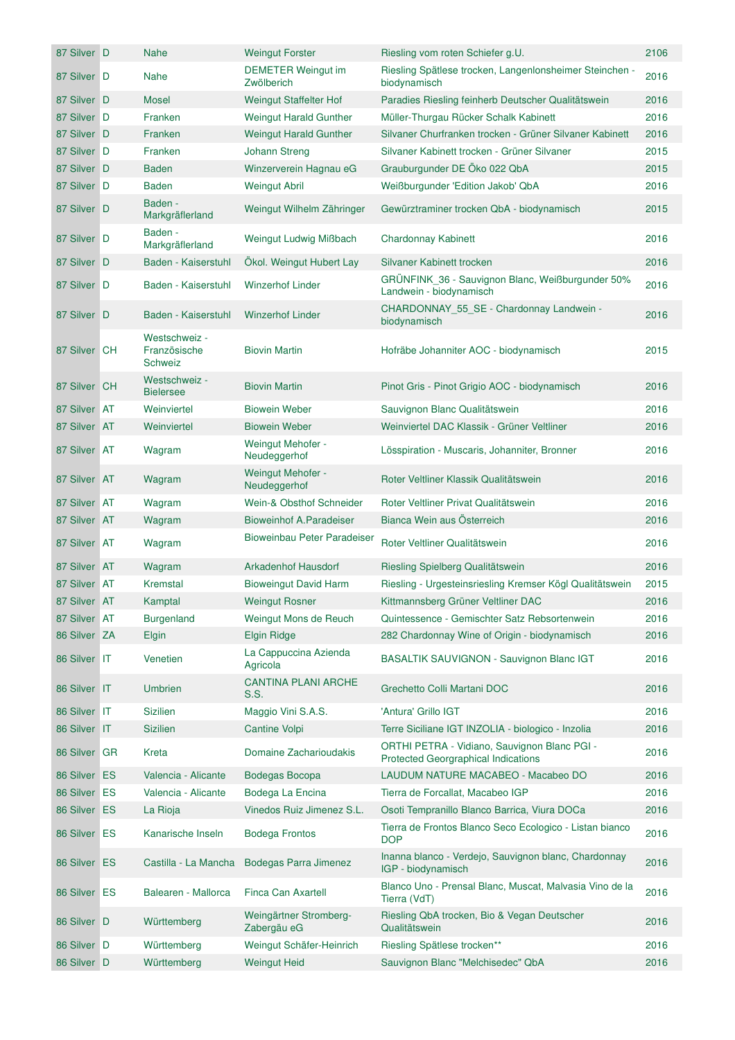| | | | | | |
|---|---|---|---|---|---|
| 87 Silver | D | Nahe | Weingut Forster | Riesling vom roten Schiefer g.U. | 2106 |
| 87 Silver | D | Nahe | DEMETER Weingut im Zwölberich | Riesling Spätlese trocken, Langenlonsheimer Steinchen - biodynamisch | 2016 |
| 87 Silver | D | Mosel | Weingut Staffelter Hof | Paradies Riesling feinherb Deutscher Qualitätswein | 2016 |
| 87 Silver | D | Franken | Weingut Harald Gunther | Müller-Thurgau Rücker Schalk Kabinett | 2016 |
| 87 Silver | D | Franken | Weingut Harald Gunther | Silvaner Churfranken trocken - Grüner Silvaner Kabinett | 2016 |
| 87 Silver | D | Franken | Johann Streng | Silvaner Kabinett trocken - Grüner Silvaner | 2015 |
| 87 Silver | D | Baden | Winzerverein Hagnau eG | Grauburgunder DE Öko 022 QbA | 2015 |
| 87 Silver | D | Baden | Weingut Abril | Weißburgunder 'Edition Jakob' QbA | 2016 |
| 87 Silver | D | Baden - Markgräflerland | Weingut Wilhelm Zähringer | Gewürztraminer trocken QbA - biodynamisch | 2015 |
| 87 Silver | D | Baden - Markgräflerland | Weingut Ludwig Mißbach | Chardonnay Kabinett | 2016 |
| 87 Silver | D | Baden - Kaiserstuhl | Ökol. Weingut Hubert Lay | Silvaner Kabinett trocken | 2016 |
| 87 Silver | D | Baden - Kaiserstuhl | Winzerhof Linder | GRÜNFINK_36 - Sauvignon Blanc, Weißburgunder 50% Landwein - biodynamisch | 2016 |
| 87 Silver | D | Baden - Kaiserstuhl | Winzerhof Linder | CHARDONNAY_55_SE - Chardonnay Landwein - biodynamisch | 2016 |
| 87 Silver | CH | Westschweiz - Französische Schweiz | Biovin Martin | Hofräbe Johanniter AOC - biodynamisch | 2015 |
| 87 Silver | CH | Westschweiz - Bielersee | Biovin Martin | Pinot Gris - Pinot Grigio AOC - biodynamisch | 2016 |
| 87 Silver | AT | Weinviertel | Biowein Weber | Sauvignon Blanc Qualitätswein | 2016 |
| 87 Silver | AT | Weinviertel | Biowein Weber | Weinviertel DAC Klassik - Grüner Veltliner | 2016 |
| 87 Silver | AT | Wagram | Weingut Mehofer - Neudeggerhof | Lösspiration - Muscaris, Johanniter, Bronner | 2016 |
| 87 Silver | AT | Wagram | Weingut Mehofer - Neudeggerhof | Roter Veltliner Klassik Qualitätswein | 2016 |
| 87 Silver | AT | Wagram | Wein-& Obsthof Schneider | Roter Veltliner Privat Qualitätswein | 2016 |
| 87 Silver | AT | Wagram | Bioweinhof A.Paradeiser | Bianca Wein aus Österreich | 2016 |
| 87 Silver | AT | Wagram | Bioweinbau Peter Paradeiser | Roter Veltliner Qualitätswein | 2016 |
| 87 Silver | AT | Wagram | Arkadenhof Hausdorf | Riesling Spielberg Qualitätswein | 2016 |
| 87 Silver | AT | Kremstal | Bioweingut David Harm | Riesling - Urgesteinsriesling Kremser Kögl Qualitätswein | 2015 |
| 87 Silver | AT | Kamptal | Weingut Rosner | Kittmannsberg Grüner Veltliner DAC | 2016 |
| 87 Silver | AT | Burgenland | Weingut Mons de Reuch | Quintessence - Gemischter Satz Rebsortenwein | 2016 |
| 86 Silver | ZA | Elgin | Elgin Ridge | 282 Chardonnay Wine of Origin - biodynamisch | 2016 |
| 86 Silver | IT | Venetien | La Cappuccina Azienda Agricola | BASALTIK SAUVIGNON - Sauvignon Blanc IGT | 2016 |
| 86 Silver | IT | Umbrien | CANTINA PLANI ARCHE S.S. | Grechetto Colli Martani DOC | 2016 |
| 86 Silver | IT | Sizilien | Maggio Vini S.A.S. | 'Antura' Grillo IGT | 2016 |
| 86 Silver | IT | Sizilien | Cantine Volpi | Terre Siciliane IGT INZOLIA - biologico - Inzolia | 2016 |
| 86 Silver | GR | Kreta | Domaine Zacharioudakis | ORTHI PETRA - Vidiano, Sauvignon Blanc PGI - Protected Georgraphical Indications | 2016 |
| 86 Silver | ES | Valencia - Alicante | Bodegas Bocopa | LAUDUM NATURE MACABEO - Macabeo DO | 2016 |
| 86 Silver | ES | Valencia - Alicante | Bodega La Encina | Tierra de Forcallat, Macabeo IGP | 2016 |
| 86 Silver | ES | La Rioja | Vinedos Ruiz Jimenez S.L. | Osoti Tempranillo Blanco Barrica, Viura DOCa | 2016 |
| 86 Silver | ES | Kanarische Inseln | Bodega Frontos | Tierra de Frontos Blanco Seco Ecologico - Listan bianco DOP | 2016 |
| 86 Silver | ES | Castilla - La Mancha | Bodegas Parra Jimenez | Inanna blanco - Verdejo, Sauvignon blanc, Chardonnay IGP - biodynamisch | 2016 |
| 86 Silver | ES | Balearen - Mallorca | Finca Can Axartell | Blanco Uno - Prensal Blanc, Muscat, Malvasia Vino de la Tierra (VdT) | 2016 |
| 86 Silver | D | Württemberg | Weingärtner Stromberg-Zabergäu eG | Riesling QbA trocken, Bio & Vegan Deutscher Qualitätswein | 2016 |
| 86 Silver | D | Württemberg | Weingut Schäfer-Heinrich | Riesling Spätlese trocken** | 2016 |
| 86 Silver | D | Württemberg | Weingut Heid | Sauvignon Blanc "Melchisedec" QbA | 2016 |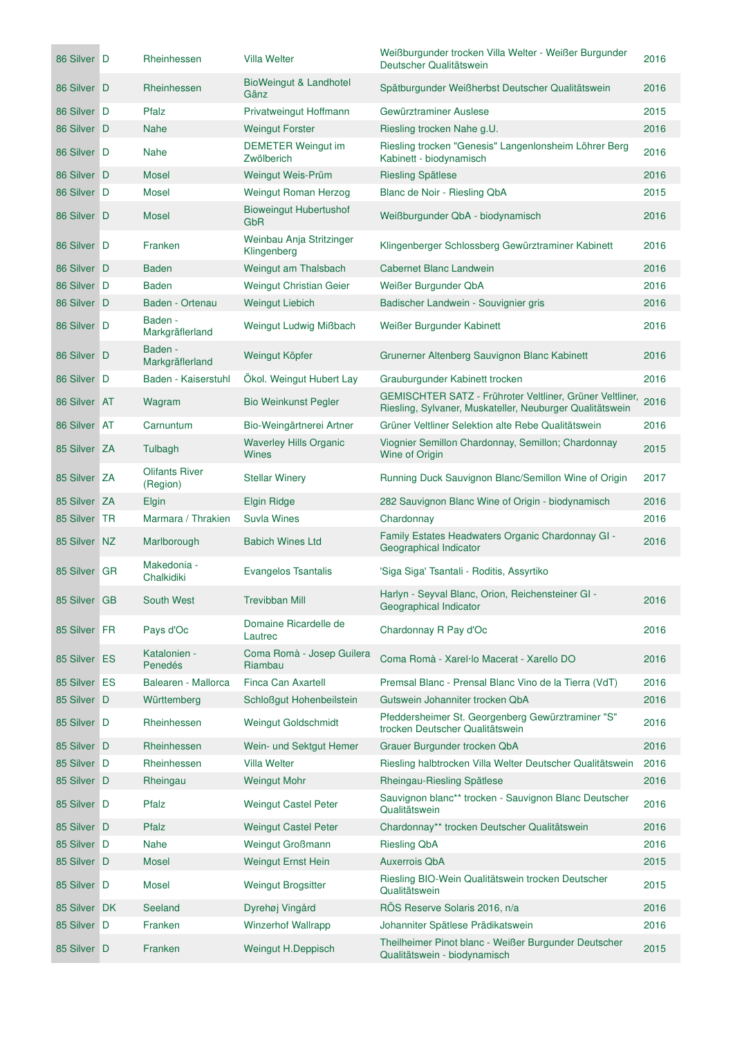| | | | | | | |
|---|---|---|---|---|---|---|
| 86 | Silver | D | Rheinhessen | Villa Welter | Weißburgunder trocken Villa Welter - Weißer Burgunder Deutscher Qualitätswein | 2016 |
| 86 | Silver | D | Rheinhessen | BioWeingut & Landhotel Gänz | Spätburgunder Weißherbst Deutscher Qualitätswein | 2016 |
| 86 | Silver | D | Pfalz | Privatweingut Hoffmann | Gewürztraminer Auslese | 2015 |
| 86 | Silver | D | Nahe | Weingut Forster | Riesling trocken Nahe g.U. | 2016 |
| 86 | Silver | D | Nahe | DEMETER Weingut im Zwölberich | Riesling trocken "Genesis" Langenlonsheim Löhrer Berg Kabinett - biodynamisch | 2016 |
| 86 | Silver | D | Mosel | Weingut Weis-Prüm | Riesling Spätlese | 2016 |
| 86 | Silver | D | Mosel | Weingut Roman Herzog | Blanc de Noir - Riesling QbA | 2015 |
| 86 | Silver | D | Mosel | Bioweingut Hubertushof GbR | Weißburgunder QbA - biodynamisch | 2016 |
| 86 | Silver | D | Franken | Weinbau Anja Stritzinger Klingenberg | Klingenberger Schlossberg Gewürztraminer Kabinett | 2016 |
| 86 | Silver | D | Baden | Weingut am Thalsbach | Cabernet Blanc Landwein | 2016 |
| 86 | Silver | D | Baden | Weingut Christian Geier | Weißer Burgunder QbA | 2016 |
| 86 | Silver | D | Baden - Ortenau | Weingut Liebich | Badischer Landwein - Souvignier gris | 2016 |
| 86 | Silver | D | Baden - Markgräflerland | Weingut Ludwig Mißbach | Weißer Burgunder Kabinett | 2016 |
| 86 | Silver | D | Baden - Markgräflerland | Weingut Köpfer | Grunerner Altenberg Sauvignon Blanc Kabinett | 2016 |
| 86 | Silver | D | Baden - Kaiserstuhl | Ökol. Weingut Hubert Lay | Grauburgunder Kabinett trocken | 2016 |
| 86 | Silver | AT | Wagram | Bio Weinkunst Pegler | GEMISCHTER SATZ - Frühroter Veltliner, Grüner Veltliner, Riesling, Sylvaner, Muskateller, Neuburger Qualitätswein | 2016 |
| 86 | Silver | AT | Carnuntum | Bio-Weingärtnerei Artner | Grüner Veltliner Selektion alte Rebe Qualitätswein | 2016 |
| 85 | Silver | ZA | Tulbagh | Waverley Hills Organic Wines | Viognier Semillon Chardonnay, Semillon; Chardonnay Wine of Origin | 2015 |
| 85 | Silver | ZA | Olifants River (Region) | Stellar Winery | Running Duck Sauvignon Blanc/Semillon Wine of Origin | 2017 |
| 85 | Silver | ZA | Elgin | Elgin Ridge | 282 Sauvignon Blanc Wine of Origin - biodynamisch | 2016 |
| 85 | Silver | TR | Marmara / Thrakien | Suvla Wines | Chardonnay | 2016 |
| 85 | Silver | NZ | Marlborough | Babich Wines Ltd | Family Estates Headwaters Organic Chardonnay GI - Geographical Indicator | 2016 |
| 85 | Silver | GR | Makedonia - Chalkidiki | Evangelos Tsantalis | 'Siga Siga' Tsantali - Roditis, Assyrtiko | |
| 85 | Silver | GB | South West | Trevibban Mill | Harlyn - Seyval Blanc, Orion, Reichensteiner GI - Geographical Indicator | 2016 |
| 85 | Silver | FR | Pays d'Oc | Domaine Ricardelle de Lautrec | Chardonnay R Pay d'Oc | 2016 |
| 85 | Silver | ES | Katalonien - Penedés | Coma Romà - Josep Guilera Riambau | Coma Romà - Xarel·lo Macerat - Xarello DO | 2016 |
| 85 | Silver | ES | Balearen - Mallorca | Finca Can Axartell | Premsal Blanc - Prensal Blanc Vino de la Tierra (VdT) | 2016 |
| 85 | Silver | D | Württemberg | Schloßgut Hohenbeilstein | Gutswein Johanniter trocken QbA | 2016 |
| 85 | Silver | D | Rheinhessen | Weingut Goldschmidt | Pfeddersheimer St. Georgenberg Gewürztraminer "S" trocken Deutscher Qualitätswein | 2016 |
| 85 | Silver | D | Rheinhessen | Wein- und Sektgut Hemer | Grauer Burgunder trocken QbA | 2016 |
| 85 | Silver | D | Rheinhessen | Villa Welter | Riesling halbtrocken Villa Welter Deutscher Qualitätswein | 2016 |
| 85 | Silver | D | Rheingau | Weingut Mohr | Rheingau-Riesling Spätlese | 2016 |
| 85 | Silver | D | Pfalz | Weingut Castel Peter | Sauvignon blanc** trocken - Sauvignon Blanc Deutscher Qualitätswein | 2016 |
| 85 | Silver | D | Pfalz | Weingut Castel Peter | Chardonnay** trocken Deutscher Qualitätswein | 2016 |
| 85 | Silver | D | Nahe | Weingut Großmann | Riesling QbA | 2016 |
| 85 | Silver | D | Mosel | Weingut Ernst Hein | Auxerrois QbA | 2015 |
| 85 | Silver | D | Mosel | Weingut Brogsitter | Riesling BIO-Wein Qualitätswein trocken Deutscher Qualitätswein | 2015 |
| 85 | Silver | DK | Seeland | Dyrehøj Vingård | RÖS Reserve Solaris 2016, n/a | 2016 |
| 85 | Silver | D | Franken | Winzerhof Wallrapp | Johanniter Spätlese Prädikatswein | 2016 |
| 85 | Silver | D | Franken | Weingut H.Deppisch | Theilheimer Pinot blanc - Weißer Burgunder Deutscher Qualitätswein - biodynamisch | 2015 |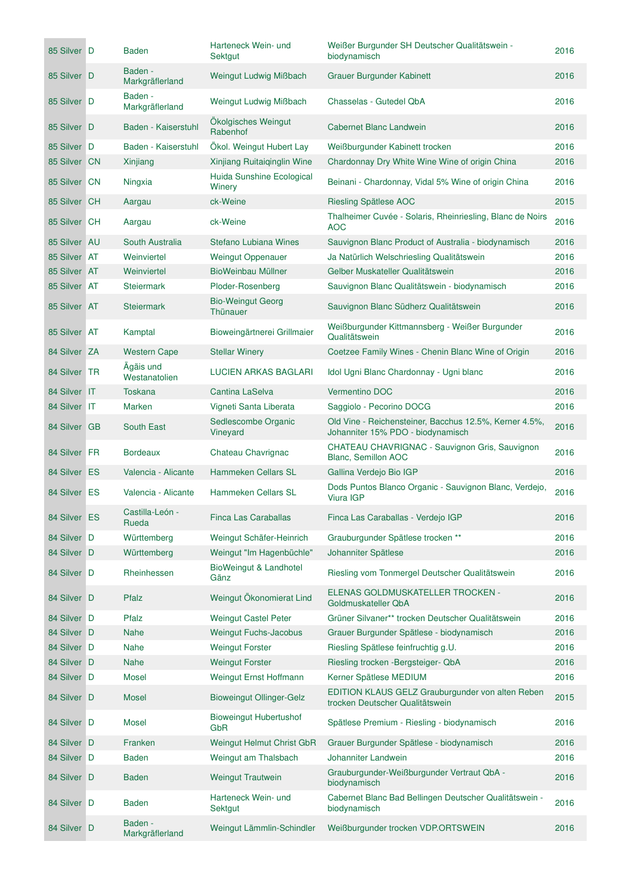| | | | | | | |
|---|---|---|---|---|---|---|
| 85 | Silver | D | Baden | Harteneck Wein- und Sektgut | Weißer Burgunder SH Deutscher Qualitätswein - biodynamisch | 2016 |
| 85 | Silver | D | Baden - Markgräflerland | Weingut Ludwig Mißbach | Grauer Burgunder Kabinett | 2016 |
| 85 | Silver | D | Baden - Markgräflerland | Weingut Ludwig Mißbach | Chasselas - Gutedel QbA | 2016 |
| 85 | Silver | D | Baden - Kaiserstuhl | Ökolgisches Weingut Rabenhof | Cabernet Blanc Landwein | 2016 |
| 85 | Silver | D | Baden - Kaiserstuhl | Ökol. Weingut Hubert Lay | Weißburgunder Kabinett trocken | 2016 |
| 85 | Silver | CN | Xinjiang | Xinjiang Ruitaiqinglin Wine | Chardonnay Dry White Wine of origin China | 2016 |
| 85 | Silver | CN | Ningxia | Huida Sunshine Ecological Winery | Beinani - Chardonnay, Vidal 5% Wine of origin China | 2016 |
| 85 | Silver | CH | Aargau | ck-Weine | Riesling Spätlese AOC | 2015 |
| 85 | Silver | CH | Aargau | ck-Weine | Thalheimer Cuvée - Solaris, Rheinriesling, Blanc de Noirs AOC | 2016 |
| 85 | Silver | AU | South Australia | Stefano Lubiana Wines | Sauvignon Blanc Product of Australia - biodynamisch | 2016 |
| 85 | Silver | AT | Weinviertel | Weingut Oppenauer | Ja Natürlich Welschriesling Qualitätswein | 2016 |
| 85 | Silver | AT | Weinviertel | BioWeinbau Müllner | Gelber Muskateller Qualitätswein | 2016 |
| 85 | Silver | AT | Steiermark | Ploder-Rosenberg | Sauvignon Blanc Qualitätswein - biodynamisch | 2016 |
| 85 | Silver | AT | Steiermark | Bio-Weingut Georg Thünauer | Sauvignon Blanc Südherz Qualitätswein | 2016 |
| 85 | Silver | AT | Kamptal | Bioweingärtnerei Grillmaier | Weißburgunder Kittmannsberg - Weißer Burgunder Qualitätswein | 2016 |
| 84 | Silver | ZA | Western Cape | Stellar Winery | Coetzee Family Wines - Chenin Blanc Wine of Origin | 2016 |
| 84 | Silver | TR | Ägäis und Westanatolien | LUCIEN ARKAS BAGLARI | Idol Ugni Blanc Chardonnay - Ugni blanc | 2016 |
| 84 | Silver | IT | Toskana | Cantina LaSelva | Vermentino DOC | 2016 |
| 84 | Silver | IT | Marken | Vigneti Santa Liberata | Saggiolo - Pecorino DOCG | 2016 |
| 84 | Silver | GB | South East | Sedlescombe Organic Vineyard | Old Vine - Reichensteiner, Bacchus 12.5%, Kerner 4.5%, Johanniter 15% PDO - biodynamisch | 2016 |
| 84 | Silver | FR | Bordeaux | Chateau Chavrignac | CHATEAU CHAVRIGNAC - Sauvignon Gris, Sauvignon Blanc, Semillon AOC | 2016 |
| 84 | Silver | ES | Valencia - Alicante | Hammeken Cellars SL | Gallina Verdejo Bio IGP | 2016 |
| 84 | Silver | ES | Valencia - Alicante | Hammeken Cellars SL | Dods Puntos Blanco Organic - Sauvignon Blanc, Verdejo, Viura IGP | 2016 |
| 84 | Silver | ES | Castilla-León - Rueda | Finca Las Caraballas | Finca Las Caraballas - Verdejo IGP | 2016 |
| 84 | Silver | D | Württemberg | Weingut Schäfer-Heinrich | Grauburgunder Spätlese trocken ** | 2016 |
| 84 | Silver | D | Württemberg | Weingut "Im Hagenbüchle" | Johanniter Spätlese | 2016 |
| 84 | Silver | D | Rheinhessen | BioWeingut & Landhotel Gänz | Riesling vom Tonmergel Deutscher Qualitätswein | 2016 |
| 84 | Silver | D | Pfalz | Weingut Ökonomierat Lind | ELENAS GOLDMUSKATELLER TROCKEN - Goldmuskateller QbA | 2016 |
| 84 | Silver | D | Pfalz | Weingut Castel Peter | Grüner Silvaner** trocken Deutscher Qualitätswein | 2016 |
| 84 | Silver | D | Nahe | Weingut Fuchs-Jacobus | Grauer Burgunder Spätlese - biodynamisch | 2016 |
| 84 | Silver | D | Nahe | Weingut Forster | Riesling Spätlese feinfruchtig g.U. | 2016 |
| 84 | Silver | D | Nahe | Weingut Forster | Riesling trocken -Bergsteiger- QbA | 2016 |
| 84 | Silver | D | Mosel | Weingut Ernst Hoffmann | Kerner Spätlese MEDIUM | 2016 |
| 84 | Silver | D | Mosel | Bioweingut Ollinger-Gelz | EDITION KLAUS GELZ Grauburgunder von alten Reben trocken Deutscher Qualitätswein | 2015 |
| 84 | Silver | D | Mosel | Bioweingut Hubertushof GbR | Spätlese Premium - Riesling - biodynamisch | 2016 |
| 84 | Silver | D | Franken | Weingut Helmut Christ GbR | Grauer Burgunder Spätlese - biodynamisch | 2016 |
| 84 | Silver | D | Baden | Weingut am Thalsbach | Johanniter Landwein | 2016 |
| 84 | Silver | D | Baden | Weingut Trautwein | Grauburgunder-Weißburgunder Vertraut QbA - biodynamisch | 2016 |
| 84 | Silver | D | Baden | Harteneck Wein- und Sektgut | Cabernet Blanc Bad Bellingen Deutscher Qualitätswein - biodynamisch | 2016 |
| 84 | Silver | D | Baden - Markgräflerland | Weingut Lämmlin-Schindler | Weißburgunder trocken VDP.ORTSWEIN | 2016 |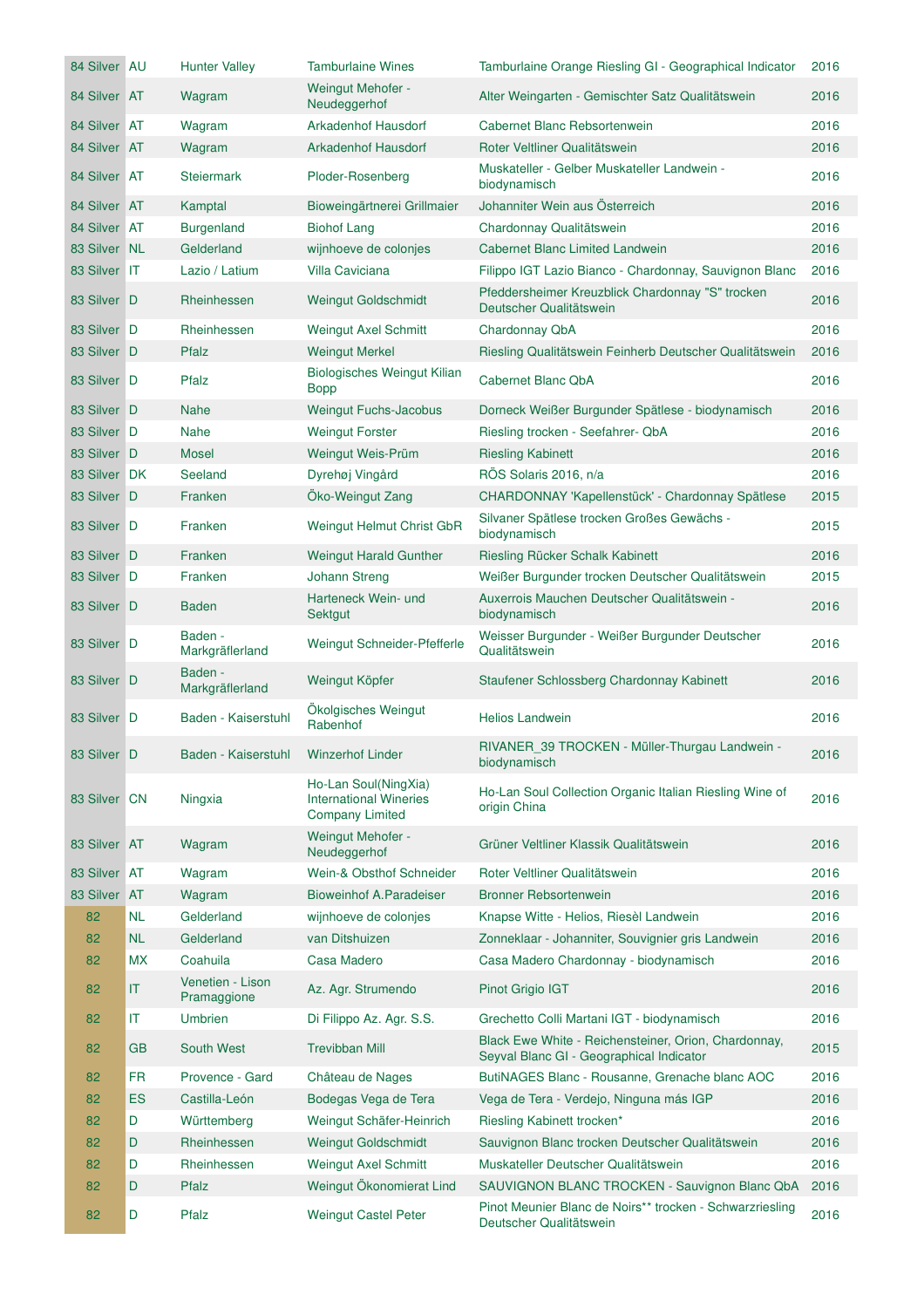| | | | | | |
|---|---|---|---|---|---|
| 84 Silver | AU | Hunter Valley | Tamburlaine Wines | Tamburlaine Orange Riesling GI - Geographical Indicator | 2016 |
| 84 Silver | AT | Wagram | Weingut Mehofer - Neudeggerhof | Alter Weingarten - Gemischter Satz Qualitätswein | 2016 |
| 84 Silver | AT | Wagram | Arkadenhof Hausdorf | Cabernet Blanc Rebsortenwein | 2016 |
| 84 Silver | AT | Wagram | Arkadenhof Hausdorf | Roter Veltliner Qualitätswein | 2016 |
| 84 Silver | AT | Steiermark | Ploder-Rosenberg | Muskateller - Gelber Muskateller Landwein - biodynamisch | 2016 |
| 84 Silver | AT | Kamptal | Bioweingärtnerei Grillmaier | Johanniter Wein aus Österreich | 2016 |
| 84 Silver | AT | Burgenland | Biohof Lang | Chardonnay Qualitätswein | 2016 |
| 83 Silver | NL | Gelderland | wijnhoeve de colonjes | Cabernet Blanc Limited Landwein | 2016 |
| 83 Silver | IT | Lazio / Latium | Villa Caviciana | Filippo IGT Lazio Bianco - Chardonnay, Sauvignon Blanc | 2016 |
| 83 Silver | D | Rheinhessen | Weingut Goldschmidt | Pfeddersheimer Kreuzblick Chardonnay "S" trocken Deutscher Qualitätswein | 2016 |
| 83 Silver | D | Rheinhessen | Weingut Axel Schmitt | Chardonnay QbA | 2016 |
| 83 Silver | D | Pfalz | Weingut Merkel | Riesling Qualitätswein Feinherb Deutscher Qualitätswein | 2016 |
| 83 Silver | D | Pfalz | Biologisches Weingut Kilian Bopp | Cabernet Blanc QbA | 2016 |
| 83 Silver | D | Nahe | Weingut Fuchs-Jacobus | Dorneck Weißer Burgunder Spätlese - biodynamisch | 2016 |
| 83 Silver | D | Nahe | Weingut Forster | Riesling trocken - Seefahrer- QbA | 2016 |
| 83 Silver | D | Mosel | Weingut Weis-Prüm | Riesling Kabinett | 2016 |
| 83 Silver | DK | Seeland | Dyrehøj Vingård | RÖS Solaris 2016, n/a | 2016 |
| 83 Silver | D | Franken | Öko-Weingut Zang | CHARDONNAY 'Kapellenstück' - Chardonnay Spätlese | 2015 |
| 83 Silver | D | Franken | Weingut Helmut Christ GbR | Silvaner Spätlese trocken Großes Gewächs - biodynamisch | 2015 |
| 83 Silver | D | Franken | Weingut Harald Gunther | Riesling Rücker Schalk Kabinett | 2016 |
| 83 Silver | D | Franken | Johann Streng | Weißer Burgunder trocken Deutscher Qualitätswein | 2015 |
| 83 Silver | D | Baden | Harteneck Wein- und Sektgut | Auxerrois Mauchen Deutscher Qualitätswein - biodynamisch | 2016 |
| 83 Silver | D | Baden - Markgräflerland | Weingut Schneider-Pfefferle | Weisser Burgunder - Weißer Burgunder Deutscher Qualitätswein | 2016 |
| 83 Silver | D | Baden - Markgräflerland | Weingut Köpfer | Staufener Schlossberg Chardonnay Kabinett | 2016 |
| 83 Silver | D | Baden - Kaiserstuhl | Ökolgisches Weingut Rabenhof | Helios Landwein | 2016 |
| 83 Silver | D | Baden - Kaiserstuhl | Winzerhof Linder | RIVANER_39 TROCKEN - Müller-Thurgau Landwein - biodynamisch | 2016 |
| 83 Silver | CN | Ningxia | Ho-Lan Soul(NingXia) International Wineries Company Limited | Ho-Lan Soul Collection Organic Italian Riesling Wine of origin China | 2016 |
| 83 Silver | AT | Wagram | Weingut Mehofer - Neudeggerhof | Grüner Veltliner Klassik Qualitätswein | 2016 |
| 83 Silver | AT | Wagram | Wein-& Obsthof Schneider | Roter Veltliner Qualitätswein | 2016 |
| 83 Silver | AT | Wagram | Bioweinhof A.Paradeiser | Bronner Rebsortenwein | 2016 |
| 82 | NL | Gelderland | wijnhoeve de colonjes | Knapse Witte - Helios, Riesèl Landwein | 2016 |
| 82 | NL | Gelderland | van Ditshuizen | Zonneklaar - Johanniter, Souvignier gris Landwein | 2016 |
| 82 | MX | Coahuila | Casa Madero | Casa Madero Chardonnay - biodynamisch | 2016 |
| 82 | IT | Venetien - Lison Pramaggione | Az. Agr. Strumendo | Pinot Grigio IGT | 2016 |
| 82 | IT | Umbrien | Di Filippo Az. Agr. S.S. | Grechetto Colli Martani IGT - biodynamisch | 2016 |
| 82 | GB | South West | Trevibban Mill | Black Ewe White - Reichensteiner, Orion, Chardonnay, Seyval Blanc GI - Geographical Indicator | 2015 |
| 82 | FR | Provence - Gard | Château de Nages | ButiNAGES Blanc - Rousanne, Grenache blanc AOC | 2016 |
| 82 | ES | Castilla-León | Bodegas Vega de Tera | Vega de Tera - Verdejo, Ninguna más IGP | 2016 |
| 82 | D | Württemberg | Weingut Schäfer-Heinrich | Riesling Kabinett trocken* | 2016 |
| 82 | D | Rheinhessen | Weingut Goldschmidt | Sauvignon Blanc trocken Deutscher Qualitätswein | 2016 |
| 82 | D | Rheinhessen | Weingut Axel Schmitt | Muskateller Deutscher Qualitätswein | 2016 |
| 82 | D | Pfalz | Weingut Ökonomierat Lind | SAUVIGNON BLANC TROCKEN - Sauvignon Blanc QbA | 2016 |
| 82 | D | Pfalz | Weingut Castel Peter | Pinot Meunier Blanc de Noirs** trocken - Schwarzriesling Deutscher Qualitätswein | 2016 |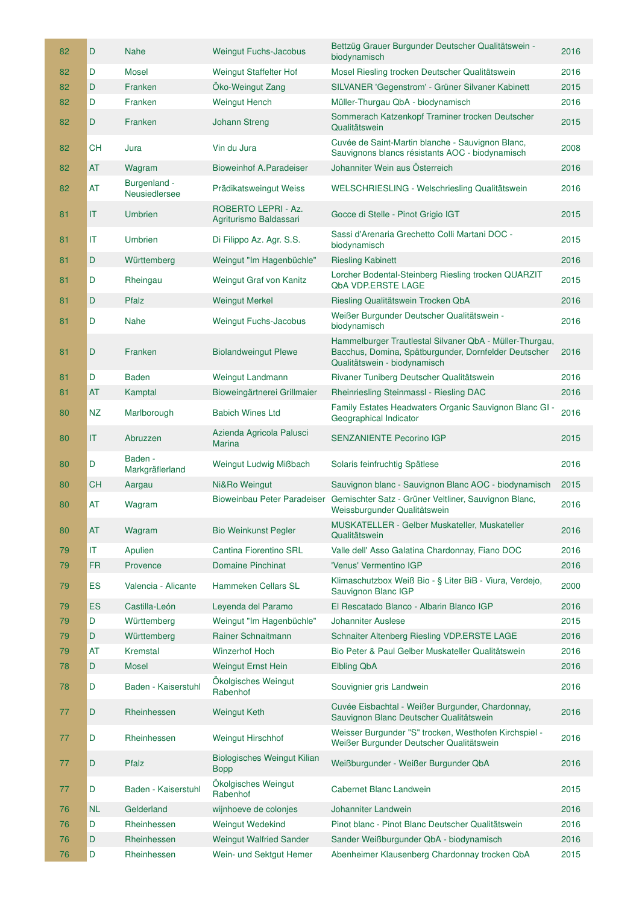| 82 | D | Nahe | Weingut Fuchs-Jacobus | Bettzüg Grauer Burgunder Deutscher Qualitätswein - biodynamisch | 2016 |
|---|---|---|---|---|---|
| 82 | D | Mosel | Weingut Staffelter Hof | Mosel Riesling trocken Deutscher Qualitätswein | 2016 |
| 82 | D | Franken | Öko-Weingut Zang | SILVANER 'Gegenstrom' - Grüner Silvaner Kabinett | 2015 |
| 82 | D | Franken | Weingut Hench | Müller-Thurgau QbA - biodynamisch | 2016 |
| 82 | D | Franken | Johann Streng | Sommerach Katzenkopf Traminer trocken Deutscher Qualitätswein | 2015 |
| 82 | CH | Jura | Vin du Jura | Cuvée de Saint-Martin blanche - Sauvignon Blanc, Sauvignons blancs résistants AOC - biodynamisch | 2008 |
| 82 | AT | Wagram | Bioweinhof A.Paradeiser | Johanniter Wein aus Österreich | 2016 |
| 82 | AT | Burgenland - Neusiedlersee | Prädikatsweingut Weiss | WELSCHRIESLING - Welschriesling Qualitätswein | 2016 |
| 81 | IT | Umbrien | ROBERTO LEPRI - Az. Agriturismo Baldassari | Gocce di Stelle - Pinot Grigio IGT | 2015 |
| 81 | IT | Umbrien | Di Filippo Az. Agr. S.S. | Sassi d'Arenaria Grechetto Colli Martani DOC - biodynamisch | 2015 |
| 81 | D | Württemberg | Weingut "Im Hagenbüchle" | Riesling Kabinett | 2016 |
| 81 | D | Rheingau | Weingut Graf von Kanitz | Lorcher Bodental-Steinberg Riesling trocken QUARZIT QbA VDP.ERSTE LAGE | 2015 |
| 81 | D | Pfalz | Weingut Merkel | Riesling Qualitätswein Trocken QbA | 2016 |
| 81 | D | Nahe | Weingut Fuchs-Jacobus | Weißer Burgunder Deutscher Qualitätswein - biodynamisch | 2016 |
| 81 | D | Franken | Biolandweingut Plewe | Hammelburger Trautlestal Silvaner QbA - Müller-Thurgau, Bacchus, Domina, Spätburgunder, Dornfelder Deutscher Qualitätswein - biodynamisch | 2016 |
| 81 | D | Baden | Weingut Landmann | Rivaner Tuniberg Deutscher Qualitätswein | 2016 |
| 81 | AT | Kamptal | Bioweingärtnerei Grillmaier | Rheinriesling Steinmassl - Riesling DAC | 2016 |
| 80 | NZ | Marlborough | Babich Wines Ltd | Family Estates Headwaters Organic Sauvignon Blanc GI - Geographical Indicator | 2016 |
| 80 | IT | Abruzzen | Azienda Agricola Palusci Marina | SENZANIENTE Pecorino IGP | 2015 |
| 80 | D | Baden - Markgräflerland | Weingut Ludwig Mißbach | Solaris feinfruchtig Spätlese | 2016 |
| 80 | CH | Aargau | Ni&Ro Weingut | Sauvignon blanc - Sauvignon Blanc AOC - biodynamisch | 2015 |
| 80 | AT | Wagram | Bioweinbau Peter Paradeiser | Gemischter Satz - Grüner Veltliner, Sauvignon Blanc, Weissburgunder Qualitätswein | 2016 |
| 80 | AT | Wagram | Bio Weinkunst Pegler | MUSKATELLER - Gelber Muskateller, Muskateller Qualitätswein | 2016 |
| 79 | IT | Apulien | Cantina Fiorentino SRL | Valle dell' Asso Galatina Chardonnay, Fiano DOC | 2016 |
| 79 | FR | Provence | Domaine Pinchinat | 'Venus' Vermentino IGP | 2016 |
| 79 | ES | Valencia - Alicante | Hammeken Cellars SL | Klimaschutzbox Weiß Bio - § Liter BiB - Viura, Verdejo, Sauvignon Blanc IGP | 2000 |
| 79 | ES | Castilla-León | Leyenda del Paramo | El Rescatado Blanco - Albarin Blanco IGP | 2016 |
| 79 | D | Württemberg | Weingut "Im Hagenbüchle" | Johanniter Auslese | 2015 |
| 79 | D | Württemberg | Rainer Schnaitmann | Schnaiter Altenberg Riesling VDP.ERSTE LAGE | 2016 |
| 79 | AT | Kremstal | Winzerhof Hoch | Bio Peter & Paul Gelber Muskateller Qualitätswein | 2016 |
| 78 | D | Mosel | Weingut Ernst Hein | Elbling QbA | 2016 |
| 78 | D | Baden - Kaiserstuhl | Ökolgisches Weingut Rabenhof | Souvignier gris Landwein | 2016 |
| 77 | D | Rheinhessen | Weingut Keth | Cuvée Eisbachtal - Weißer Burgunder, Chardonnay, Sauvignon Blanc Deutscher Qualitätswein | 2016 |
| 77 | D | Rheinhessen | Weingut Hirschhof | Weisser Burgunder "S" trocken, Westhofen Kirchspiel - Weißer Burgunder Deutscher Qualitätswein | 2016 |
| 77 | D | Pfalz | Biologisches Weingut Kilian Bopp | Weißburgunder - Weißer Burgunder QbA | 2016 |
| 77 | D | Baden - Kaiserstuhl | Ökolgisches Weingut Rabenhof | Cabernet Blanc Landwein | 2015 |
| 76 | NL | Gelderland | wijnhoeve de colonjes | Johanniter Landwein | 2016 |
| 76 | D | Rheinhessen | Weingut Wedekind | Pinot blanc - Pinot Blanc Deutscher Qualitätswein | 2016 |
| 76 | D | Rheinhessen | Weingut Walfried Sander | Sander Weißburgunder QbA - biodynamisch | 2016 |
| 76 | D | Rheinhessen | Wein- und Sektgut Hemer | Abenheimer Klausenberg Chardonnay trocken QbA | 2015 |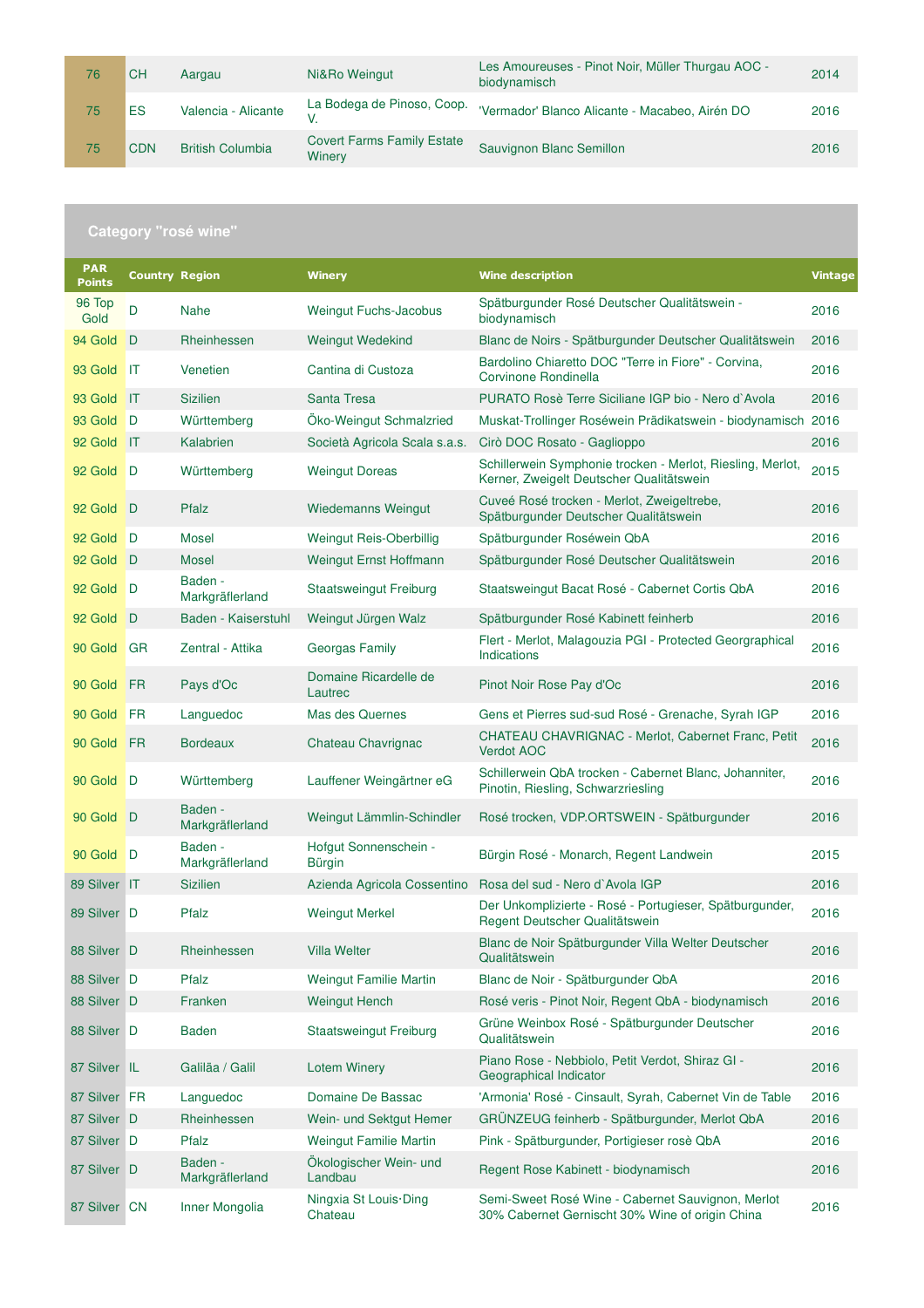| | | | | | |
|---|---|---|---|---|---|
| 76 | CH | Aargau | Ni&Ro Weingut | Les Amoureuses - Pinot Noir, Müller Thurgau AOC - biodynamisch | 2014 |
| 75 | ES | Valencia - Alicante | La Bodega de Pinoso, Coop. V. | 'Vermador' Blanco Alicante - Macabeo, Airén DO | 2016 |
| 75 | CDN | British Columbia | Covert Farms Family Estate Winery | Sauvignon Blanc Semillon | 2016 |

## Category "rosé wine"

| PAR Points | Country | Region | Winery | Wine description | Vintage |
|---|---|---|---|---|---|
| 96 Top Gold | D | Nahe | Weingut Fuchs-Jacobus | Spätburgunder Rosé Deutscher Qualitätswein - biodynamisch | 2016 |
| 94 Gold | D | Rheinhessen | Weingut Wedekind | Blanc de Noirs - Spätburgunder Deutscher Qualitätswein | 2016 |
| 93 Gold | IT | Venetien | Cantina di Custoza | Bardolino Chiaretto DOC "Terre in Fiore" - Corvina, Corvinone Rondinella | 2016 |
| 93 Gold | IT | Sizilien | Santa Tresa | PURATO Rosè Terre Siciliane IGP bio - Nero d`Avola | 2016 |
| 93 Gold | D | Württemberg | Öko-Weingut Schmalzried | Muskat-Trollinger Roséwein Prädikatswein - biodynamisch | 2016 |
| 92 Gold | IT | Kalabrien | Società Agricola Scala s.a.s. | Cirò DOC Rosato - Gaglioppo | 2016 |
| 92 Gold | D | Württemberg | Weingut Doreas | Schillerwein Symphonie trocken - Merlot, Riesling, Merlot, Kerner, Zweigelt Deutscher Qualitätswein | 2015 |
| 92 Gold | D | Pfalz | Wiedemanns Weingut | Cuveé Rosé trocken - Merlot, Zweigeltrebe, Spätburgunder Deutscher Qualitätswein | 2016 |
| 92 Gold | D | Mosel | Weingut Reis-Oberbillig | Spätburgunder Roséwein QbA | 2016 |
| 92 Gold | D | Mosel | Weingut Ernst Hoffmann | Spätburgunder Rosé Deutscher Qualitätswein | 2016 |
| 92 Gold | D | Baden - Markgräflerland | Staatsweingut Freiburg | Staatsweingut Bacat Rosé - Cabernet Cortis QbA | 2016 |
| 92 Gold | D | Baden - Kaiserstuhl | Weingut Jürgen Walz | Spätburgunder Rosé Kabinett feinherb | 2016 |
| 90 Gold | GR | Zentral - Attika | Georgas Family | Flert - Merlot, Malagouzia PGI - Protected Georgraphical Indications | 2016 |
| 90 Gold | FR | Pays d'Oc | Domaine Ricardelle de Lautrec | Pinot Noir Rose Pay d'Oc | 2016 |
| 90 Gold | FR | Languedoc | Mas des Quernes | Gens et Pierres sud-sud Rosé - Grenache, Syrah IGP | 2016 |
| 90 Gold | FR | Bordeaux | Chateau Chavrignac | CHATEAU CHAVRIGNAC - Merlot, Cabernet Franc, Petit Verdot AOC | 2016 |
| 90 Gold | D | Württemberg | Lauffener Weingärtner eG | Schillerwein QbA trocken - Cabernet Blanc, Johanniter, Pinotin, Riesling, Schwarzriesling | 2016 |
| 90 Gold | D | Baden - Markgräflerland | Weingut Lämmlin-Schindler | Rosé trocken, VDP.ORTSWEIN - Spätburgunder | 2016 |
| 90 Gold | D | Baden - Markgräflerland | Hofgut Sonnenschein - Bürgin | Bürgin Rosé - Monarch, Regent Landwein | 2015 |
| 89 Silver | IT | Sizilien | Azienda Agricola Cossentino | Rosa del sud - Nero d`Avola IGP | 2016 |
| 89 Silver | D | Pfalz | Weingut Merkel | Der Unkomplizierte - Rosé - Portugieser, Spätburgunder, Regent Deutscher Qualitätswein | 2016 |
| 88 Silver | D | Rheinhessen | Villa Welter | Blanc de Noir Spätburgunder Villa Welter Deutscher Qualitätswein | 2016 |
| 88 Silver | D | Pfalz | Weingut Familie Martin | Blanc de Noir - Spätburgunder QbA | 2016 |
| 88 Silver | D | Franken | Weingut Hench | Rosé veris - Pinot Noir, Regent QbA - biodynamisch | 2016 |
| 88 Silver | D | Baden | Staatsweingut Freiburg | Grüne Weinbox Rosé - Spätburgunder Deutscher Qualitätswein | 2016 |
| 87 Silver | IL | Galiläa / Galil | Lotem Winery | Piano Rose - Nebbiolo, Petit Verdot, Shiraz GI - Geographical Indicator | 2016 |
| 87 Silver | FR | Languedoc | Domaine De Bassac | 'Armonia' Rosé - Cinsault, Syrah, Cabernet Vin de Table | 2016 |
| 87 Silver | D | Rheinhessen | Wein- und Sektgut Hemer | GRÜNZEUG feinherb - Spätburgunder, Merlot QbA | 2016 |
| 87 Silver | D | Pfalz | Weingut Familie Martin | Pink - Spätburgunder, Portigieser rosè QbA | 2016 |
| 87 Silver | D | Baden - Markgräflerland | Ökologischer Wein- und Landbau | Regent Rose Kabinett - biodynamisch | 2016 |
| 87 Silver | CN | Inner Mongolia | Ningxia St Louis·Ding Chateau | Semi-Sweet Rosé Wine - Cabernet Sauvignon, Merlot 30% Cabernet Gernischt 30% Wine of origin China | 2016 |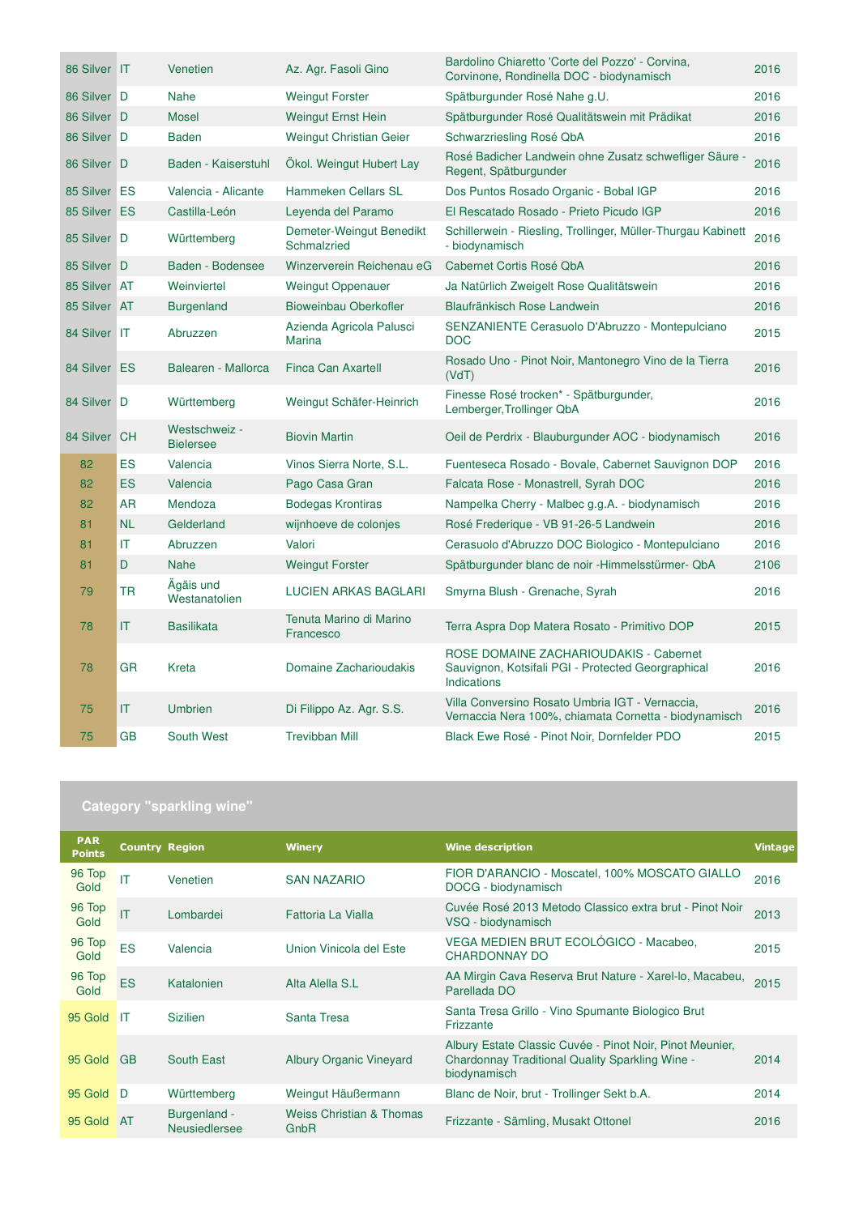| | | | | | |
|---|---|---|---|---|---|
| 86 Silver | IT | Venetien | Az. Agr. Fasoli Gino | Bardolino Chiaretto 'Corte del Pozzo' - Corvina, Corvinone, Rondinella DOC - biodynamisch | 2016 |
| 86 Silver | D | Nahe | Weingut Forster | Spätburgunder Rosé Nahe g.U. | 2016 |
| 86 Silver | D | Mosel | Weingut Ernst Hein | Spätburgunder Rosé Qualitätswein mit Prädikat | 2016 |
| 86 Silver | D | Baden | Weingut Christian Geier | Schwarzriesling Rosé QbA | 2016 |
| 86 Silver | D | Baden - Kaiserstuhl | Ökol. Weingut Hubert Lay | Rosé Badicher Landwein ohne Zusatz schwefliger Säure - Regent, Spätburgunder | 2016 |
| 85 Silver | ES | Valencia - Alicante | Hammeken Cellars SL | Dos Puntos Rosado Organic - Bobal IGP | 2016 |
| 85 Silver | ES | Castilla-León | Leyenda del Paramo | El Rescatado Rosado - Prieto Picudo IGP | 2016 |
| 85 Silver | D | Württemberg | Demeter-Weingut Benedikt Schmalzried | Schillerwein - Riesling, Trollinger, Müller-Thurgau Kabinett - biodynamisch | 2016 |
| 85 Silver | D | Baden - Bodensee | Winzerverein Reichenau eG | Cabernet Cortis Rosé QbA | 2016 |
| 85 Silver | AT | Weinviertel | Weingut Oppenauer | Ja Natürlich Zweigelt Rose Qualitätswein | 2016 |
| 85 Silver | AT | Burgenland | Bioweinbau Oberkofler | Blaufränkisch Rose Landwein | 2016 |
| 84 Silver | IT | Abruzzen | Azienda Agricola Palusci Marina | SENZANIENTE Cerasuolo D'Abruzzo - Montepulciano DOC | 2015 |
| 84 Silver | ES | Balearen - Mallorca | Finca Can Axartell | Rosado Uno - Pinot Noir, Mantonegro Vino de la Tierra (VdT) | 2016 |
| 84 Silver | D | Württemberg | Weingut Schäfer-Heinrich | Finesse Rosé trocken* - Spätburgunder, Lemberger,Trollinger QbA | 2016 |
| 84 Silver | CH | Westschweiz - Bielersee | Biovin Martin | Oeil de Perdrix - Blauburgunder AOC - biodynamisch | 2016 |
| 82 | ES | Valencia | Vinos Sierra Norte, S.L. | Fuenteseca Rosado - Bovale, Cabernet Sauvignon DOP | 2016 |
| 82 | ES | Valencia | Pago Casa Gran | Falcata Rose - Monastrell, Syrah DOC | 2016 |
| 82 | AR | Mendoza | Bodegas Krontiras | Nampelka Cherry - Malbec g.g.A. - biodynamisch | 2016 |
| 81 | NL | Gelderland | wijnhoeve de colonjes | Rosé Frederique - VB 91-26-5 Landwein | 2016 |
| 81 | IT | Abruzzen | Valori | Cerasuolo d'Abruzzo DOC Biologico - Montepulciano | 2016 |
| 81 | D | Nahe | Weingut Forster | Spätburgunder blanc de noir -Himmelsstürmer- QbA | 2106 |
| 79 | TR | Ägäis und Westanatolien | LUCIEN ARKAS BAGLARI | Smyrna Blush - Grenache, Syrah | 2016 |
| 78 | IT | Basilikata | Tenuta Marino di Marino Francesco | Terra Aspra Dop Matera Rosato - Primitivo DOP | 2015 |
| 78 | GR | Kreta | Domaine Zacharioudakis | ROSE DOMAINE ZACHARIOUDAKIS - Cabernet Sauvignon, Kotsifali PGI - Protected Georgraphical Indications | 2016 |
| 75 | IT | Umbrien | Di Filippo Az. Agr. S.S. | Villa Conversino Rosato Umbria IGT - Vernaccia, Vernaccia Nera 100%, chiamata Cornetta - biodynamisch | 2016 |
| 75 | GB | South West | Trevibban Mill | Black Ewe Rosé - Pinot Noir, Dornfelder PDO | 2015 |

## Category "sparkling wine"

| PAR Points | Country | Region | Winery | Wine description | Vintage |
|---|---|---|---|---|---|
| 96 Top Gold | IT | Venetien | SAN NAZARIO | FIOR D'ARANCIO - Moscatel, 100% MOSCATO GIALLO DOCG - biodynamisch | 2016 |
| 96 Top Gold | IT | Lombardei | Fattoria La Vialla | Cuvée Rosé 2013 Metodo Classico extra brut - Pinot Noir VSQ - biodynamisch | 2013 |
| 96 Top Gold | ES | Valencia | Union Vinicola del Este | VEGA MEDIEN BRUT ECOLÓGICO - Macabeo, CHARDONNAY DO | 2015 |
| 96 Top Gold | ES | Katalonien | Alta Alella S.L | AA Mirgin Cava Reserva Brut Nature - Xarel-lo, Macabeu, Parellada DO | 2015 |
| 95 Gold | IT | Sizilien | Santa Tresa | Santa Tresa Grillo - Vino Spumante Biologico Brut Frizzante | |
| 95 Gold | GB | South East | Albury Organic Vineyard | Albury Estate Classic Cuvée - Pinot Noir, Pinot Meunier, Chardonnay Traditional Quality Sparkling Wine - biodynamisch | 2014 |
| 95 Gold | D | Württemberg | Weingut Häußermann | Blanc de Noir, brut - Trollinger Sekt b.A. | 2014 |
| 95 Gold | AT | Burgenland - Neusiedlersee | Weiss Christian & Thomas GnbR | Frizzante - Sämling, Musakt Ottonel | 2016 |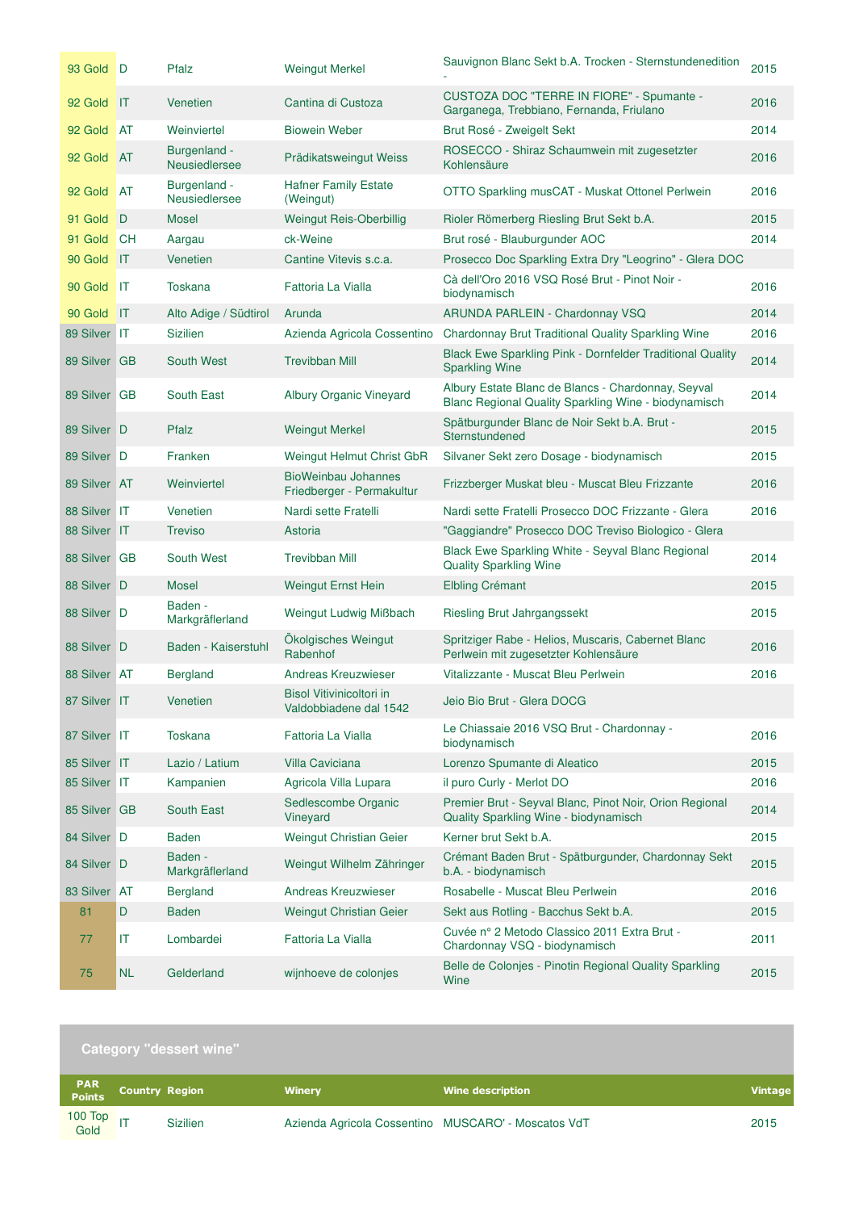| PAR Points | Country | Region | Winery | Wine description | Vintage |
|---|---|---|---|---|---|
| 93 Gold | D | Pfalz | Weingut Merkel | Sauvignon Blanc Sekt b.A. Trocken - Sternstundenedition - | 2015 |
| 92 Gold | IT | Venetien | Cantina di Custoza | CUSTOZA DOC "TERRE IN FIORE" - Spumante - Garganega, Trebbiano, Fernanda, Friulano | 2016 |
| 92 Gold | AT | Weinviertel | Biowein Weber | Brut Rosé - Zweigelt Sekt | 2014 |
| 92 Gold | AT | Burgenland - Neusiedlersee | Prädikatsweingut Weiss | ROSECCO - Shiraz Schaumwein mit zugesetzter Kohlensäure | 2016 |
| 92 Gold | AT | Burgenland - Neusiedlersee | Hafner Family Estate (Weingut) | OTTO Sparkling musCAT - Muskat Ottonel Perlwein | 2016 |
| 91 Gold | D | Mosel | Weingut Reis-Oberbillig | Rioler Römerberg Riesling Brut Sekt b.A. | 2015 |
| 91 Gold | CH | Aargau | ck-Weine | Brut rosé - Blauburgunder AOC | 2014 |
| 90 Gold | IT | Venetien | Cantine Vitevis s.c.a. | Prosecco Doc Sparkling Extra Dry "Leogrino" - Glera DOC | |
| 90 Gold | IT | Toskana | Fattoria La Vialla | Cà dell'Oro 2016 VSQ Rosé Brut - Pinot Noir - biodynamisch | 2016 |
| 90 Gold | IT | Alto Adige / Südtirol | Arunda | ARUNDA PARLEIN - Chardonnay VSQ | 2014 |
| 89 Silver | IT | Sizilien | Azienda Agricola Cossentino | Chardonnay Brut Traditional Quality Sparkling Wine | 2016 |
| 89 Silver | GB | South West | Trevibban Mill | Black Ewe Sparkling Pink - Dornfelder Traditional Quality Sparkling Wine | 2014 |
| 89 Silver | GB | South East | Albury Organic Vineyard | Albury Estate Blanc de Blancs - Chardonnay, Seyval Blanc Regional Quality Sparkling Wine - biodynamisch | 2014 |
| 89 Silver | D | Pfalz | Weingut Merkel | Spätburgunder Blanc de Noir Sekt b.A. Brut - Sternstundened | 2015 |
| 89 Silver | D | Franken | Weingut Helmut Christ GbR | Silvaner Sekt zero Dosage - biodynamisch | 2015 |
| 89 Silver | AT | Weinviertel | BioWeinbau Johannes Friedberger - Permakultur | Frizzberger Muskat bleu - Muscat Bleu Frizzante | 2016 |
| 88 Silver | IT | Venetien | Nardi sette Fratelli | Nardi sette Fratelli Prosecco DOC Frizzante - Glera | 2016 |
| 88 Silver | IT | Treviso | Astoria | "Gaggiandre" Prosecco DOC Treviso Biologico - Glera | |
| 88 Silver | GB | South West | Trevibban Mill | Black Ewe Sparkling White - Seyval Blanc Regional Quality Sparkling Wine | 2014 |
| 88 Silver | D | Mosel | Weingut Ernst Hein | Elbling Crémant | 2015 |
| 88 Silver | D | Baden - Markgräflerland | Weingut Ludwig Mißbach | Riesling Brut Jahrgangssekt | 2015 |
| 88 Silver | D | Baden - Kaiserstuhl | Ökolgisches Weingut Rabenhof | Spritziger Rabe - Helios, Muscaris, Cabernet Blanc Perlwein mit zugesetzter Kohlensäure | 2016 |
| 88 Silver | AT | Bergland | Andreas Kreuzwieser | Vitalizzante - Muscat Bleu Perlwein | 2016 |
| 87 Silver | IT | Venetien | Bisol Vitivinicoltori in Valdobbiadene dal 1542 | Jeio Bio Brut - Glera DOCG | |
| 87 Silver | IT | Toskana | Fattoria La Vialla | Le Chiassaie 2016 VSQ Brut - Chardonnay - biodynamisch | 2016 |
| 85 Silver | IT | Lazio / Latium | Villa Caviciana | Lorenzo Spumante di Aleatico | 2015 |
| 85 Silver | IT | Kampanien | Agricola Villa Lupara | il puro Curly - Merlot DO | 2016 |
| 85 Silver | GB | South East | Sedlescombe Organic Vineyard | Premier Brut - Seyval Blanc, Pinot Noir, Orion Regional Quality Sparkling Wine - biodynamisch | 2014 |
| 84 Silver | D | Baden | Weingut Christian Geier | Kerner brut Sekt b.A. | 2015 |
| 84 Silver | D | Baden - Markgräflerland | Weingut Wilhelm Zähringer | Crémant Baden Brut - Spätburgunder, Chardonnay Sekt b.A. - biodynamisch | 2015 |
| 83 Silver | AT | Bergland | Andreas Kreuzwieser | Rosabelle - Muscat Bleu Perlwein | 2016 |
| 81 | D | Baden | Weingut Christian Geier | Sekt aus Rotling - Bacchus Sekt b.A. | 2015 |
| 77 | IT | Lombardei | Fattoria La Vialla | Cuvée n° 2 Metodo Classico 2011 Extra Brut - Chardonnay VSQ - biodynamisch | 2011 |
| 75 | NL | Gelderland | wijnhoeve de colonjes | Belle de Colonjes - Pinotin Regional Quality Sparkling Wine | 2015 |

## Category "dessert wine"

| PAR Points | Country | Region | Winery | Wine description | Vintage |
|---|---|---|---|---|---|
| 100 Top Gold | IT | Sizilien | Azienda Agricola Cossentino | MUSCARO' - Moscatos VdT | 2015 |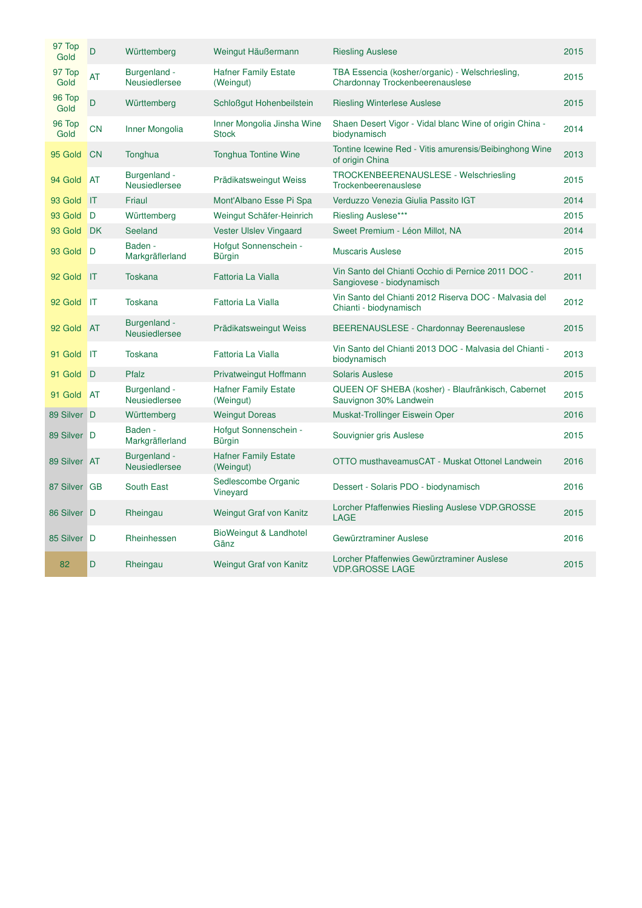| | | | | | |
|---|---|---|---|---|---|
| 97 Top Gold | D | Württemberg | Weingut Häußermann | Riesling Auslese | 2015 |
| 97 Top Gold | AT | Burgenland - Neusiedlersee | Hafner Family Estate (Weingut) | TBA Essencia (kosher/organic) - Welschriesling, Chardonnay Trockenbeerenauslese | 2015 |
| 96 Top Gold | D | Württemberg | Schloßgut Hohenbeilstein | Riesling Winterlese Auslese | 2015 |
| 96 Top Gold | CN | Inner Mongolia | Inner Mongolia Jinsha Wine Stock | Shaen Desert Vigor - Vidal blanc Wine of origin China - biodynamisch | 2014 |
| 95 Gold | CN | Tonghua | Tonghua Tontine Wine | Tontine Icewine Red - Vitis amurensis/Beibinghong Wine of origin China | 2013 |
| 94 Gold | AT | Burgenland - Neusiedlersee | Prädikatsweingut Weiss | TROCKENBEERENAUSLESE - Welschriesling Trockenbeerenauslese | 2015 |
| 93 Gold | IT | Friaul | Mont'Albano Esse Pi Spa | Verduzzo Venezia Giulia Passito IGT | 2014 |
| 93 Gold | D | Württemberg | Weingut Schäfer-Heinrich | Riesling Auslese*** | 2015 |
| 93 Gold | DK | Seeland | Vester Ulslev Vingaard | Sweet Premium - Léon Millot, NA | 2014 |
| 93 Gold | D | Baden - Markgräflerland | Hofgut Sonnenschein - Bürgin | Muscaris Auslese | 2015 |
| 92 Gold | IT | Toskana | Fattoria La Vialla | Vin Santo del Chianti Occhio di Pernice 2011 DOC - Sangiovese - biodynamisch | 2011 |
| 92 Gold | IT | Toskana | Fattoria La Vialla | Vin Santo del Chianti 2012 Riserva DOC - Malvasia del Chianti - biodynamisch | 2012 |
| 92 Gold | AT | Burgenland - Neusiedlersee | Prädikatsweingut Weiss | BEERENAUSLESE - Chardonnay Beerenauslese | 2015 |
| 91 Gold | IT | Toskana | Fattoria La Vialla | Vin Santo del Chianti 2013 DOC - Malvasia del Chianti - biodynamisch | 2013 |
| 91 Gold | D | Pfalz | Privatweingut Hoffmann | Solaris Auslese | 2015 |
| 91 Gold | AT | Burgenland - Neusiedlersee | Hafner Family Estate (Weingut) | QUEEN OF SHEBA (kosher) - Blaufränkisch, Cabernet Sauvignon 30% Landwein | 2015 |
| 89 Silver | D | Württemberg | Weingut Doreas | Muskat-Trollinger Eiswein Oper | 2016 |
| 89 Silver | D | Baden - Markgräflerland | Hofgut Sonnenschein - Bürgin | Souvignier gris Auslese | 2015 |
| 89 Silver | AT | Burgenland - Neusiedlersee | Hafner Family Estate (Weingut) | OTTO musthaveamusCAT - Muskat Ottonel Landwein | 2016 |
| 87 Silver | GB | South East | Sedlescombe Organic Vineyard | Dessert - Solaris PDO - biodynamisch | 2016 |
| 86 Silver | D | Rheingau | Weingut Graf von Kanitz | Lorcher Pfaffenwies Riesling Auslese VDP.GROSSE LAGE | 2015 |
| 85 Silver | D | Rheinhessen | BioWeingut & Landhotel Gänz | Gewürztraminer Auslese | 2016 |
| 82 | D | Rheingau | Weingut Graf von Kanitz | Lorcher Pfaffenwies Gewürztraminer Auslese VDP.GROSSE LAGE | 2015 |